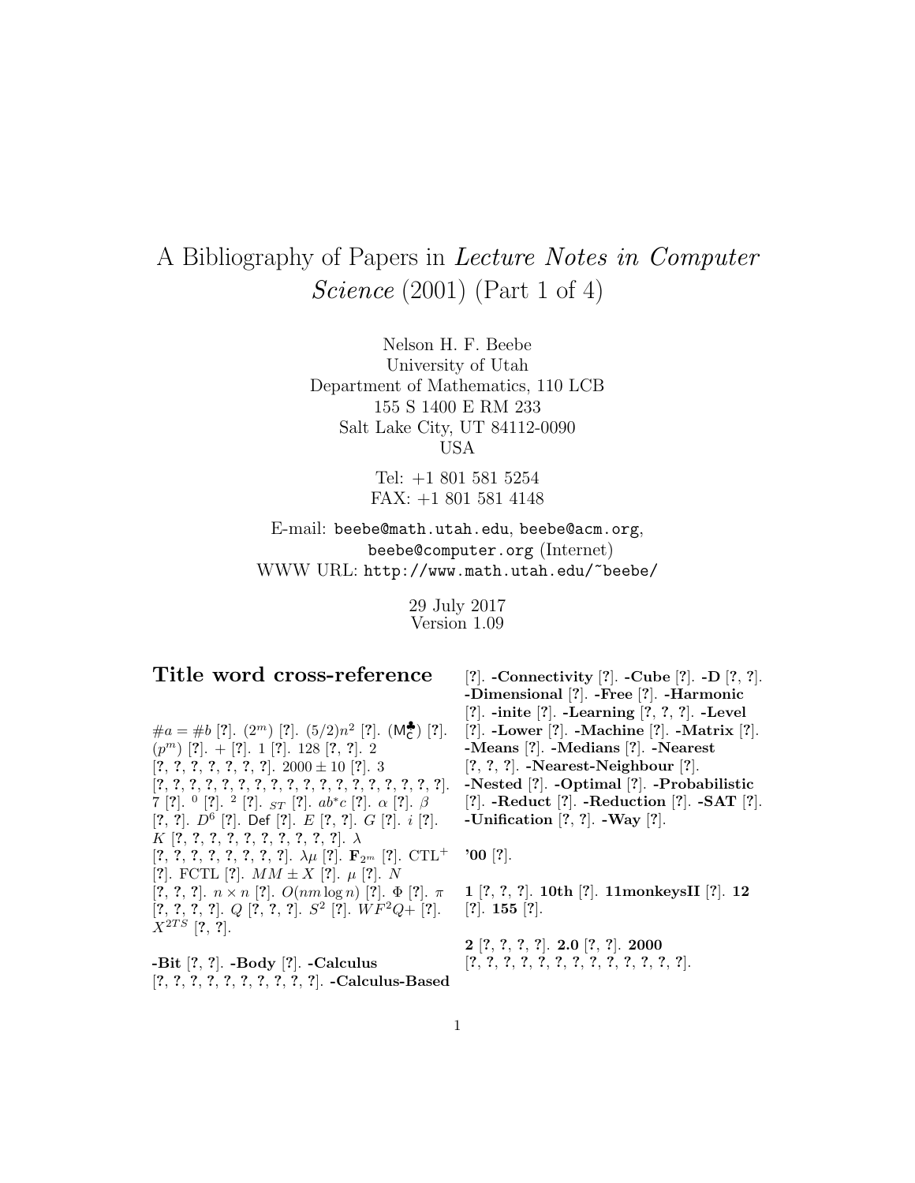# A Bibliography of Papers in *Lecture Notes in Computer Science* (2001) (Part 1 of 4)

Nelson H. F. Beebe
University of Utah
Department of Mathematics, 110 LCB
155 S 1400 E RM 233
Salt Lake City, UT 84112-0090
USA

Tel: +1 801 581 5254
FAX: +1 801 581 4148

E-mail: beebe@math.utah.edu, beebe@acm.org, beebe@computer.org (Internet)
WWW URL: http://www.math.utah.edu/~beebe/

29 July 2017
Version 1.09

## Title word cross-reference

$\#a = \#b$ [?]. $(2^m)$ [?]. $(5/2)n^2$ [?]. $(\mathsf{M}^{\clubsuit}_{\mathsf{C}})$ [?]. $(p^m)$ [?]. + [?]. 1 [?]. 128 [?, ?]. 2 [?, ?, ?, ?, ?, ?, ?]. $2000 \pm 10$ [?]. 3 [?, ?, ?, ?, ?, ?, ?, ?, ?, ?, ?, ?, ?, ?, ?, ?, ?, ?]. 7 [?]. $^0$ [?]. $^2$ [?]. $_{ST}$ [?]. $ab^*c$ [?]. $\alpha$ [?]. $\beta$ [?, ?]. $D^6$ [?]. Def [?]. $E$ [?, ?]. $G$ [?]. $i$ [?]. $K$ [?, ?, ?, ?, ?, ?, ?, ?, ?, ?]. $\lambda$ [?, ?, ?, ?, ?, ?, ?, ?]. $\lambda\mu$ [?]. $\mathbf{F}_{2^m}$ [?]. CTL$^+$ [?]. FCTL [?]. $MM \pm X$ [?]. $\mu$ [?]. $N$ [?, ?, ?]. $n \times n$ [?]. $O(nm \log n)$ [?]. $\Phi$ [?]. $\pi$ [?, ?, ?, ?]. $Q$ [?, ?, ?]. $S^2$ [?]. $WF^2Q+$ [?]. $X^{2TS}$ [?, ?].

**-Bit** [?, ?]. **-Body** [?]. **-Calculus** [?, ?, ?, ?, ?, ?, ?, ?, ?, ?]. **-Calculus-Based** [?]. **-Connectivity** [?]. **-Cube** [?]. **-D** [?, ?]. **-Dimensional** [?]. **-Free** [?]. **-Harmonic** [?]. **-inite** [?]. **-Learning** [?, ?, ?]. **-Level** [?]. **-Lower** [?]. **-Machine** [?]. **-Matrix** [?]. **-Means** [?]. **-Medians** [?]. **-Nearest** [?, ?, ?]. **-Nearest-Neighbour** [?]. **-Nested** [?]. **-Optimal** [?]. **-Probabilistic** [?]. **-Reduct** [?]. **-Reduction** [?]. **-SAT** [?]. **-Unification** [?, ?]. **-Way** [?].

**'00** [?].

**1** [?, ?, ?]. **10th** [?]. **11monkeysII** [?]. **12** [?]. **155** [?].

**2** [?, ?, ?, ?]. **2.0** [?, ?]. **2000** [?, ?, ?, ?, ?, ?, ?, ?, ?, ?, ?, ?, ?].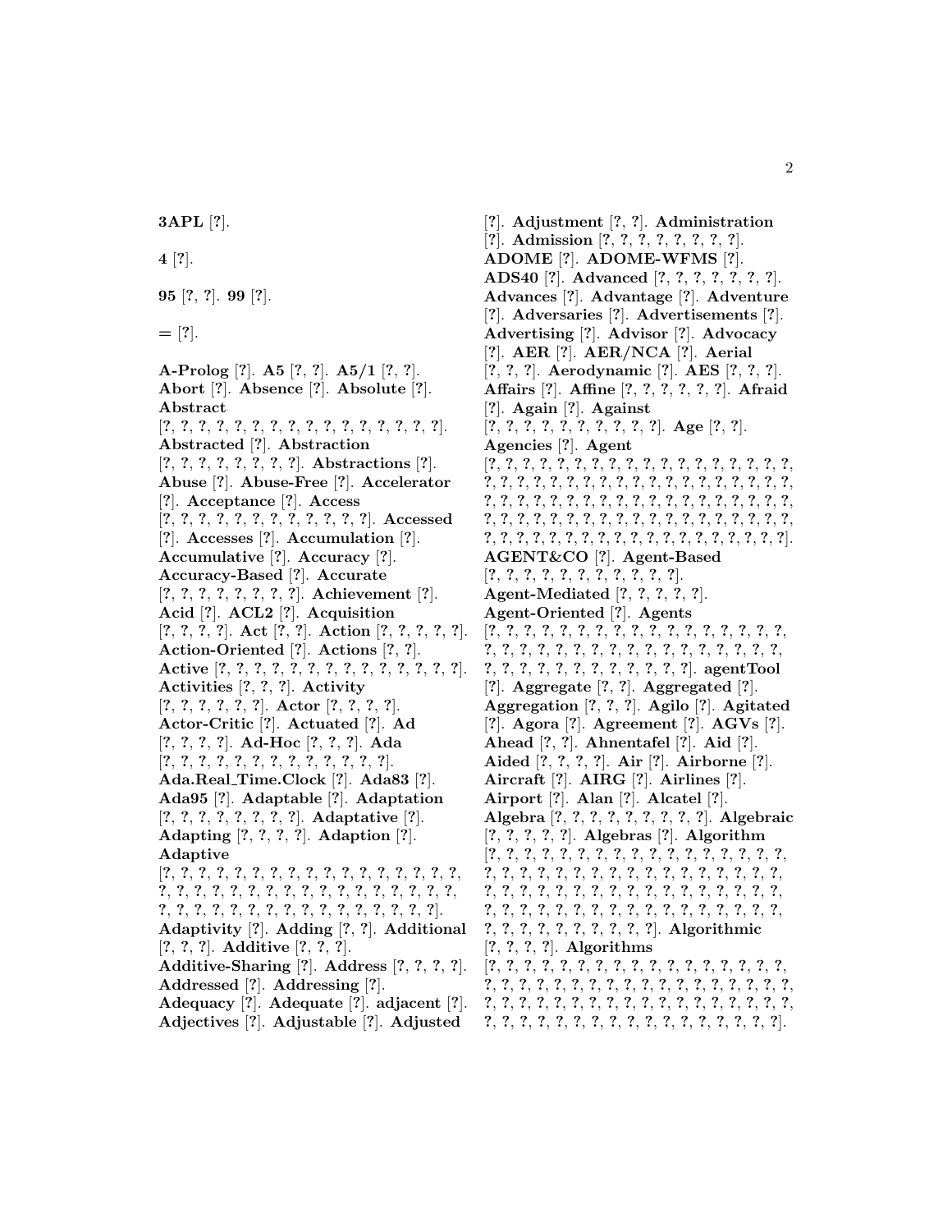**3APL** [?].

**4** [?].

**95** [?, ?]. **99** [?].

**=** [?].

**A-Prolog** [?]. **A5** [?, ?]. **A5/1** [?, ?]. **Abort** [?]. **Absence** [?]. **Absolute** [?]. **Abstract** [?, ?, ?, ?, ?, ?, ?, ?, ?, ?, ?, ?, ?, ?, ?, ?, ?]. **Abstracted** [?]. **Abstraction** [?, ?, ?, ?, ?, ?, ?, ?, ?]. **Abstractions** [?]. **Abuse** [?]. **Abuse-Free** [?]. **Accelerator** [?]. **Acceptance** [?]. **Access** [?, ?, ?, ?, ?, ?, ?, ?, ?, ?, ?, ?, ?]. **Accessed** [?]. **Accesses** [?]. **Accumulation** [?]. **Accumulative** [?]. **Accuracy** [?]. **Accuracy-Based** [?]. **Accurate** [?, ?, ?, ?, ?, ?, ?, ?, ?]. **Achievement** [?]. **Acid** [?]. **ACL2** [?]. **Acquisition** [?, ?, ?, ?]. **Act** [?, ?]. **Action** [?, ?, ?, ?, ?]. **Action-Oriented** [?]. **Actions** [?, ?]. **Active** [?, ?, ?, ?, ?, ?, ?, ?, ?, ?, ?, ?, ?, ?, ?]. **Activities** [?, ?, ?]. **Activity** [?, ?, ?, ?, ?, ?]. **Actor** [?, ?, ?, ?]. **Actor-Critic** [?]. **Actuated** [?]. **Ad** [?, ?, ?, ?]. **Ad-Hoc** [?, ?, ?]. **Ada** [?, ?, ?, ?, ?, ?, ?, ?, ?, ?, ?, ?, ?, ?]. **Ada.Real_Time.Clock** [?]. **Ada83** [?]. **Ada95** [?]. **Adaptable** [?]. **Adaptation** [?, ?, ?, ?, ?, ?, ?, ?, ?]. **Adaptative** [?]. **Adapting** [?, ?, ?, ?]. **Adaption** [?]. **Adaptive** [?, ?, ?, ?, ?, ?, ?, ?, ?, ?, ?, ?, ?, ?, ?, ?, ?, ?, ?, ?, ?, ?, ?, ?, ?, ?, ?, ?, ?, ?, ?, ?, ?, ?, ?, ?, ?, ?, ?, ?, ?, ?, ?, ?, ?, ?, ?, ?, ?, ?, ?, ?, ?]. **Adaptivity** [?]. **Adding** [?, ?]. **Additional** [?, ?, ?]. **Additive** [?, ?, ?]. **Additive-Sharing** [?]. **Address** [?, ?, ?, ?]. **Addressed** [?]. **Addressing** [?]. **Adequacy** [?]. **Adequate** [?]. **adjacent** [?]. **Adjectives** [?]. **Adjustable** [?]. **Adjusted** [?]. **Adjustment** [?, ?]. **Administration** [?]. **Admission** [?, ?, ?, ?, ?, ?, ?, ?, ?]. **ADOME** [?]. **ADOME-WFMS** [?]. **ADS40** [?]. **Advanced** [?, ?, ?, ?, ?, ?, ?, ?]. **Advances** [?]. **Advantage** [?]. **Adventure** [?]. **Adversaries** [?]. **Advertisements** [?]. **Advertising** [?]. **Advisor** [?]. **Advocacy** [?]. **AER** [?]. **AER/NCA** [?]. **Aerial** [?, ?, ?]. **Aerodynamic** [?]. **AES** [?, ?, ?]. **Affairs** [?]. **Affine** [?, ?, ?, ?, ?, ?]. **Afraid** [?]. **Again** [?]. **Against** [?, ?, ?, ?, ?, ?, ?, ?, ?, ?, ?]. **Age** [?, ?]. **Agencies** [?]. **Agent** [?, ?, ?, ?, ?, ?, ?, ?, ?, ?, ?, ?, ?, ?, ?, ?, ?, ?, ?, ?, ?, ?, ?, ?, ?, ?, ?, ?, ?, ?, ?, ?, ?, ?, ?, ?, ?, ?, ?, ?, ?, ?, ?, ?, ?, ?, ?, ?, ?, ?, ?, ?, ?, ?, ?, ?, ?, ?, ?, ?, ?, ?, ?, ?, ?, ?, ?, ?, ?, ?, ?, ?, ?, ?, ?, ?, ?, ?, ?, ?, ?, ?, ?, ?, ?, ?, ?, ?, ?, ?, ?, ?, ?, ?, ?, ?, ?, ?, ?, ?]. **AGENT&CO** [?]. **Agent-Based** [?, ?, ?, ?, ?, ?, ?, ?, ?, ?, ?, ?]. **Agent-Mediated** [?, ?, ?, ?, ?]. **Agent-Oriented** [?]. **Agents** [?, ?, ?, ?, ?, ?, ?, ?, ?, ?, ?, ?, ?, ?, ?, ?, ?, ?, ?, ?, ?, ?, ?, ?, ?, ?, ?, ?, ?, ?, ?, ?, ?, ?, ?, ?, ?, ?, ?, ?, ?, ?, ?, ?, ?, ?, ?, ?, ?, ?, ?, ?]. **agentTool** [?]. **Aggregate** [?, ?]. **Aggregated** [?]. **Aggregation** [?, ?, ?]. **Agilo** [?]. **Agitated** [?]. **Agora** [?]. **Agreement** [?]. **AGVs** [?]. **Ahead** [?, ?]. **Ahnentafel** [?]. **Aid** [?]. **Aided** [?, ?, ?, ?]. **Air** [?]. **Airborne** [?]. **Aircraft** [?]. **AIRG** [?]. **Airlines** [?]. **Airport** [?]. **Alan** [?]. **Alcatel** [?]. **Algebra** [?, ?, ?, ?, ?, ?, ?, ?, ?, ?]. **Algebraic** [?, ?, ?, ?, ?]. **Algebras** [?]. **Algorithm** [?, ?, ?, ?, ?, ?, ?, ?, ?, ?, ?, ?, ?, ?, ?, ?, ?, ?, ?, ?, ?, ?, ?, ?, ?, ?, ?, ?, ?, ?, ?, ?, ?, ?, ?, ?, ?, ?, ?, ?, ?, ?, ?, ?, ?, ?, ?, ?, ?, ?, ?, ?, ?, ?, ?, ?, ?, ?, ?, ?, ?, ?, ?, ?, ?, ?, ?, ?, ?, ?, ?, ?, ?, ?, ?, ?, ?, ?, ?, ?, ?, ?, ?, ?, ?, ?, ?, ?]. **Algorithmic** [?, ?, ?, ?]. **Algorithms** [?, ?, ?, ?, ?, ?, ?, ?, ?, ?, ?, ?, ?, ?, ?, ?, ?, ?, ?, ?, ?, ?, ?, ?, ?, ?, ?, ?, ?, ?, ?, ?, ?, ?, ?, ?, ?, ?, ?, ?, ?, ?, ?, ?, ?, ?, ?, ?, ?, ?, ?, ?, ?, ?, ?, ?, ?, ?, ?, ?, ?, ?, ?, ?, ?, ?, ?, ?, ?, ?, ?, ?, ?, ?, ?].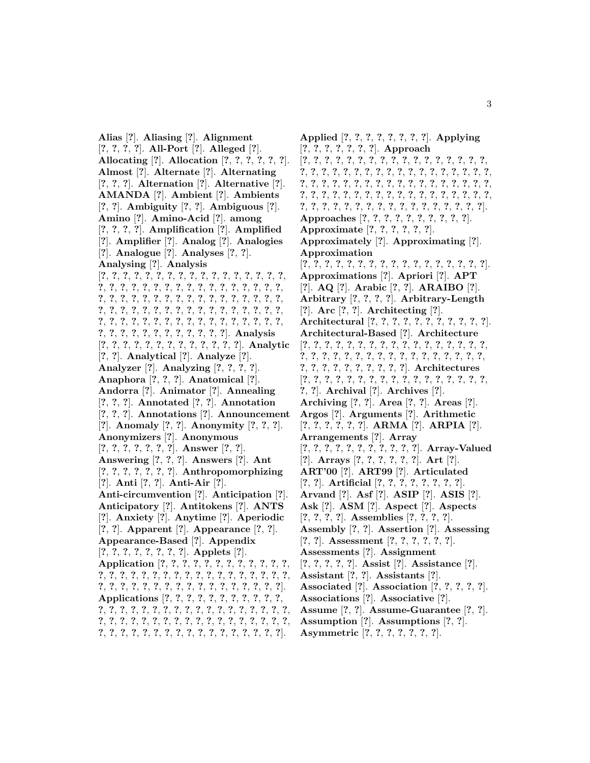**Alias** [?]. **Aliasing** [?]. **Alignment** [?, ?, ?, ?]. **All-Port** [?]. **Alleged** [?]. **Allocating** [?]. **Allocation** [?, ?, ?, ?, ?, ?]. **Almost** [?]. **Alternate** [?]. **Alternating** [?, ?, ?]. **Alternation** [?]. **Alternative** [?]. **AMANDA** [?]. **Ambient** [?]. **Ambients** [?, ?]. **Ambiguity** [?, ?]. **Ambiguous** [?]. **Amino** [?]. **Amino-Acid** [?]. **among** [?, ?, ?, ?]. **Amplification** [?]. **Amplified** [?]. **Amplifier** [?]. **Analog** [?]. **Analogies** [?]. **Analogue** [?]. **Analyses** [?, ?]. **Analysing** [?]. **Analysis** [?, ?, ?, ?, ?, ?, ?, ?, ?, ?, ?, ?, ?, ?, ?, ?, ?, ?, ?, ?, ?, ?, ?, ?, ?, ?, ?, ?, ?, ?, ?, ?, ?, ?, ?, ?, ?, ?, ?, ?, ?, ?, ?, ?, ?, ?, ?, ?, ?, ?, ?, ?, ?, ?, ?, ?, ?, ?, ?, ?, ?, ?, ?, ?, ?, ?, ?, ?, ?, ?, ?, ?, ?, ?, ?, ?, ?, ?, ?, ?, ?, ?, ?, ?, ?, ?, ?, ?, ?, ?, ?, ?, ?, ?, ?, ?, ?, ?, ?, ?, ?, ?, ?, ?, ?, ?, ?]. **Analysis** [?, ?, ?, ?, ?, ?, ?, ?, ?, ?, ?, ?, ?, ?]. **Analytic** [?, ?]. **Analytical** [?]. **Analyze** [?]. **Analyzer** [?]. **Analyzing** [?, ?, ?, ?]. **Anaphora** [?, ?, ?]. **Anatomical** [?]. **Andorra** [?]. **Animator** [?]. **Annealing** [?, ?, ?]. **Annotated** [?, ?]. **Annotation** [?, ?, ?]. **Annotations** [?]. **Announcement** [?]. **Anomaly** [?, ?]. **Anonymity** [?, ?, ?]. **Anonymizers** [?]. **Anonymous** [?, ?, ?, ?, ?, ?, ?, ?]. **Answer** [?, ?]. **Answering** [?, ?, ?]. **Answers** [?]. **Ant** [?, ?, ?, ?, ?, ?, ?]. **Anthropomorphizing** [?]. **Anti** [?, ?]. **Anti-Air** [?]. **Anti-circumvention** [?]. **Anticipation** [?]. **Anticipatory** [?]. **Antitokens** [?]. **ANTS** [?]. **Anxiety** [?]. **Anytime** [?]. **Aperiodic** [?, ?]. **Apparent** [?]. **Appearance** [?, ?]. **Appearance-Based** [?]. **Appendix** [?, ?, ?, ?, ?, ?, ?, ?, ?]. **Applets** [?]. **Application** [?, ?, ?, ?, ?, ?, ?, ?, ?, ?, ?, ?, ?, ?, ?, ?, ?, ?, ?, ?, ?, ?, ?, ?, ?, ?, ?, ?, ?, ?, ?, ?, ?, ?, ?, ?, ?, ?, ?, ?, ?, ?, ?, ?, ?, ?, ?, ?, ?, ?, ?, ?, ?]. **Applications** [?, ?, ?, ?, ?, ?, ?, ?, ?, ?, ?, ?, ?, ?, ?, ?, ?, ?, ?, ?, ?, ?, ?, ?, ?, ?, ?, ?, ?, ?, ?, ?, ?, ?, ?, ?, ?, ?, ?, ?, ?, ?, ?, ?, ?, ?, ?, ?, ?, ?, ?, ?, ?, ?, ?, ?, ?, ?, ?, ?, ?, ?, ?, ?, ?, ?, ?, ?, ?, ?, ?, ?, ?]. **Applied** [?, ?, ?, ?, ?, ?, ?, ?, ?]. **Applying** [?, ?, ?, ?, ?, ?, ?, ?]. **Approach** [?, ?, ?, ?, ?, ?, ?, ?, ?, ?, ?, ?, ?, ?, ?, ?, ?, ?, ?, ?, ?, ?, ?, ?, ?, ?, ?, ?, ?, ?, ?, ?, ?, ?, ?, ?, ?, ?, ?, ?, ?, ?, ?, ?, ?, ?, ?, ?, ?, ?, ?, ?, ?, ?, ?, ?, ?, ?, ?, ?, ?, ?, ?, ?, ?, ?, ?, ?, ?, ?, ?, ?, ?, ?, ?, ?, ?, ?, ?, ?, ?, ?, ?, ?, ?, ?, ?, ?, ?, ?, ?, ?, ?, ?, ?]. **Approaches** [?, ?, ?, ?, ?, ?, ?, ?, ?, ?, ?]. **Approximate** [?, ?, ?, ?, ?, ?, ?]. **Approximately** [?]. **Approximating** [?]. **Approximation** [?, ?, ?, ?, ?, ?, ?, ?, ?, ?, ?, ?, ?, ?, ?, ?, ?, ?, ?, ?]. **Approximations** [?]. **Apriori** [?]. **APT** [?]. **AQ** [?]. **Arabic** [?, ?]. **ARAIBO** [?]. **Arbitrary** [?, ?, ?, ?]. **Arbitrary-Length** [?]. **Arc** [?, ?]. **Architecting** [?]. **Architectural** [?, ?, ?, ?, ?, ?, ?, ?, ?, ?, ?, ?]. **Architectural-Based** [?]. **Architecture** [?, ?, ?, ?, ?, ?, ?, ?, ?, ?, ?, ?, ?, ?, ?, ?, ?, ?, ?, ?, ?, ?, ?, ?, ?, ?, ?, ?, ?, ?, ?, ?, ?, ?, ?, ?, ?, ?, ?, ?, ?, ?, ?, ?, ?, ?, ?, ?, ?, ?]. **Architectures** [?, ?, ?, ?, ?, ?, ?, ?, ?, ?, ?, ?, ?, ?, ?, ?, ?, ?, ?, ?, ?]. **Archival** [?]. **Archives** [?]. **Archiving** [?, ?]. **Area** [?, ?]. **Areas** [?]. **Argos** [?]. **Arguments** [?]. **Arithmetic** [?, ?, ?, ?, ?, ?]. **ARMA** [?]. **ARPIA** [?]. **Arrangements** [?]. **Array** [?, ?, ?, ?, ?, ?, ?, ?, ?, ?, ?, ?]. **Array-Valued** [?]. **Arrays** [?, ?, ?, ?, ?, ?]. **Art** [?]. **ART'00** [?]. **ART99** [?]. **Articulated** [?, ?]. **Artificial** [?, ?, ?, ?, ?, ?, ?, ?]. **Arvand** [?]. **Asf** [?]. **ASIP** [?]. **ASIS** [?]. **Ask** [?]. **ASM** [?]. **Aspect** [?]. **Aspects** [?, ?, ?, ?]. **Assemblies** [?, ?, ?, ?]. **Assembly** [?, ?]. **Assertion** [?]. **Assessing** [?, ?]. **Assessment** [?, ?, ?, ?, ?, ?]. **Assessments** [?]. **Assignment** [?, ?, ?, ?, ?]. **Assist** [?]. **Assistance** [?]. **Assistant** [?, ?]. **Assistants** [?]. **Associated** [?]. **Association** [?, ?, ?, ?, ?]. **Associations** [?]. **Associative** [?]. **Assume** [?, ?]. **Assume-Guarantee** [?, ?]. **Assumption** [?]. **Assumptions** [?, ?]. **Asymmetric** [?, ?, ?, ?, ?, ?, ?].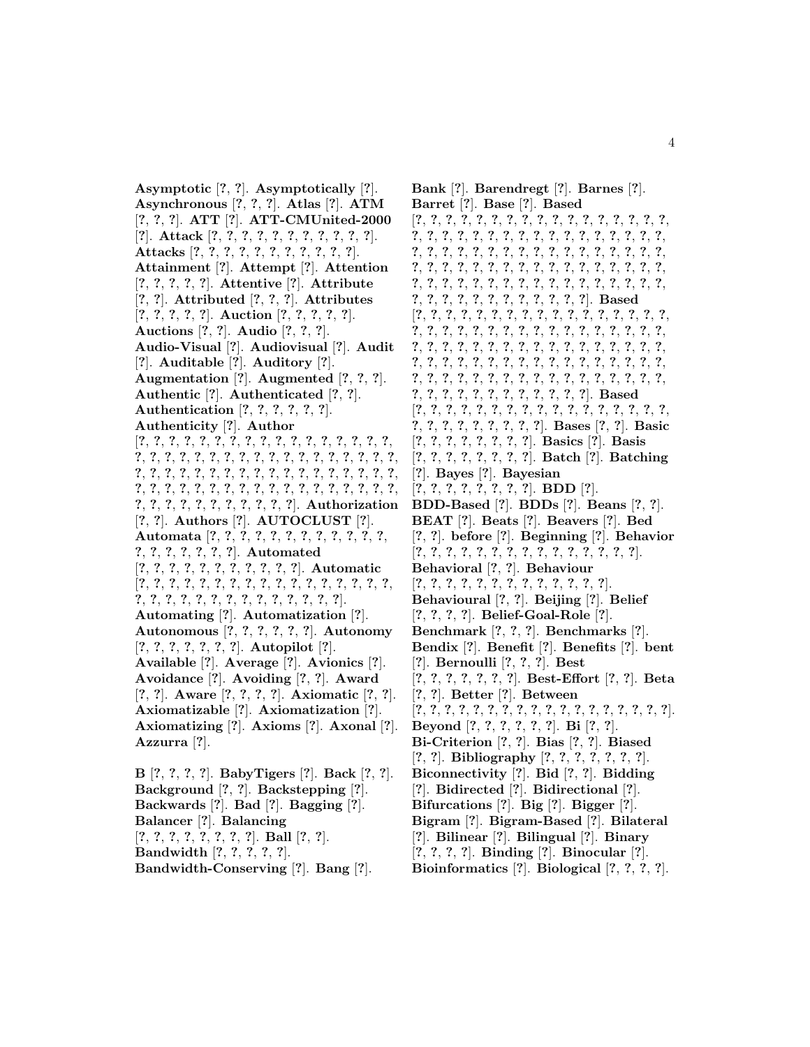**Asymptotic** [?, ?]. **Asymptotically** [?]. **Asynchronous** [?, ?, ?]. **Atlas** [?]. **ATM** [?, ?, ?]. **ATT** [?]. **ATT-CMUnited-2000** [?]. **Attack** [?, ?, ?, ?, ?, ?, ?, ?, ?, ?, ?, ?]. **Attacks** [?, ?, ?, ?, ?, ?, ?, ?, ?, ?, ?]. **Attainment** [?]. **Attempt** [?]. **Attention** [?, ?, ?, ?, ?]. **Attentive** [?]. **Attribute** [?, ?]. **Attributed** [?, ?, ?]. **Attributes** [?, ?, ?, ?, ?]. **Auction** [?, ?, ?, ?, ?]. **Auctions** [?, ?]. **Audio** [?, ?, ?]. **Audio-Visual** [?]. **Audiovisual** [?]. **Audit** [?]. **Auditable** [?]. **Auditory** [?]. **Augmentation** [?]. **Augmented** [?, ?, ?]. **Authentic** [?]. **Authenticated** [?, ?]. **Authentication** [?, ?, ?, ?, ?, ?]. **Authenticity** [?]. **Author** [?, ?, ?, ?, ?, ?, ?, ?, ?, ?, ?, ?, ?, ?, ?, ?, ?, ?, ?, ?, ?, ?, ?, ?, ?, ?, ?, ?, ?, ?, ?, ?, ?, ?, ?, ?, ?, ?, ?, ?, ?, ?, ?, ?, ?, ?, ?, ?, ?, ?, ?, ?, ?, ?, ?, ?, ?, ?, ?, ?, ?, ?, ?, ?, ?, ?, ?, ?, ?, ?, ?, ?, ?, ?, ?, ?, ?, ?, ?, ?, ?, ?, ?, ?, ?, ?, ?, ?, ?, ?, ?]. **Authorization** [?, ?]. **Authors** [?]. **AUTOCLUST** [?]. **Automata** [?, ?, ?, ?, ?, ?, ?, ?, ?, ?, ?, ?, ?, ?, ?, ?, ?, ?, ?, ?, ?]. **Automated** [?, ?, ?, ?, ?, ?, ?, ?, ?, ?, ?, ?]. **Automatic** [?, ?, ?, ?, ?, ?, ?, ?, ?, ?, ?, ?, ?, ?, ?, ?, ?, ?, ?, ?, ?, ?, ?, ?, ?, ?, ?, ?, ?, ?, ?, ?, ?, ?, ?]. **Automating** [?]. **Automatization** [?]. **Autonomous** [?, ?, ?, ?, ?, ?]. **Autonomy** [?, ?, ?, ?, ?, ?, ?]. **Autopilot** [?]. **Available** [?]. **Average** [?]. **Avionics** [?]. **Avoidance** [?]. **Avoiding** [?, ?]. **Award** [?, ?]. **Aware** [?, ?, ?, ?]. **Axiomatic** [?, ?]. **Axiomatizable** [?]. **Axiomatization** [?]. **Axiomatizing** [?]. **Axioms** [?]. **Axonal** [?]. **Azzurra** [?].

**B** [?, ?, ?, ?]. **BabyTigers** [?]. **Back** [?, ?]. **Background** [?, ?]. **Backstepping** [?]. **Backwards** [?]. **Bad** [?]. **Bagging** [?]. **Balancer** [?]. **Balancing** [?, ?, ?, ?, ?, ?, ?, ?, ?]. **Ball** [?, ?]. **Bandwidth** [?, ?, ?, ?, ?]. **Bandwidth-Conserving** [?]. **Bang** [?]. **Bank** [?]. **Barendregt** [?]. **Barnes** [?]. **Barret** [?]. **Base** [?]. **Based** [?, ?, ?, ?, ?, ?, ?, ?, ?, ?, ?, ?, ?, ?, ?, ?, ?, ?, ?, ?, ?, ?, ?, ?, ?, ?, ?, ?, ?, ?, ?, ?, ?, ?, ?, ?, ?, ?, ?, ?, ?, ?, ?, ?, ?, ?, ?, ?, ?, ?, ?, ?, ?, ?, ?, ?, ?, ?, ?, ?, ?, ?, ?, ?, ?, ?, ?, ?, ?, ?, ?, ?, ?, ?, ?, ?, ?, ?, ?, ?, ?, ?, ?, ?, ?, ?, ?, ?, ?, ?, ?, ?, ?, ?, ?, ?, ?, ?, ?, ?, ?, ?, ?, ?, ?, ?, ?, ?, ?, ?, ?, ?]. **Based** [?, ?, ?, ?, ?, ?, ?, ?, ?, ?, ?, ?, ?, ?, ?, ?, ?, ?, ?, ?, ?, ?, ?, ?, ?, ?, ?, ?, ?, ?, ?, ?, ?, ?, ?, ?, ?, ?, ?, ?, ?, ?, ?, ?, ?, ?, ?, ?, ?, ?, ?, ?, ?, ?, ?, ?, ?, ?, ?, ?, ?, ?, ?, ?, ?, ?, ?, ?, ?, ?, ?, ?, ?, ?, ?, ?, ?, ?, ?, ?, ?, ?, ?, ?, ?, ?, ?, ?, ?, ?, ?, ?, ?, ?, ?, ?, ?, ?, ?, ?, ?, ?, ?, ?, ?, ?, ?, ?, ?, ?, ?, ?, ?]. **Based** [?, ?, ?, ?, ?, ?, ?, ?, ?, ?, ?, ?, ?, ?, ?, ?, ?, ?, ?, ?, ?, ?, ?, ?, ?, ?, ?, ?, ?]. **Bases** [?, ?]. **Basic** [?, ?, ?, ?, ?, ?, ?, ?, ?]. **Basics** [?]. **Basis** [?, ?, ?, ?, ?, ?, ?, ?, ?]. **Batch** [?]. **Batching** [?]. **Bayes** [?]. **Bayesian** [?, ?, ?, ?, ?, ?, ?, ?, ?]. **BDD** [?]. **BDD-Based** [?]. **BDDs** [?]. **Beans** [?, ?]. **BEAT** [?]. **Beats** [?]. **Beavers** [?]. **Bed** [?, ?]. **before** [?]. **Beginning** [?]. **Behavior** [?, ?, ?, ?, ?, ?, ?, ?, ?, ?, ?, ?, ?, ?, ?, ?]. **Behavioral** [?, ?]. **Behaviour** [?, ?, ?, ?, ?, ?, ?, ?, ?, ?, ?, ?, ?, ?]. **Behavioural** [?, ?]. **Beijing** [?]. **Belief** [?, ?, ?, ?]. **Belief-Goal-Role** [?]. **Benchmark** [?, ?, ?]. **Benchmarks** [?]. **Bendix** [?]. **Benefit** [?]. **Benefits** [?]. **bent** [?]. **Bernoulli** [?, ?, ?]. **Best** [?, ?, ?, ?, ?, ?, ?]. **Best-Effort** [?, ?]. **Beta** [?, ?]. **Better** [?]. **Between** [?, ?, ?, ?, ?, ?, ?, ?, ?, ?, ?, ?, ?, ?, ?, ?, ?, ?, ?, ?]. **Beyond** [?, ?, ?, ?, ?, ?, ?]. **Bi** [?, ?]. **Bi-Criterion** [?, ?, ?]. **Bias** [?, ?]. **Biased** [?, ?]. **Bibliography** [?, ?, ?, ?, ?, ?, ?]. **Biconnectivity** [?]. **Bid** [?, ?]. **Bidding** [?]. **Bidirected** [?]. **Bidirectional** [?]. **Bifurcations** [?]. **Big** [?]. **Bigger** [?]. **Bigram** [?]. **Bigram-Based** [?]. **Bilateral** [?]. **Bilinear** [?]. **Bilingual** [?]. **Binary** [?, ?, ?, ?]. **Binding** [?]. **Binocular** [?]. **Bioinformatics** [?]. **Biological** [?, ?, ?, ?].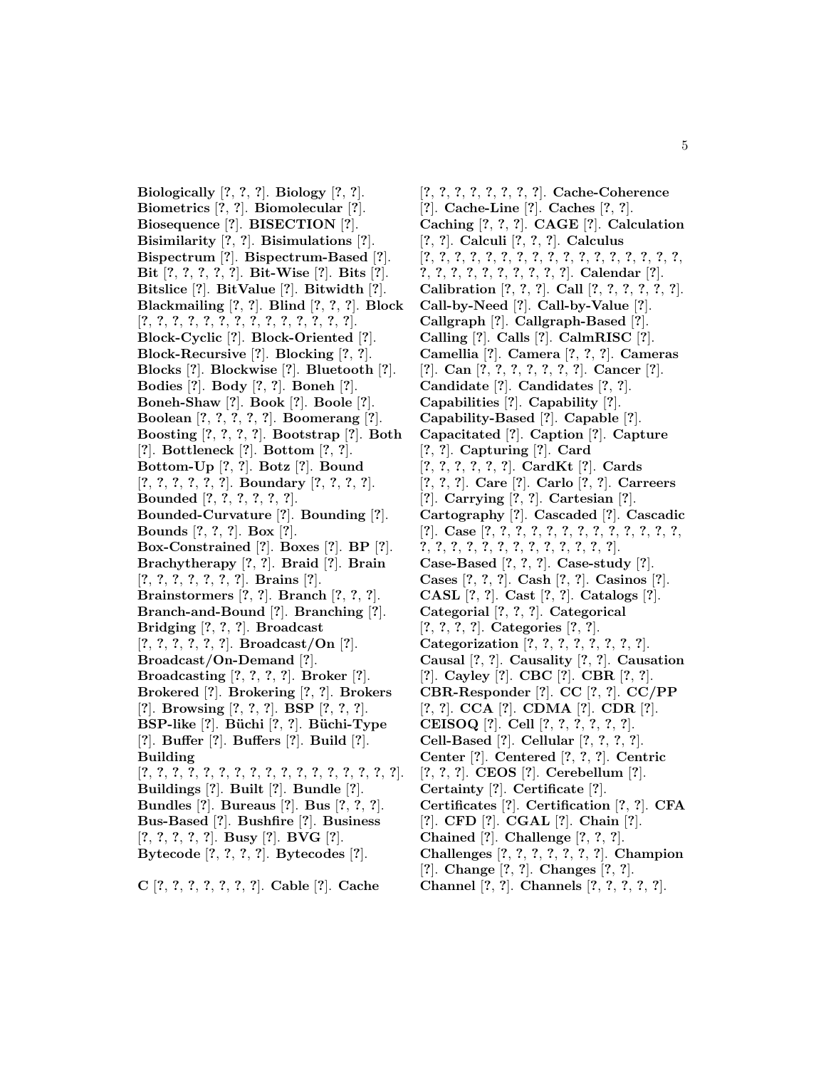**Biologically** [?, ?, ?]. **Biology** [?, ?]. **Biometrics** [?, ?]. **Biomolecular** [?]. **Biosequence** [?]. **BISECTION** [?]. **Bisimilarity** [?, ?]. **Bisimulations** [?]. **Bispectrum** [?]. **Bispectrum-Based** [?]. **Bit** [?, ?, ?, ?, ?]. **Bit-Wise** [?]. **Bits** [?]. **Bitslice** [?]. **BitValue** [?]. **Bitwidth** [?]. **Blackmailing** [?, ?]. **Blind** [?, ?, ?]. **Block** [?, ?, ?, ?, ?, ?, ?, ?, ?, ?, ?, ?, ?, ?]. **Block-Cyclic** [?]. **Block-Oriented** [?]. **Block-Recursive** [?]. **Blocking** [?, ?]. **Blocks** [?]. **Blockwise** [?]. **Bluetooth** [?]. **Bodies** [?]. **Body** [?, ?]. **Boneh** [?]. **Boneh-Shaw** [?]. **Book** [?]. **Boole** [?]. **Boolean** [?, ?, ?, ?, ?]. **Boomerang** [?]. **Boosting** [?, ?, ?, ?]. **Bootstrap** [?]. **Both** [?]. **Bottleneck** [?]. **Bottom** [?, ?]. **Bottom-Up** [?, ?]. **Botz** [?]. **Bound** [?, ?, ?, ?, ?, ?]. **Boundary** [?, ?, ?, ?]. **Bounded** [?, ?, ?, ?, ?, ?]. **Bounded-Curvature** [?]. **Bounding** [?]. **Bounds** [?, ?, ?]. **Box** [?]. **Box-Constrained** [?]. **Boxes** [?]. **BP** [?]. **Brachytherapy** [?, ?]. **Braid** [?]. **Brain** [?, ?, ?, ?, ?, ?, ?]. **Brains** [?]. **Brainstormers** [?, ?]. **Branch** [?, ?, ?]. **Branch-and-Bound** [?]. **Branching** [?]. **Bridging** [?, ?, ?]. **Broadcast** [?, ?, ?, ?, ?, ?]. **Broadcast/On** [?]. **Broadcast/On-Demand** [?]. **Broadcasting** [?, ?, ?, ?]. **Broker** [?]. **Brokered** [?]. **Brokering** [?, ?]. **Brokers** [?]. **Browsing** [?, ?, ?]. **BSP** [?, ?, ?]. **BSP-like** [?]. **Büchi** [?, ?]. **Büchi-Type** [?]. **Buffer** [?]. **Buffers** [?]. **Build** [?]. **Building** [?, ?, ?, ?, ?, ?, ?, ?, ?, ?, ?, ?, ?, ?, ?, ?, ?, ?]. **Buildings** [?]. **Built** [?]. **Bundle** [?]. **Bundles** [?]. **Bureaus** [?]. **Bus** [?, ?, ?]. **Bus-Based** [?]. **Bushfire** [?]. **Business** [?, ?, ?, ?, ?]. **Busy** [?]. **BVG** [?]. **Bytecode** [?, ?, ?, ?]. **Bytecodes** [?].

**C** [?, ?, ?, ?, ?, ?, ?]. **Cable** [?]. **Cache** [?, ?, ?, ?, ?, ?, ?, ?]. **Cache-Coherence** [?]. **Cache-Line** [?]. **Caches** [?, ?]. **Caching** [?, ?, ?]. **CAGE** [?]. **Calculation** [?, ?]. **Calculi** [?, ?, ?]. **Calculus** [?, ?, ?, ?, ?, ?, ?, ?, ?, ?, ?, ?, ?, ?, ?, ?, ?, ?, ?, ?, ?, ?, ?, ?, ?, ?, ?, ?]. **Calendar** [?]. **Calibration** [?, ?, ?]. **Call** [?, ?, ?, ?, ?, ?]. **Call-by-Need** [?]. **Call-by-Value** [?]. **Callgraph** [?]. **Callgraph-Based** [?]. **Calling** [?]. **Calls** [?]. **CalmRISC** [?]. **Camellia** [?]. **Camera** [?, ?, ?]. **Cameras** [?]. **Can** [?, ?, ?, ?, ?, ?, ?]. **Cancer** [?]. **Candidate** [?]. **Candidates** [?, ?]. **Capabilities** [?]. **Capability** [?]. **Capability-Based** [?]. **Capable** [?]. **Capacitated** [?]. **Caption** [?]. **Capture** [?, ?]. **Capturing** [?]. **Card** [?, ?, ?, ?, ?, ?]. **CardKt** [?]. **Cards** [?, ?, ?]. **Care** [?]. **Carlo** [?, ?]. **Carreers** [?]. **Carrying** [?, ?]. **Cartesian** [?]. **Cartography** [?]. **Cascaded** [?]. **Cascadic** [?]. **Case** [?, ?, ?, ?, ?, ?, ?, ?, ?, ?, ?, ?, ?, ?, ?, ?, ?, ?, ?, ?, ?, ?, ?, ?, ?, ?, ?]. **Case-Based** [?, ?, ?]. **Case-study** [?]. **Cases** [?, ?, ?]. **Cash** [?, ?]. **Casinos** [?]. **CASL** [?, ?]. **Cast** [?, ?]. **Catalogs** [?]. **Categorial** [?, ?, ?]. **Categorical** [?, ?, ?, ?]. **Categories** [?, ?]. **Categorization** [?, ?, ?, ?, ?, ?, ?, ?]. **Causal** [?, ?]. **Causality** [?, ?]. **Causation** [?]. **Cayley** [?]. **CBC** [?]. **CBR** [?, ?]. **CBR-Responder** [?]. **CC** [?, ?]. **CC/PP** [?, ?]. **CCA** [?]. **CDMA** [?]. **CDR** [?]. **CEISOQ** [?]. **Cell** [?, ?, ?, ?, ?, ?]. **Cell-Based** [?]. **Cellular** [?, ?, ?, ?]. **Center** [?]. **Centered** [?, ?, ?]. **Centric** [?, ?, ?]. **CEOS** [?]. **Cerebellum** [?]. **Certainty** [?]. **Certificate** [?]. **Certificates** [?]. **Certification** [?, ?]. **CFA** [?]. **CFD** [?]. **CGAL** [?]. **Chain** [?]. **Chained** [?]. **Challenge** [?, ?, ?]. **Challenges** [?, ?, ?, ?, ?, ?, ?]. **Champion** [?]. **Change** [?, ?]. **Changes** [?, ?]. **Channel** [?, ?]. **Channels** [?, ?, ?, ?, ?].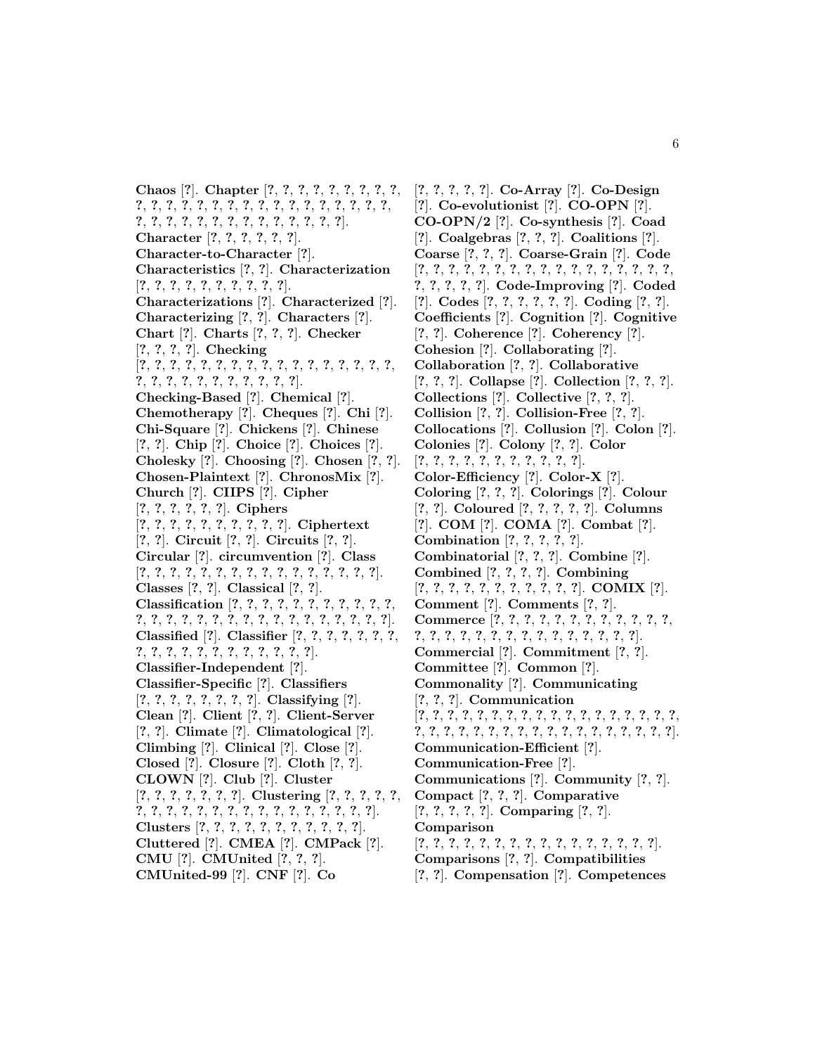**Chaos** [?]. **Chapter** [?, ?, ?, ?, ?, ?, ?, ?, ?, ?, ?, ?, ?, ?, ?, ?, ?, ?, ?, ?, ?, ?, ?, ?, ?, ?, ?, ?, ?, ?, ?, ?, ?, ?, ?, ?, ?, ?, ?, ?, ?, ?, ?]. **Character** [?, ?, ?, ?, ?, ?]. **Character-to-Character** [?]. **Characteristics** [?, ?]. **Characterization** [?, ?, ?, ?, ?, ?, ?, ?, ?, ?, ?]. **Characterizations** [?]. **Characterized** [?]. **Characterizing** [?, ?]. **Characters** [?]. **Chart** [?]. **Charts** [?, ?, ?]. **Checker** [?, ?, ?, ?]. **Checking** [?, ?, ?, ?, ?, ?, ?, ?, ?, ?, ?, ?, ?, ?, ?, ?, ?, ?, ?, ?, ?, ?, ?, ?, ?, ?, ?, ?, ?, ?, ?]. **Checking-Based** [?]. **Chemical** [?]. **Chemotherapy** [?]. **Cheques** [?]. **Chi** [?]. **Chi-Square** [?]. **Chickens** [?]. **Chinese** [?, ?]. **Chip** [?]. **Choice** [?]. **Choices** [?]. **Cholesky** [?]. **Choosing** [?]. **Chosen** [?, ?]. **Chosen-Plaintext** [?]. **ChronosMix** [?]. **Church** [?]. **CIIPS** [?]. **Cipher** [?, ?, ?, ?, ?, ?]. **Ciphers** [?, ?, ?, ?, ?, ?, ?, ?, ?, ?, ?]. **Ciphertext** [?, ?]. **Circuit** [?, ?]. **Circuits** [?, ?]. **Circular** [?]. **circumvention** [?]. **Class** [?, ?, ?, ?, ?, ?, ?, ?, ?, ?, ?, ?, ?, ?, ?, ?, ?, ?, ?]. **Classes** [?, ?]. **Classical** [?, ?]. **Classification** [?, ?, ?, ?, ?, ?, ?, ?, ?, ?, ?, ?, ?, ?, ?, ?, ?, ?, ?, ?, ?, ?, ?, ?, ?, ?, ?, ?, ?, ?, ?]. **Classified** [?]. **Classifier** [?, ?, ?, ?, ?, ?, ?, ?, ?, ?, ?, ?, ?, ?, ?, ?, ?, ?, ?, ?, ?, ?]. **Classifier-Independent** [?]. **Classifier-Specific** [?]. **Classifiers** [?, ?, ?, ?, ?, ?, ?, ?, ?]. **Classifying** [?]. **Clean** [?]. **Client** [?, ?]. **Client-Server** [?, ?]. **Climate** [?]. **Climatological** [?]. **Climbing** [?]. **Clinical** [?]. **Close** [?]. **Closed** [?]. **Closure** [?]. **Cloth** [?, ?]. **CLOWN** [?]. **Club** [?]. **Cluster** [?, ?, ?, ?, ?, ?, ?, ?]. **Clustering** [?, ?, ?, ?, ?, ?, ?, ?, ?, ?, ?, ?, ?, ?, ?, ?, ?, ?, ?, ?, ?, ?, ?, ?]. **Clusters** [?, ?, ?, ?, ?, ?, ?, ?, ?, ?, ?, ?]. **Cluttered** [?]. **CMEA** [?]. **CMPack** [?]. **CMU** [?]. **CMUnited** [?, ?, ?]. **CMUnited-99** [?]. **CNF** [?]. **Co** [?, ?, ?, ?, ?]. **Co-Array** [?]. **Co-Design** [?]. **Co-evolutionist** [?]. **CO-OPN** [?]. **CO-OPN/2** [?]. **Co-synthesis** [?]. **Coad** [?]. **Coalgebras** [?, ?, ?]. **Coalitions** [?]. **Coarse** [?, ?, ?]. **Coarse-Grain** [?]. **Code** [?, ?, ?, ?, ?, ?, ?, ?, ?, ?, ?, ?, ?, ?, ?, ?, ?, ?, ?, ?, ?, ?, ?, ?]. **Code-Improving** [?]. **Coded** [?]. **Codes** [?, ?, ?, ?, ?, ?]. **Coding** [?, ?]. **Coefficients** [?]. **Cognition** [?]. **Cognitive** [?, ?]. **Coherence** [?]. **Coherency** [?]. **Cohesion** [?]. **Collaborating** [?]. **Collaboration** [?, ?]. **Collaborative** [?, ?, ?]. **Collapse** [?]. **Collection** [?, ?, ?]. **Collections** [?]. **Collective** [?, ?, ?]. **Collision** [?, ?]. **Collision-Free** [?, ?]. **Collocations** [?]. **Collusion** [?]. **Colon** [?]. **Colonies** [?]. **Colony** [?, ?]. **Color** [?, ?, ?, ?, ?, ?, ?, ?, ?, ?, ?, ?]. **Color-Efficiency** [?]. **Color-X** [?]. **Coloring** [?, ?, ?]. **Colorings** [?]. **Colour** [?, ?]. **Coloured** [?, ?, ?, ?, ?]. **Columns** [?]. **COM** [?]. **COMA** [?]. **Combat** [?]. **Combination** [?, ?, ?, ?, ?]. **Combinatorial** [?, ?, ?]. **Combine** [?]. **Combined** [?, ?, ?, ?]. **Combining** [?, ?, ?, ?, ?, ?, ?, ?, ?, ?, ?, ?]. **COMIX** [?]. **Comment** [?]. **Comments** [?, ?]. **Commerce** [?, ?, ?, ?, ?, ?, ?, ?, ?, ?, ?, ?, ?, ?, ?, ?, ?, ?, ?, ?, ?, ?, ?, ?, ?, ?, ?, ?, ?, ?]. **Commercial** [?]. **Commitment** [?, ?]. **Committee** [?]. **Common** [?]. **Commonality** [?]. **Communicating** [?, ?, ?]. **Communication** [?, ?, ?, ?, ?, ?, ?, ?, ?, ?, ?, ?, ?, ?, ?, ?, ?, ?, ?, ?, ?, ?, ?, ?, ?, ?, ?, ?, ?, ?, ?, ?, ?, ?, ?, ?, ?, ?, ?, ?]. **Communication-Efficient** [?]. **Communication-Free** [?]. **Communications** [?]. **Community** [?, ?]. **Compact** [?, ?, ?]. **Comparative** [?, ?, ?, ?, ?]. **Comparing** [?, ?]. **Comparison** [?, ?, ?, ?, ?, ?, ?, ?, ?, ?, ?, ?, ?, ?, ?, ?, ?]. **Comparisons** [?, ?]. **Compatibilities** [?, ?]. **Compensation** [?]. **Competences**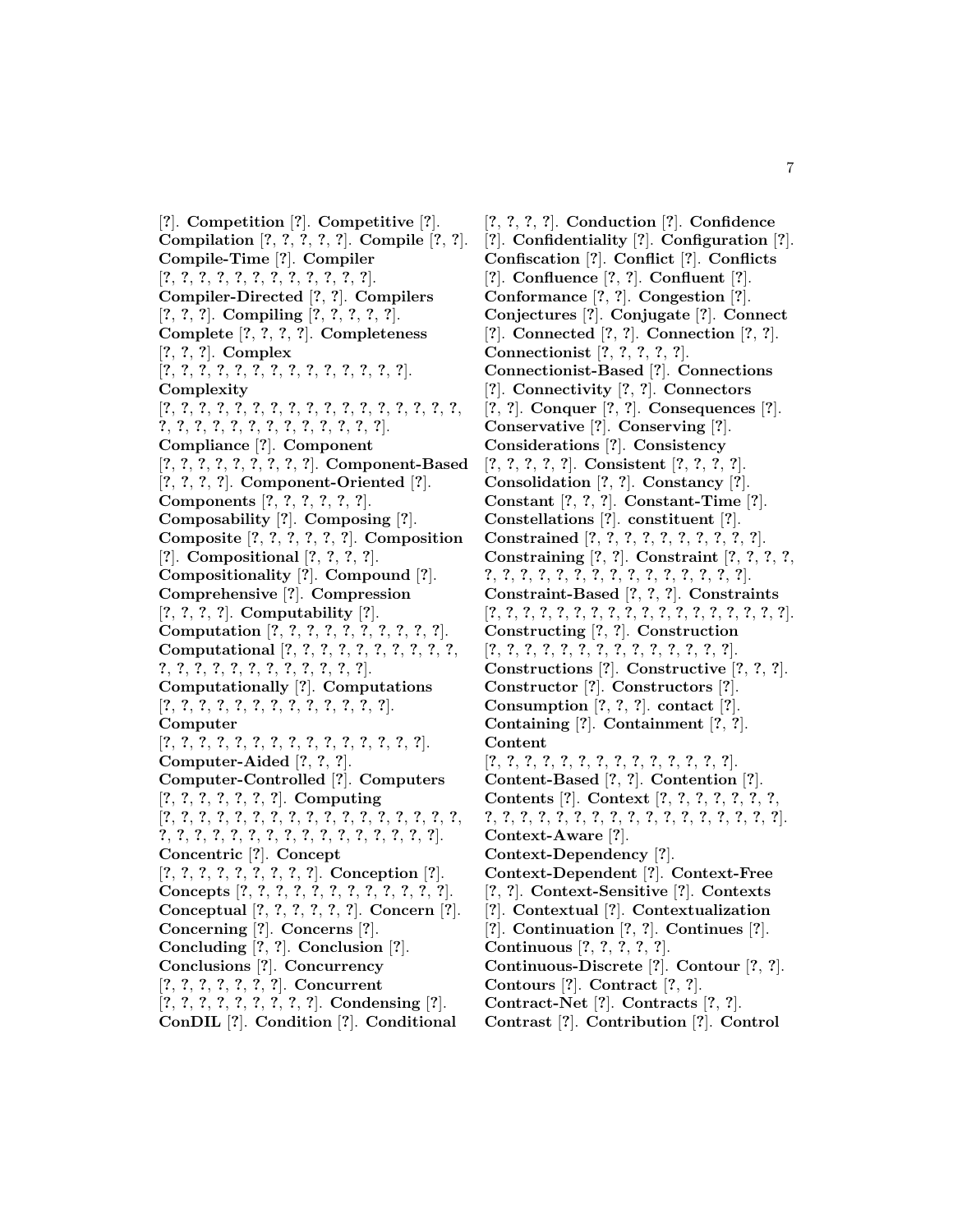[?]. **Competition** [?]. **Competitive** [?]. **Compilation** [?, ?, ?, ?, ?]. **Compile** [?, ?]. **Compile-Time** [?]. **Compiler** [?, ?, ?, ?, ?, ?, ?, ?, ?, ?, ?, ?, ?]. **Compiler-Directed** [?, ?]. **Compilers** [?, ?, ?]. **Compiling** [?, ?, ?, ?, ?]. **Complete** [?, ?, ?, ?]. **Completeness** [?, ?, ?]. **Complex** [?, ?, ?, ?, ?, ?, ?, ?, ?, ?, ?, ?, ?, ?, ?, ?]. **Complexity** [?, ?, ?, ?, ?, ?, ?, ?, ?, ?, ?, ?, ?, ?, ?, ?, ?, ?, ?, ?, ?, ?, ?, ?, ?, ?, ?, ?, ?, ?, ?, ?, ?, ?]. **Compliance** [?]. **Component** [?, ?, ?, ?, ?, ?, ?, ?, ?, ?]. **Component-Based** [?, ?, ?, ?]. **Component-Oriented** [?]. **Components** [?, ?, ?, ?, ?, ?]. **Composability** [?]. **Composing** [?]. **Composite** [?, ?, ?, ?, ?, ?, ?]. **Composition** [?]. **Compositional** [?, ?, ?, ?]. **Compositionality** [?]. **Compound** [?]. **Comprehensive** [?]. **Compression** [?, ?, ?, ?]. **Computability** [?]. **Computation** [?, ?, ?, ?, ?, ?, ?, ?, ?, ?, ?]. **Computational** [?, ?, ?, ?, ?, ?, ?, ?, ?, ?, ?, ?, ?, ?, ?, ?, ?, ?, ?, ?, ?, ?, ?, ?, ?]. **Computationally** [?]. **Computations** [?, ?, ?, ?, ?, ?, ?, ?, ?, ?, ?, ?, ?, ?]. **Computer** [?, ?, ?, ?, ?, ?, ?, ?, ?, ?, ?, ?, ?, ?, ?, ?]. **Computer-Aided** [?, ?, ?]. **Computer-Controlled** [?]. **Computers** [?, ?, ?, ?, ?, ?, ?]. **Computing** [?, ?, ?, ?, ?, ?, ?, ?, ?, ?, ?, ?, ?, ?, ?, ?, ?, ?, ?, ?, ?, ?, ?, ?, ?, ?, ?, ?, ?, ?, ?, ?, ?, ?, ?, ?, ?]. **Concentric** [?]. **Concept** [?, ?, ?, ?, ?, ?, ?, ?, ?, ?]. **Conception** [?]. **Concepts** [?, ?, ?, ?, ?, ?, ?, ?, ?, ?, ?, ?, ?]. **Conceptual** [?, ?, ?, ?, ?, ?, ?]. **Concern** [?]. **Concerning** [?]. **Concerns** [?]. **Concluding** [?, ?]. **Conclusion** [?]. **Conclusions** [?]. **Concurrency** [?, ?, ?, ?, ?, ?, ?, ?]. **Concurrent** [?, ?, ?, ?, ?, ?, ?, ?, ?, ?]. **Condensing** [?]. **ConDIL** [?]. **Condition** [?]. **Conditional** [?, ?, ?, ?]. **Conduction** [?]. **Confidence** [?]. **Confidentiality** [?]. **Configuration** [?]. **Confiscation** [?]. **Conflict** [?]. **Conflicts** [?]. **Confluence** [?, ?]. **Confluent** [?]. **Conformance** [?, ?]. **Congestion** [?]. **Conjectures** [?]. **Conjugate** [?]. **Connect** [?]. **Connected** [?, ?]. **Connection** [?, ?]. **Connectionist** [?, ?, ?, ?, ?]. **Connectionist-Based** [?]. **Connections** [?]. **Connectivity** [?, ?]. **Connectors** [?, ?]. **Conquer** [?, ?]. **Consequences** [?]. **Conservative** [?]. **Conserving** [?]. **Considerations** [?]. **Consistency** [?, ?, ?, ?, ?]. **Consistent** [?, ?, ?, ?]. **Consolidation** [?, ?]. **Constancy** [?]. **Constant** [?, ?, ?]. **Constant-Time** [?]. **Constellations** [?]. **constituent** [?]. **Constrained** [?, ?, ?, ?, ?, ?, ?, ?, ?, ?, ?]. **Constraining** [?, ?]. **Constraint** [?, ?, ?, ?, ?, ?, ?, ?, ?, ?, ?, ?, ?, ?, ?, ?, ?, ?, ?, ?, ?, ?]. **Constraint-Based** [?, ?, ?]. **Constraints** [?, ?, ?, ?, ?, ?, ?, ?, ?, ?, ?, ?, ?, ?, ?, ?, ?, ?, ?, ?]. **Constructing** [?, ?]. **Construction** [?, ?, ?, ?, ?, ?, ?, ?, ?, ?, ?, ?, ?, ?, ?]. **Constructions** [?]. **Constructive** [?, ?, ?]. **Constructor** [?]. **Constructors** [?]. **Consumption** [?, ?, ?]. **contact** [?]. **Containing** [?]. **Containment** [?, ?]. **Content** [?, ?, ?, ?, ?, ?, ?, ?, ?, ?, ?, ?, ?, ?, ?, ?]. **Content-Based** [?, ?]. **Contention** [?]. **Contents** [?]. **Context** [?, ?, ?, ?, ?, ?, ?, ?, ?, ?, ?, ?, ?, ?, ?, ?, ?, ?, ?, ?, ?, ?, ?, ?, ?, ?, ?]. **Context-Aware** [?]. **Context-Dependency** [?]. **Context-Dependent** [?]. **Context-Free** [?, ?]. **Context-Sensitive** [?]. **Contexts** [?]. **Contextual** [?]. **Contextualization** [?]. **Continuation** [?, ?]. **Continues** [?]. **Continuous** [?, ?, ?, ?, ?]. **Continuous-Discrete** [?]. **Contour** [?, ?]. **Contours** [?]. **Contract** [?, ?]. **Contract-Net** [?]. **Contracts** [?, ?]. **Contrast** [?]. **Contribution** [?]. **Control**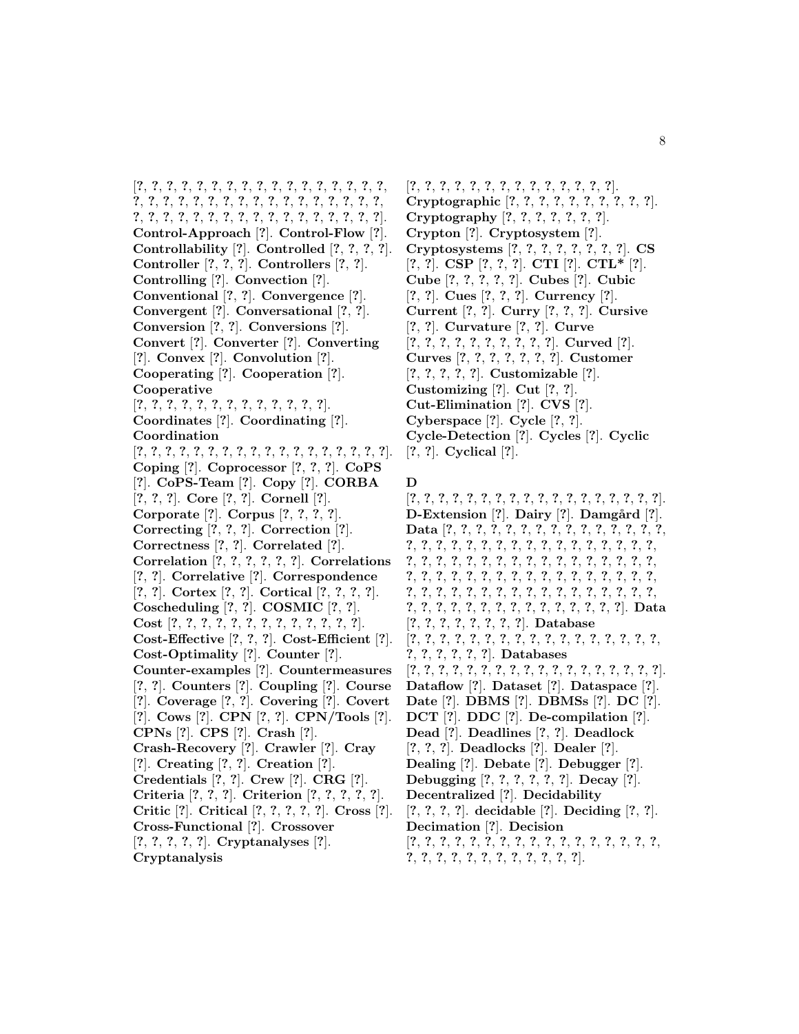[?, ?, ?, ?, ?, ?, ?, ?, ?, ?, ?, ?, ?, ?, ?, ?, ?, ?, ?, ?, ?, ?, ?, ?, ?, ?, ?, ?, ?, ?, ?, ?, ?, ?, ?, ?, ?, ?, ?, ?, ?, ?, ?, ?, ?, ?, ?, ?, ?, ?, ?, ?, ?, ?, ?]. **Control-Approach** [?]. **Control-Flow** [?]. **Controllability** [?]. **Controlled** [?, ?, ?, ?]. **Controller** [?, ?, ?]. **Controllers** [?, ?]. **Controlling** [?]. **Convection** [?]. **Conventional** [?, ?]. **Convergence** [?]. **Convergent** [?]. **Conversational** [?, ?]. **Conversion** [?, ?]. **Conversions** [?]. **Convert** [?]. **Converter** [?]. **Converting** [?]. **Convex** [?]. **Convolution** [?]. **Cooperating** [?]. **Cooperation** [?]. **Cooperative** [?, ?, ?, ?, ?, ?, ?, ?, ?, ?, ?, ?, ?, ?]. **Coordinates** [?]. **Coordinating** [?]. **Coordination** [?, ?, ?, ?, ?, ?, ?, ?, ?, ?, ?, ?, ?, ?, ?, ?, ?, ?, ?, ?]. **Coping** [?]. **Coprocessor** [?, ?, ?]. **CoPS** [?]. **CoPS-Team** [?]. **Copy** [?]. **CORBA** [?, ?, ?]. **Core** [?, ?]. **Cornell** [?]. **Corporate** [?]. **Corpus** [?, ?, ?, ?]. **Correcting** [?, ?, ?]. **Correction** [?]. **Correctness** [?, ?]. **Correlated** [?]. **Correlation** [?, ?, ?, ?, ?, ?]. **Correlations** [?, ?]. **Correlative** [?]. **Correspondence** [?, ?]. **Cortex** [?, ?]. **Cortical** [?, ?, ?, ?]. **Coscheduling** [?, ?]. **COSMIC** [?, ?]. **Cost** [?, ?, ?, ?, ?, ?, ?, ?, ?, ?, ?, ?, ?, ?]. **Cost-Effective** [?, ?, ?]. **Cost-Efficient** [?]. **Cost-Optimality** [?]. **Counter** [?]. **Counter-examples** [?]. **Countermeasures** [?, ?]. **Counters** [?]. **Coupling** [?]. **Course** [?]. **Coverage** [?, ?]. **Covering** [?]. **Covert** [?]. **Cows** [?]. **CPN** [?, ?]. **CPN/Tools** [?]. **CPNs** [?]. **CPS** [?]. **Crash** [?]. **Crash-Recovery** [?]. **Crawler** [?]. **Cray** [?]. **Creating** [?, ?]. **Creation** [?]. **Credentials** [?, ?]. **Crew** [?]. **CRG** [?]. **Criteria** [?, ?, ?]. **Criterion** [?, ?, ?, ?, ?]. **Critic** [?]. **Critical** [?, ?, ?, ?, ?]. **Cross** [?]. **Cross-Functional** [?]. **Crossover** [?, ?, ?, ?, ?]. **Cryptanalyses** [?]. **Cryptanalysis** [?, ?, ?, ?, ?, ?, ?, ?, ?, ?, ?, ?, ?, ?, ?]. **Cryptographic** [?, ?, ?, ?, ?, ?, ?, ?, ?, ?, ?]. **Cryptography** [?, ?, ?, ?, ?, ?, ?]. **Crypton** [?]. **Cryptosystem** [?]. **Cryptosystems** [?, ?, ?, ?, ?, ?, ?, ?]. **CS** [?, ?]. **CSP** [?, ?, ?]. **CTI** [?]. **CTL*** [?]. **Cube** [?, ?, ?, ?, ?]. **Cubes** [?]. **Cubic** [?, ?]. **Cues** [?, ?, ?]. **Currency** [?]. **Current** [?, ?]. **Curry** [?, ?, ?]. **Cursive** [?, ?]. **Curvature** [?, ?]. **Curve** [?, ?, ?, ?, ?, ?, ?, ?, ?, ?]. **Curved** [?]. **Curves** [?, ?, ?, ?, ?, ?, ?]. **Customer** [?, ?, ?, ?, ?]. **Customizable** [?]. **Customizing** [?]. **Cut** [?, ?]. **Cut-Elimination** [?]. **CVS** [?]. **Cyberspace** [?]. **Cycle** [?, ?]. **Cycle-Detection** [?]. **Cycles** [?]. **Cyclic** [?, ?]. **Cyclical** [?].

## D

[?, ?, ?, ?, ?, ?, ?, ?, ?, ?, ?, ?, ?, ?, ?, ?, ?, ?, ?]. **D-Extension** [?]. **Dairy** [?]. **Damgård** [?]. **Data** [?, ?, ?, ?, ?, ?, ?, ?, ?, ?, ?, ?, ?, ?, ?, ?, ?, ?, ?, ?, ?, ?, ?, ?, ?, ?, ?, ?, ?, ?, ?, ?, ?, ?, ?, ?, ?, ?, ?, ?, ?, ?, ?, ?, ?, ?, ?, ?, ?, ?, ?, ?, ?, ?, ?, ?, ?, ?, ?, ?, ?, ?, ?, ?, ?, ?, ?, ?, ?, ?, ?, ?, ?, ?, ?, ?, ?, ?, ?, ?, ?, ?, ?, ?, ?, ?, ?, ?, ?, ?, ?, ?, ?, ?, ?, ?, ?, ?, ?, ?, ?, ?, ?, ?, ?, ?, ?, ?, ?, ?, ?]. **Data** [?, ?, ?, ?, ?, ?, ?, ?]. **Database** [?, ?, ?, ?, ?, ?, ?, ?, ?, ?, ?, ?, ?, ?, ?, ?, ?, ?, ?, ?, ?, ?, ?, ?, ?]. **Databases** [?, ?, ?, ?, ?, ?, ?, ?, ?, ?, ?, ?, ?, ?, ?, ?, ?, ?, ?]. **Dataflow** [?]. **Dataset** [?]. **Dataspace** [?]. **Date** [?]. **DBMS** [?]. **DBMSs** [?]. **DC** [?]. **DCT** [?]. **DDC** [?]. **De-compilation** [?]. **Dead** [?]. **Deadlines** [?, ?]. **Deadlock** [?, ?, ?]. **Deadlocks** [?]. **Dealer** [?]. **Dealing** [?]. **Debate** [?]. **Debugger** [?]. **Debugging** [?, ?, ?, ?, ?, ?]. **Decay** [?]. **Decentralized** [?]. **Decidability** [?, ?, ?, ?]. **decidable** [?]. **Deciding** [?, ?]. **Decimation** [?]. **Decision** [?, ?, ?, ?, ?, ?, ?, ?, ?, ?, ?, ?, ?, ?, ?, ?, ?, ?, ?, ?, ?, ?, ?, ?, ?, ?, ?, ?, ?, ?, ?].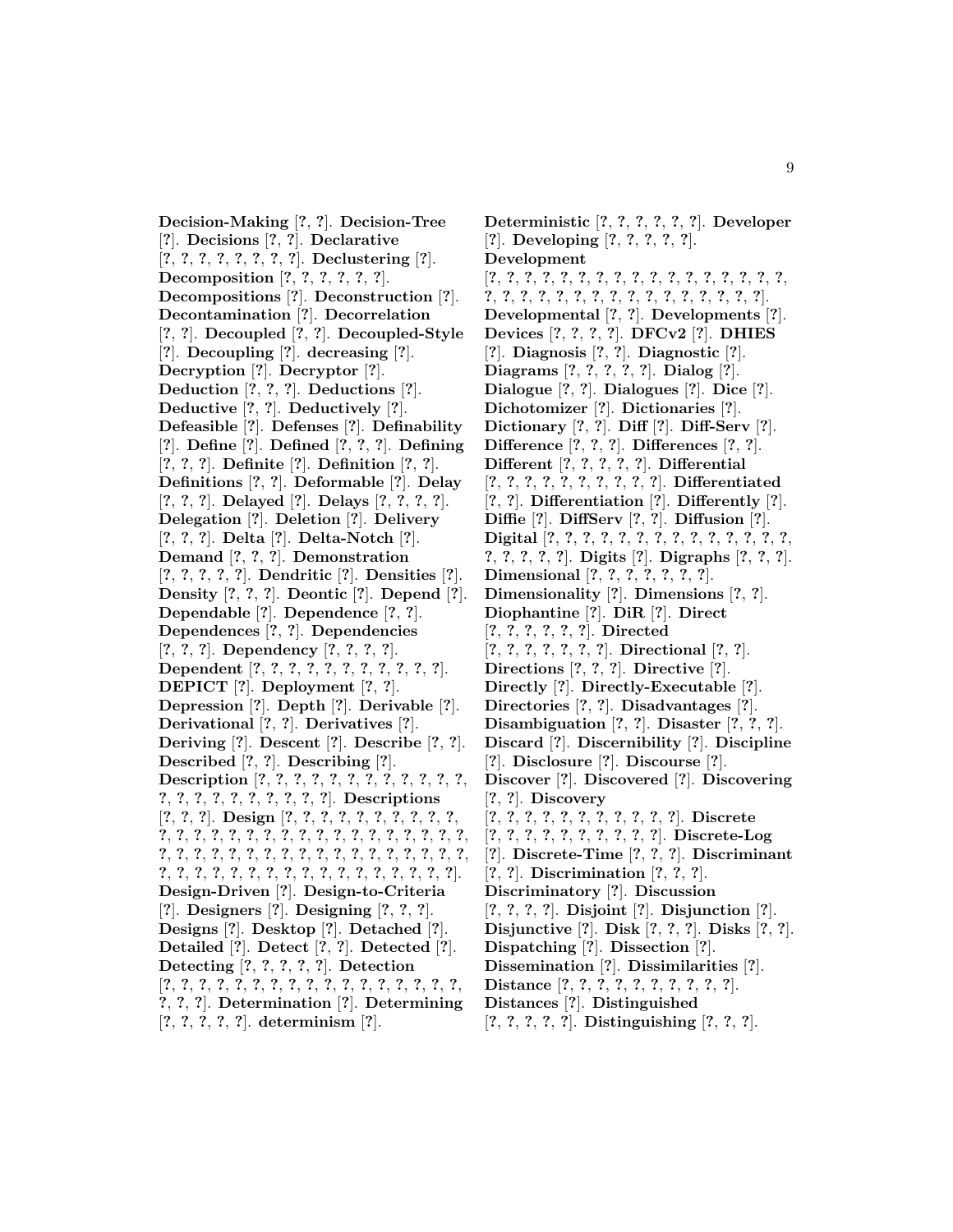**Decision-Making** [?, ?]. **Decision-Tree** [?]. **Decisions** [?, ?]. **Declarative** [?, ?, ?, ?, ?, ?, ?, ?, ?]. **Declustering** [?]. **Decomposition** [?, ?, ?, ?, ?, ?]. **Decompositions** [?]. **Deconstruction** [?]. **Decontamination** [?]. **Decorrelation** [?, ?]. **Decoupled** [?, ?]. **Decoupled-Style** [?]. **Decoupling** [?]. **decreasing** [?]. **Decryption** [?]. **Decryptor** [?]. **Deduction** [?, ?, ?]. **Deductions** [?]. **Deductive** [?, ?]. **Deductively** [?]. **Defeasible** [?]. **Defenses** [?]. **Definability** [?]. **Define** [?]. **Defined** [?, ?, ?]. **Defining** [?, ?, ?]. **Definite** [?]. **Definition** [?, ?]. **Definitions** [?, ?]. **Deformable** [?]. **Delay** [?, ?, ?]. **Delayed** [?]. **Delays** [?, ?, ?, ?]. **Delegation** [?]. **Deletion** [?]. **Delivery** [?, ?, ?]. **Delta** [?]. **Delta-Notch** [?]. **Demand** [?, ?, ?]. **Demonstration** [?, ?, ?, ?, ?]. **Dendritic** [?]. **Densities** [?]. **Density** [?, ?, ?]. **Deontic** [?]. **Depend** [?]. **Dependable** [?]. **Dependence** [?, ?]. **Dependences** [?, ?]. **Dependencies** [?, ?, ?]. **Dependency** [?, ?, ?, ?]. **Dependent** [?, ?, ?, ?, ?, ?, ?, ?, ?, ?, ?, ?]. **DEPICT** [?]. **Deployment** [?, ?]. **Depression** [?]. **Depth** [?]. **Derivable** [?]. **Derivational** [?, ?]. **Derivatives** [?]. **Deriving** [?]. **Descent** [?]. **Describe** [?, ?]. **Described** [?, ?]. **Describing** [?]. **Description** [?, ?, ?, ?, ?, ?, ?, ?, ?, ?, ?, ?, ?, ?, ?, ?, ?, ?, ?, ?, ?, ?, ?]. **Descriptions** [?, ?, ?]. **Design** [?, ?, ?, ?, ?, ?, ?, ?, ?, ?, ?, ?, ?, ?, ?, ?, ?, ?, ?, ?, ?, ?, ?, ?, ?, ?, ?, ?, ?, ?, ?, ?, ?, ?, ?, ?, ?, ?, ?, ?, ?, ?, ?, ?, ?, ?, ?, ?, ?, ?, ?, ?, ?, ?, ?, ?, ?, ?, ?, ?, ?, ?, ?, ?, ?, ?, ?, ?, ?, ?]. **Design-Driven** [?]. **Design-to-Criteria** [?]. **Designers** [?]. **Designing** [?, ?, ?]. **Designs** [?]. **Desktop** [?]. **Detached** [?]. **Detailed** [?]. **Detect** [?, ?]. **Detected** [?]. **Detecting** [?, ?, ?, ?, ?]. **Detection** [?, ?, ?, ?, ?, ?, ?, ?, ?, ?, ?, ?, ?, ?, ?, ?, ?, ?, ?, ?, ?]. **Determination** [?]. **Determining** [?, ?, ?, ?, ?]. **determinism** [?].

**Deterministic** [?, ?, ?, ?, ?, ?]. **Developer** [?]. **Developing** [?, ?, ?, ?, ?]. **Development** [?, ?, ?, ?, ?, ?, ?, ?, ?, ?, ?, ?, ?, ?, ?, ?, ?, ?, ?, ?, ?, ?, ?, ?, ?, ?, ?, ?, ?, ?, ?, ?, ?, ?, ?]. **Developmental** [?, ?]. **Developments** [?]. **Devices** [?, ?, ?, ?]. **DFCv2** [?]. **DHIES** [?]. **Diagnosis** [?, ?]. **Diagnostic** [?]. **Diagrams** [?, ?, ?, ?, ?]. **Dialog** [?]. **Dialogue** [?, ?]. **Dialogues** [?]. **Dice** [?]. **Dichotomizer** [?]. **Dictionaries** [?]. **Dictionary** [?, ?]. **Diff** [?]. **Diff-Serv** [?]. **Difference** [?, ?, ?]. **Differences** [?, ?]. **Different** [?, ?, ?, ?, ?]. **Differential** [?, ?, ?, ?, ?, ?, ?, ?, ?, ?]. **Differentiated** [?, ?]. **Differentiation** [?]. **Differently** [?]. **Diffie** [?]. **DiffServ** [?, ?]. **Diffusion** [?]. **Digital** [?, ?, ?, ?, ?, ?, ?, ?, ?, ?, ?, ?, ?, ?, ?, ?, ?, ?, ?, ?]. **Digits** [?]. **Digraphs** [?, ?, ?]. **Dimensional** [?, ?, ?, ?, ?, ?, ?]. **Dimensionality** [?]. **Dimensions** [?, ?]. **Diophantine** [?]. **DiR** [?]. **Direct** [?, ?, ?, ?, ?, ?]. **Directed** [?, ?, ?, ?, ?, ?, ?]. **Directional** [?, ?]. **Directions** [?, ?, ?]. **Directive** [?]. **Directly** [?]. **Directly-Executable** [?]. **Directories** [?, ?]. **Disadvantages** [?]. **Disambiguation** [?, ?]. **Disaster** [?, ?, ?]. **Discard** [?]. **Discernibility** [?]. **Discipline** [?]. **Disclosure** [?]. **Discourse** [?]. **Discover** [?]. **Discovered** [?]. **Discovering** [?, ?]. **Discovery** [?, ?, ?, ?, ?, ?, ?, ?, ?, ?, ?, ?]. **Discrete** [?, ?, ?, ?, ?, ?, ?, ?, ?, ?]. **Discrete-Log** [?]. **Discrete-Time** [?, ?, ?]. **Discriminant** [?, ?]. **Discrimination** [?, ?, ?]. **Discriminatory** [?]. **Discussion** [?, ?, ?, ?]. **Disjoint** [?]. **Disjunction** [?]. **Disjunctive** [?]. **Disk** [?, ?, ?]. **Disks** [?, ?]. **Dispatching** [?]. **Dissection** [?]. **Dissemination** [?]. **Dissimilarities** [?]. **Distance** [?, ?, ?, ?, ?, ?, ?, ?, ?, ?]. **Distances** [?]. **Distinguished** [?, ?, ?, ?, ?]. **Distinguishing** [?, ?, ?].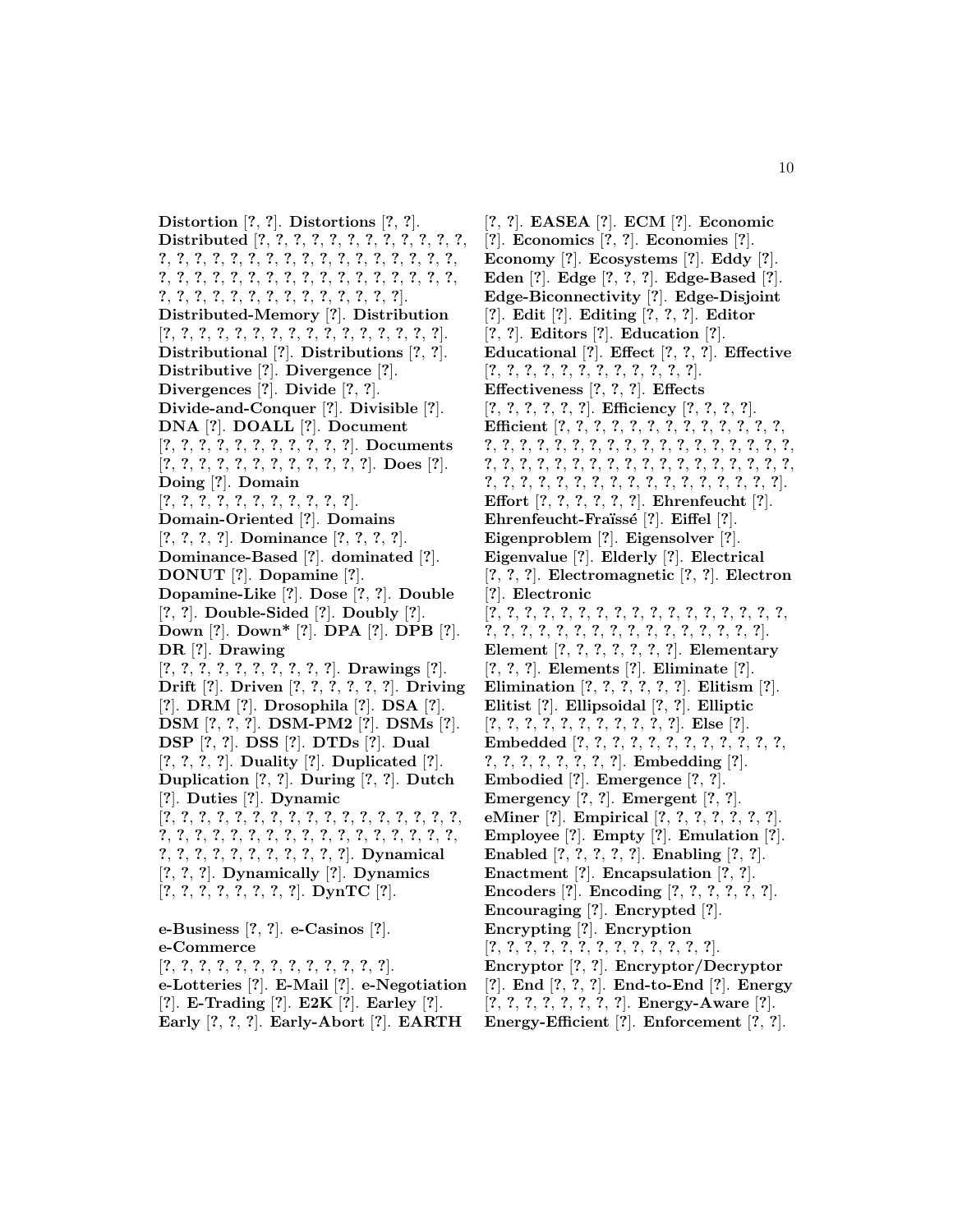**Distortion** [?, ?]. **Distortions** [?, ?]. **Distributed** [?, ?, ?, ?, ?, ?, ?, ?, ?, ?, ?, ?, ?, ?, ?, ?, ?, ?, ?, ?, ?, ?, ?, ?, ?, ?, ?, ?, ?, ?, ?, ?, ?, ?, ?, ?, ?, ?, ?, ?, ?, ?, ?, ?, ?, ?, ?, ?, ?, ?, ?, ?, ?, ?, ?, ?, ?, ?, ?, ?, ?, ?, ?, ?]. **Distributed-Memory** [?]. **Distribution** [?, ?, ?, ?, ?, ?, ?, ?, ?, ?, ?, ?, ?, ?, ?, ?, ?]. **Distributional** [?]. **Distributions** [?, ?]. **Distributive** [?]. **Divergence** [?]. **Divergences** [?]. **Divide** [?, ?]. **Divide-and-Conquer** [?]. **Divisible** [?]. **DNA** [?]. **DOALL** [?]. **Document** [?, ?, ?, ?, ?, ?, ?, ?, ?, ?, ?, ?]. **Documents** [?, ?, ?, ?, ?, ?, ?, ?, ?, ?, ?, ?, ?, ?, ?]. **Does** [?]. **Doing** [?]. **Domain** [?, ?, ?, ?, ?, ?, ?, ?, ?, ?, ?, ?]. **Domain-Oriented** [?]. **Domains** [?, ?, ?, ?]. **Dominance** [?, ?, ?, ?]. **Dominance-Based** [?]. **dominated** [?]. **DONUT** [?]. **Dopamine** [?]. **Dopamine-Like** [?]. **Dose** [?, ?]. **Double** [?, ?]. **Double-Sided** [?]. **Doubly** [?]. **Down** [?]. **Down*** [?]. **DPA** [?]. **DPB** [?]. **DR** [?]. **Drawing** [?, ?, ?, ?, ?, ?, ?, ?, ?, ?, ?]. **Drawings** [?]. **Drift** [?]. **Driven** [?, ?, ?, ?, ?, ?]. **Driving** [?]. **DRM** [?]. **Drosophila** [?]. **DSA** [?]. **DSM** [?, ?, ?]. **DSM-PM2** [?]. **DSMs** [?]. **DSP** [?, ?, ?]. **DSS** [?]. **DTDs** [?]. **Dual** [?, ?, ?, ?]. **Duality** [?]. **Duplicated** [?]. **Duplication** [?, ?]. **During** [?, ?]. **Dutch** [?]. **Duties** [?]. **Dynamic** [?, ?, ?, ?, ?, ?, ?, ?, ?, ?, ?, ?, ?, ?, ?, ?, ?, ?, ?, ?, ?, ?, ?, ?, ?, ?, ?, ?, ?, ?, ?, ?, ?, ?, ?, ?, ?, ?, ?, ?, ?, ?, ?, ?, ?, ?, ?, ?, ?, ?, ?, ?, ?]. **Dynamical** [?, ?, ?]. **Dynamically** [?]. **Dynamics** [?, ?, ?, ?, ?, ?, ?, ?, ?]. **DynTC** [?].

**e-Business** [?, ?]. **e-Casinos** [?]. **e-Commerce** [?, ?, ?, ?, ?, ?, ?, ?, ?, ?, ?, ?, ?, ?]. **e-Lotteries** [?]. **E-Mail** [?]. **e-Negotiation** [?]. **E-Trading** [?]. **E2K** [?]. **Earley** [?]. **Early** [?, ?, ?]. **Early-Abort** [?]. **EARTH** [?, ?]. **EASEA** [?]. **ECM** [?]. **Economic** [?]. **Economics** [?, ?]. **Economies** [?]. **Economy** [?]. **Ecosystems** [?]. **Eddy** [?]. **Eden** [?]. **Edge** [?, ?, ?]. **Edge-Based** [?]. **Edge-Biconnectivity** [?]. **Edge-Disjoint** [?]. **Edit** [?]. **Editing** [?, ?, ?]. **Editor** [?, ?]. **Editors** [?]. **Education** [?]. **Educational** [?]. **Effect** [?, ?, ?]. **Effective** [?, ?, ?, ?, ?, ?, ?, ?, ?, ?, ?, ?, ?]. **Effectiveness** [?, ?, ?]. **Effects** [?, ?, ?, ?, ?, ?, ?]. **Efficiency** [?, ?, ?, ?]. **Efficient** [?, ?, ?, ?, ?, ?, ?, ?, ?, ?, ?, ?, ?, ?, ?, ?, ?, ?, ?, ?, ?, ?, ?, ?, ?, ?, ?, ?, ?, ?, ?, ?, ?, ?, ?, ?, ?, ?, ?, ?, ?, ?, ?, ?, ?, ?, ?, ?, ?, ?, ?, ?, ?, ?, ?, ?, ?, ?, ?, ?, ?, ?, ?, ?, ?, ?, ?, ?, ?, ?, ?, ?]. **Effort** [?, ?, ?, ?, ?, ?]. **Ehrenfeucht** [?]. **Ehrenfeucht-Fraïssé** [?]. **Eiffel** [?]. **Eigenproblem** [?]. **Eigensolver** [?]. **Eigenvalue** [?]. **Elderly** [?]. **Electrical** [?, ?, ?]. **Electromagnetic** [?, ?]. **Electron** [?]. **Electronic** [?, ?, ?, ?, ?, ?, ?, ?, ?, ?, ?, ?, ?, ?, ?, ?, ?, ?, ?, ?, ?, ?, ?, ?, ?, ?, ?, ?, ?, ?, ?, ?, ?, ?, ?, ?, ?]. **Element** [?, ?, ?, ?, ?, ?, ?]. **Elementary** [?, ?, ?]. **Elements** [?]. **Eliminate** [?]. **Elimination** [?, ?, ?, ?, ?, ?]. **Elitism** [?]. **Elitist** [?]. **Ellipsoidal** [?, ?]. **Elliptic** [?, ?, ?, ?, ?, ?, ?, ?, ?, ?, ?, ?]. **Else** [?]. **Embedded** [?, ?, ?, ?, ?, ?, ?, ?, ?, ?, ?, ?, ?, ?, ?, ?, ?, ?, ?, ?, ?, ?]. **Embedding** [?]. **Embodied** [?]. **Emergence** [?, ?]. **Emergency** [?, ?]. **Emergent** [?, ?]. **eMiner** [?]. **Empirical** [?, ?, ?, ?, ?, ?, ?]. **Employee** [?]. **Empty** [?]. **Emulation** [?]. **Enabled** [?, ?, ?, ?, ?]. **Enabling** [?, ?]. **Enactment** [?]. **Encapsulation** [?, ?]. **Encoders** [?]. **Encoding** [?, ?, ?, ?, ?, ?]. **Encouraging** [?]. **Encrypted** [?]. **Encrypting** [?]. **Encryption** [?, ?, ?, ?, ?, ?, ?, ?, ?, ?, ?, ?, ?, ?]. **Encryptor** [?, ?]. **Encryptor/Decryptor** [?]. **End** [?, ?, ?]. **End-to-End** [?]. **Energy** [?, ?, ?, ?, ?, ?, ?, ?, ?]. **Energy-Aware** [?]. **Energy-Efficient** [?]. **Enforcement** [?, ?].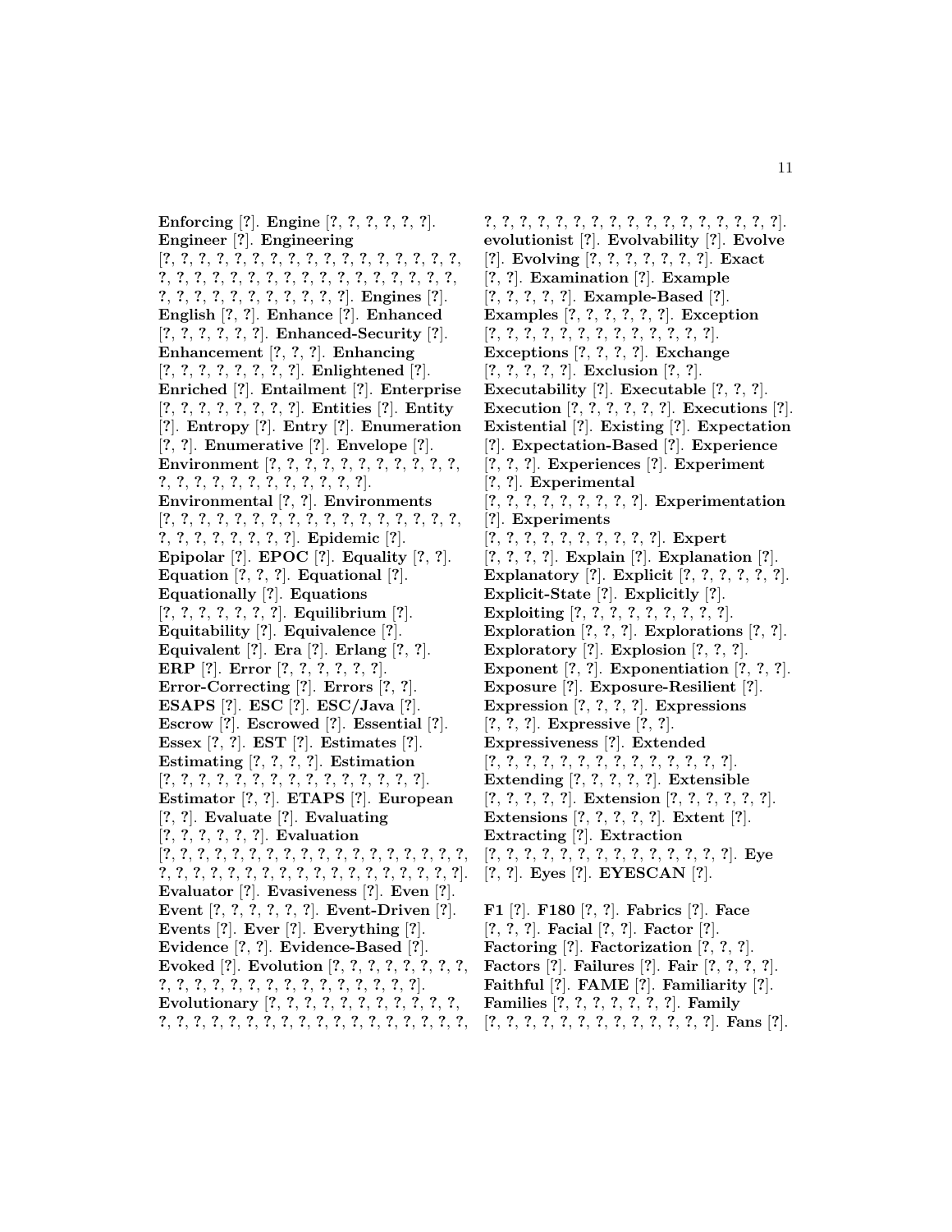**Enforcing** [?]. **Engine** [?, ?, ?, ?, ?, ?]. **Engineer** [?]. **Engineering** [?, ?, ?, ?, ?, ?, ?, ?, ?, ?, ?, ?, ?, ?, ?, ?, ?, ?, ?, ?, ?, ?, ?, ?, ?, ?, ?, ?, ?, ?, ?, ?, ?, ?, ?, ?, ?, ?, ?, ?, ?, ?, ?, ?, ?, ?, ?, ?, ?]. **Engines** [?]. **English** [?, ?]. **Enhance** [?]. **Enhanced** [?, ?, ?, ?, ?, ?]. **Enhanced-Security** [?]. **Enhancement** [?, ?, ?]. **Enhancing** [?, ?, ?, ?, ?, ?, ?, ?]. **Enlightened** [?]. **Enriched** [?]. **Entailment** [?]. **Enterprise** [?, ?, ?, ?, ?, ?, ?, ?]. **Entities** [?]. **Entity** [?]. **Entropy** [?]. **Entry** [?]. **Enumeration** [?, ?]. **Enumerative** [?]. **Envelope** [?]. **Environment** [?, ?, ?, ?, ?, ?, ?, ?, ?, ?, ?, ?, ?, ?, ?, ?, ?, ?, ?, ?, ?, ?, ?, ?, ?, ?]. **Environmental** [?, ?]. **Environments** [?, ?, ?, ?, ?, ?, ?, ?, ?, ?, ?, ?, ?, ?, ?, ?, ?, ?, ?, ?, ?, ?, ?, ?, ?, ?, ?]. **Epidemic** [?]. **Epipolar** [?]. **EPOC** [?]. **Equality** [?, ?]. **Equation** [?, ?, ?]. **Equational** [?]. **Equationally** [?]. **Equations** [?, ?, ?, ?, ?, ?, ?]. **Equilibrium** [?]. **Equitability** [?]. **Equivalence** [?]. **Equivalent** [?]. **Era** [?]. **Erlang** [?, ?]. **ERP** [?]. **Error** [?, ?, ?, ?, ?, ?]. **Error-Correcting** [?]. **Errors** [?, ?]. **ESAPS** [?]. **ESC** [?]. **ESC/Java** [?]. **Escrow** [?]. **Escrowed** [?]. **Essential** [?]. **Essex** [?, ?]. **EST** [?]. **Estimates** [?]. **Estimating** [?, ?, ?, ?]. **Estimation** [?, ?, ?, ?, ?, ?, ?, ?, ?, ?, ?, ?, ?, ?, ?, ?]. **Estimator** [?, ?]. **ETAPS** [?]. **European** [?, ?]. **Evaluate** [?]. **Evaluating** [?, ?, ?, ?, ?, ?]. **Evaluation** [?, ?, ?, ?, ?, ?, ?, ?, ?, ?, ?, ?, ?, ?, ?, ?, ?, ?, ?, ?, ?, ?, ?, ?, ?, ?, ?, ?, ?, ?, ?, ?, ?, ?, ?, ?, ?, ?, ?, ?]. **Evaluator** [?]. **Evasiveness** [?]. **Even** [?]. **Event** [?, ?, ?, ?, ?, ?]. **Event-Driven** [?]. **Events** [?]. **Ever** [?]. **Everything** [?]. **Evidence** [?, ?]. **Evidence-Based** [?]. **Evoked** [?]. **Evolution** [?, ?, ?, ?, ?, ?, ?, ?, ?, ?, ?, ?, ?, ?, ?, ?, ?, ?, ?, ?, ?, ?, ?, ?, ?]. **Evolutionary** [?, ?, ?, ?, ?, ?, ?, ?, ?, ?, ?, ?, ?, ?, ?, ?, ?, ?, ?, ?, ?, ?, ?, ?, ?, ?, ?, ?, ?, ?, ?, ?, ?, ?, ?, ?, ?, ?, ?, ?, ?, ?, ?, ?, ?, ?, ?, ?, ?, ?]. **evolutionist** [?]. **Evolvability** [?]. **Evolve** [?]. **Evolving** [?, ?, ?, ?, ?, ?, ?]. **Exact** [?, ?]. **Examination** [?]. **Example** [?, ?, ?, ?, ?]. **Example-Based** [?]. **Examples** [?, ?, ?, ?, ?, ?]. **Exception** [?, ?, ?, ?, ?, ?, ?, ?, ?, ?, ?, ?, ?, ?]. **Exceptions** [?, ?, ?, ?]. **Exchange** [?, ?, ?, ?, ?]. **Exclusion** [?, ?]. **Executability** [?]. **Executable** [?, ?, ?]. **Execution** [?, ?, ?, ?, ?, ?]. **Executions** [?]. **Existential** [?]. **Existing** [?]. **Expectation** [?]. **Expectation-Based** [?]. **Experience** [?, ?, ?]. **Experiences** [?]. **Experiment** [?, ?]. **Experimental** [?, ?, ?, ?, ?, ?, ?, ?, ?]. **Experimentation** [?]. **Experiments** [?, ?, ?, ?, ?, ?, ?, ?, ?, ?]. **Expert** [?, ?, ?, ?]. **Explain** [?]. **Explanation** [?]. **Explanatory** [?]. **Explicit** [?, ?, ?, ?, ?, ?]. **Explicit-State** [?]. **Explicitly** [?]. **Exploiting** [?, ?, ?, ?, ?, ?, ?, ?, ?]. **Exploration** [?, ?, ?]. **Explorations** [?, ?]. **Exploratory** [?]. **Explosion** [?, ?, ?]. **Exponent** [?, ?]. **Exponentiation** [?, ?, ?]. **Exposure** [?]. **Exposure-Resilient** [?]. **Expression** [?, ?, ?, ?]. **Expressions** [?, ?, ?]. **Expressive** [?, ?]. **Expressiveness** [?]. **Extended** [?, ?, ?, ?, ?, ?, ?, ?, ?, ?, ?, ?, ?, ?, ?]. **Extending** [?, ?, ?, ?, ?]. **Extensible** [?, ?, ?, ?, ?]. **Extension** [?, ?, ?, ?, ?, ?]. **Extensions** [?, ?, ?, ?, ?]. **Extent** [?]. **Extracting** [?]. **Extraction** [?, ?, ?, ?, ?, ?, ?, ?, ?, ?, ?, ?, ?, ?]. **Eye** [?, ?]. **Eyes** [?]. **EYESCAN** [?].

**F1** [?]. **F180** [?, ?]. **Fabrics** [?]. **Face** [?, ?, ?]. **Facial** [?, ?]. **Factor** [?]. **Factoring** [?]. **Factorization** [?, ?, ?]. **Factors** [?]. **Failures** [?]. **Fair** [?, ?, ?, ?]. **Faithful** [?]. **FAME** [?]. **Familiarity** [?]. **Families** [?, ?, ?, ?, ?, ?, ?]. **Family** [?, ?, ?, ?, ?, ?, ?, ?, ?, ?, ?, ?, ?]. **Fans** [?].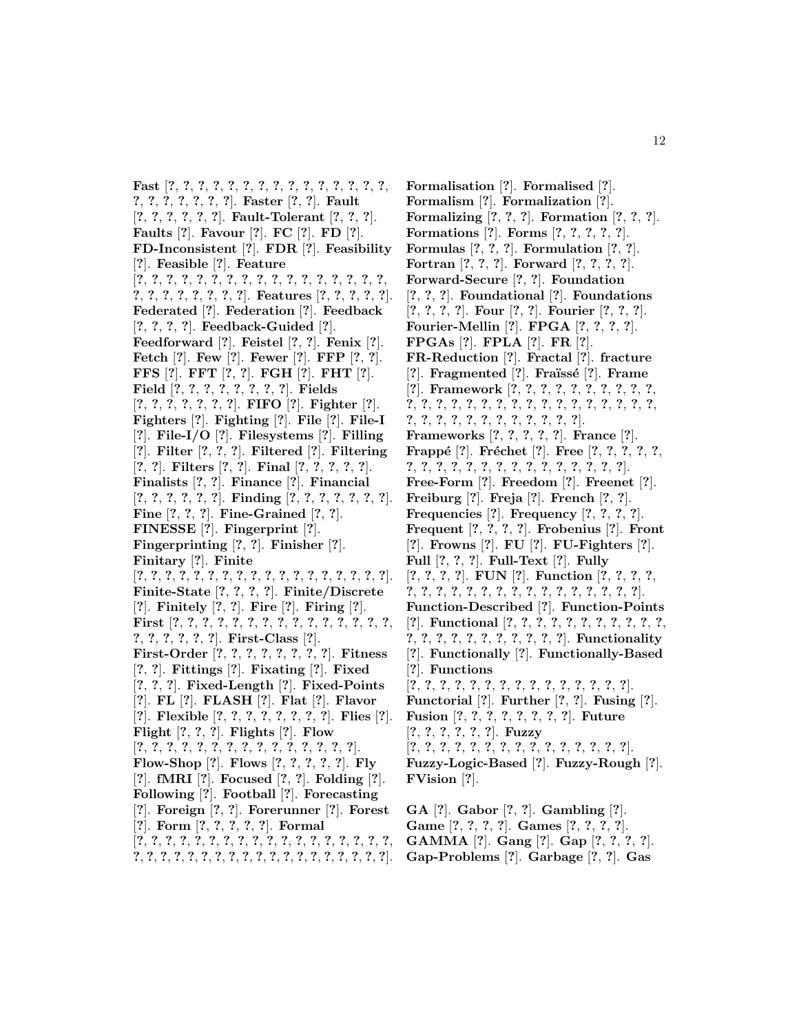**Fast** [?, ?, ?, ?, ?, ?, ?, ?, ?, ?, ?, ?, ?, ?, ?, ?, ?, ?, ?, ?, ?, ?, ?, ?]. **Faster** [?, ?]. **Fault** [?, ?, ?, ?, ?, ?]. **Fault-Tolerant** [?, ?, ?]. **Faults** [?]. **Favour** [?]. **FC** [?]. **FD** [?]. **FD-Inconsistent** [?]. **FDR** [?]. **Feasibility** [?]. **Feasible** [?]. **Feature** [?, ?, ?, ?, ?, ?, ?, ?, ?, ?, ?, ?, ?, ?, ?, ?, ?, ?, ?, ?, ?, ?, ?, ?, ?, ?, ?]. **Features** [?, ?, ?, ?, ?]. **Federated** [?]. **Federation** [?]. **Feedback** [?, ?, ?, ?]. **Feedback-Guided** [?]. **Feedforward** [?]. **Feistel** [?, ?]. **Fenix** [?]. **Fetch** [?]. **Few** [?]. **Fewer** [?]. **FFP** [?, ?]. **FFS** [?]. **FFT** [?, ?]. **FGH** [?]. **FHT** [?]. **Field** [?, ?, ?, ?, ?, ?, ?, ?, ?]. **Fields** [?, ?, ?, ?, ?, ?, ?]. **FIFO** [?]. **Fighter** [?]. **Fighters** [?]. **Fighting** [?]. **File** [?]. **File-I** [?]. **File-I/O** [?]. **Filesystems** [?]. **Filling** [?]. **Filter** [?, ?, ?]. **Filtered** [?]. **Filtering** [?, ?]. **Filters** [?, ?]. **Final** [?, ?, ?, ?, ?]. **Finalists** [?, ?]. **Finance** [?]. **Financial** [?, ?, ?, ?, ?, ?]. **Finding** [?, ?, ?, ?, ?, ?, ?]. **Fine** [?, ?, ?]. **Fine-Grained** [?, ?]. **FINESSE** [?]. **Fingerprint** [?]. **Fingerprinting** [?, ?]. **Finisher** [?]. **Finitary** [?]. **Finite** [?, ?, ?, ?, ?, ?, ?, ?, ?, ?, ?, ?, ?, ?, ?, ?, ?, ?, ?]. **Finite-State** [?, ?, ?, ?]. **Finite/Discrete** [?]. **Finitely** [?, ?]. **Fire** [?]. **Firing** [?]. **First** [?, ?, ?, ?, ?, ?, ?, ?, ?, ?, ?, ?, ?, ?, ?, ?, ?, ?, ?, ?, ?, ?, ?, ?]. **First-Class** [?]. **First-Order** [?, ?, ?, ?, ?, ?, ?, ?]. **Fitness** [?, ?]. **Fittings** [?]. **Fixating** [?]. **Fixed** [?, ?, ?]. **Fixed-Length** [?]. **Fixed-Points** [?]. **FL** [?]. **FLASH** [?]. **Flat** [?]. **Flavor** [?]. **Flexible** [?, ?, ?, ?, ?, ?, ?, ?]. **Flies** [?]. **Flight** [?, ?, ?]. **Flights** [?]. **Flow** [?, ?, ?, ?, ?, ?, ?, ?, ?, ?, ?, ?, ?, ?, ?, ?]. **Flow-Shop** [?]. **Flows** [?, ?, ?, ?, ?]. **Fly** [?]. **fMRI** [?]. **Focused** [?, ?]. **Folding** [?]. **Following** [?]. **Football** [?]. **Forecasting** [?]. **Foreign** [?, ?]. **Forerunner** [?]. **Forest** [?]. **Form** [?, ?, ?, ?, ?]. **Formal** [?, ?, ?, ?, ?, ?, ?, ?, ?, ?, ?, ?, ?, ?, ?, ?, ?, ?, ?, ?, ?, ?, ?, ?, ?, ?, ?, ?, ?, ?, ?, ?, ?, ?, ?, ?, ?, ?, ?, ?, ?]. **Formalisation** [?]. **Formalised** [?]. **Formalism** [?]. **Formalization** [?]. **Formalizing** [?, ?, ?]. **Formation** [?, ?, ?]. **Formations** [?]. **Forms** [?, ?, ?, ?, ?]. **Formulas** [?, ?, ?]. **Formulation** [?, ?]. **Fortran** [?, ?, ?]. **Forward** [?, ?, ?, ?]. **Forward-Secure** [?, ?]. **Foundation** [?, ?, ?]. **Foundational** [?]. **Foundations** [?, ?, ?, ?]. **Four** [?, ?]. **Fourier** [?, ?, ?]. **Fourier-Mellin** [?]. **FPGA** [?, ?, ?, ?]. **FPGAs** [?]. **FPLA** [?]. **FR** [?]. **FR-Reduction** [?]. **Fractal** [?]. **fracture** [?]. **Fragmented** [?]. **Fraïssé** [?]. **Frame** [?]. **Framework** [?, ?, ?, ?, ?, ?, ?, ?, ?, ?, ?, ?, ?, ?, ?, ?, ?, ?, ?, ?, ?, ?, ?, ?, ?, ?, ?, ?, ?, ?, ?, ?, ?, ?, ?, ?, ?, ?, ?, ?]. **Frameworks** [?, ?, ?, ?, ?]. **France** [?]. **Frappé** [?]. **Fréchet** [?]. **Free** [?, ?, ?, ?, ?, ?, ?, ?, ?, ?, ?, ?, ?, ?, ?, ?, ?, ?, ?, ?, ?]. **Free-Form** [?]. **Freedom** [?]. **Freenet** [?]. **Freiburg** [?]. **Freja** [?]. **French** [?, ?]. **Frequencies** [?]. **Frequency** [?, ?, ?, ?]. **Frequent** [?, ?, ?, ?]. **Frobenius** [?]. **Front** [?]. **Frowns** [?]. **FU** [?]. **FU-Fighters** [?]. **Full** [?, ?, ?]. **Full-Text** [?]. **Fully** [?, ?, ?, ?]. **FUN** [?]. **Function** [?, ?, ?, ?, ?, ?, ?, ?, ?, ?, ?, ?, ?, ?, ?, ?, ?, ?, ?, ?, ?, ?]. **Function-Described** [?]. **Function-Points** [?]. **Functional** [?, ?, ?, ?, ?, ?, ?, ?, ?, ?, ?, ?, ?, ?, ?, ?, ?, ?, ?, ?, ?, ?, ?, ?]. **Functionality** [?]. **Functionally** [?]. **Functionally-Based** [?]. **Functions** [?, ?, ?, ?, ?, ?, ?, ?, ?, ?, ?, ?, ?, ?, ?, ?]. **Functorial** [?]. **Further** [?, ?]. **Fusing** [?]. **Fusion** [?, ?, ?, ?, ?, ?, ?, ?]. **Future** [?, ?, ?, ?, ?, ?]. **Fuzzy** [?, ?, ?, ?, ?, ?, ?, ?, ?, ?, ?, ?, ?, ?, ?, ?]. **Fuzzy-Logic-Based** [?]. **Fuzzy-Rough** [?]. **FVision** [?].

**GA** [?]. **Gabor** [?, ?]. **Gambling** [?]. **Game** [?, ?, ?, ?]. **Games** [?, ?, ?, ?]. **GAMMA** [?]. **Gang** [?]. **Gap** [?, ?, ?, ?]. **Gap-Problems** [?]. **Garbage** [?, ?]. **Gas**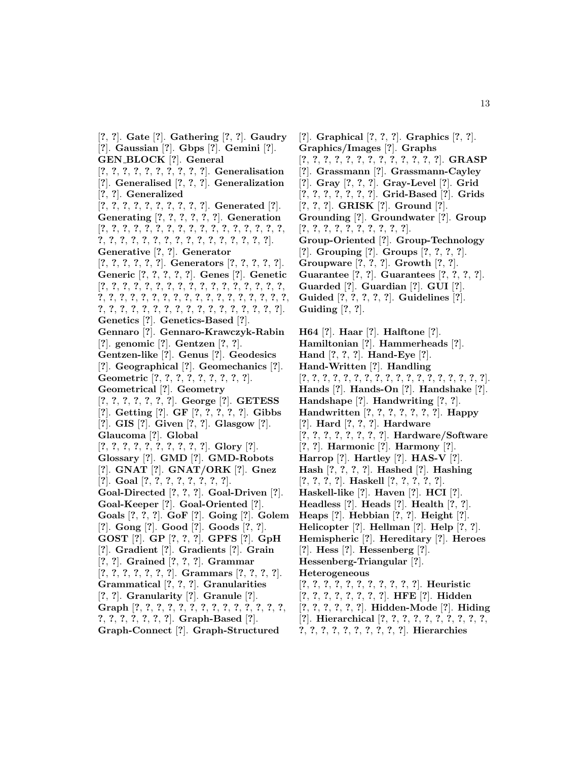[?, ?]. **Gate** [?]. **Gathering** [?, ?]. **Gaudry** [?]. **Gaussian** [?]. **Gbps** [?]. **Gemini** [?]. **GEN_BLOCK** [?]. **General** [?, ?, ?, ?, ?, ?, ?, ?, ?, ?, ?]. **Generalisation** [?]. **Generalised** [?, ?, ?]. **Generalization** [?, ?]. **Generalized** [?, ?, ?, ?, ?, ?, ?, ?, ?, ?, ?]. **Generated** [?]. **Generating** [?, ?, ?, ?, ?, ?, ?]. **Generation** [?, ?, ?, ?, ?, ?, ?, ?, ?, ?, ?, ?, ?, ?, ?, ?, ?, ?, ?, ?, ?, ?, ?, ?, ?, ?, ?, ?, ?, ?, ?, ?, ?, ?, ?, ?]. **Generative** [?, ?]. **Generator** [?, ?, ?, ?, ?, ?, ?]. **Generators** [?, ?, ?, ?, ?]. **Generic** [?, ?, ?, ?, ?, ?]. **Genes** [?]. **Genetic** [?, ?, ?, ?, ?, ?, ?, ?, ?, ?, ?, ?, ?, ?, ?, ?, ?, ?, ?, ?, ?, ?, ?, ?, ?, ?, ?, ?, ?, ?, ?, ?, ?, ?, ?, ?, ?, ?, ?, ?, ?, ?, ?, ?, ?, ?, ?, ?, ?, ?, ?, ?, ?, ?, ?, ?]. **Genetics** [?]. **Genetics-Based** [?]. **Gennaro** [?]. **Gennaro-Krawczyk-Rabin** [?]. **genomic** [?]. **Gentzen** [?, ?]. **Gentzen-like** [?]. **Genus** [?]. **Geodesics** [?]. **Geographical** [?]. **Geomechanics** [?]. **Geometric** [?, ?, ?, ?, ?, ?, ?, ?, ?, ?]. **Geometrical** [?]. **Geometry** [?, ?, ?, ?, ?, ?, ?, ?]. **George** [?]. **GETESS** [?]. **Getting** [?]. **GF** [?, ?, ?, ?, ?]. **Gibbs** [?]. **GIS** [?]. **Given** [?, ?]. **Glasgow** [?]. **Glaucoma** [?]. **Global** [?, ?, ?, ?, ?, ?, ?, ?, ?, ?, ?]. **Glory** [?]. **Glossary** [?]. **GMD** [?]. **GMD-Robots** [?]. **GNAT** [?]. **GNAT/ORK** [?]. **Gnez** [?]. **Goal** [?, ?, ?, ?, ?, ?, ?, ?, ?]. **Goal-Directed** [?, ?, ?]. **Goal-Driven** [?]. **Goal-Keeper** [?]. **Goal-Oriented** [?]. **Goals** [?, ?, ?]. **GoF** [?]. **Going** [?]. **Golem** [?]. **Gong** [?]. **Good** [?]. **Goods** [?, ?]. **GOST** [?]. **GP** [?, ?, ?]. **GPFS** [?]. **GpH** [?]. **Gradient** [?]. **Gradients** [?]. **Grain** [?, ?]. **Grained** [?, ?, ?]. **Grammar** [?, ?, ?, ?, ?, ?, ?, ?]. **Grammars** [?, ?, ?, ?]. **Grammatical** [?, ?, ?]. **Granularities** [?, ?]. **Granularity** [?]. **Granule** [?]. **Graph** [?, ?, ?, ?, ?, ?, ?, ?, ?, ?, ?, ?, ?, ?, ?, ?, ?, ?, ?, ?, ?, ?, ?]. **Graph-Based** [?]. **Graph-Connect** [?]. **Graph-Structured** [?]. **Graphical** [?, ?, ?]. **Graphics** [?, ?]. **Graphics/Images** [?]. **Graphs** [?, ?, ?, ?, ?, ?, ?, ?, ?, ?, ?, ?, ?, ?]. **GRASP** [?]. **Grassmann** [?]. **Grassmann-Cayley** [?]. **Gray** [?, ?, ?]. **Gray-Level** [?]. **Grid** [?, ?, ?, ?, ?, ?, ?, ?]. **Grid-Based** [?]. **Grids** [?, ?, ?]. **GRISK** [?]. **Ground** [?]. **Grounding** [?]. **Groundwater** [?]. **Group** [?, ?, ?, ?, ?, ?, ?, ?, ?, ?, ?]. **Group-Oriented** [?]. **Group-Technology** [?]. **Grouping** [?]. **Groups** [?, ?, ?, ?]. **Groupware** [?, ?, ?]. **Growth** [?, ?]. **Guarantee** [?, ?]. **Guarantees** [?, ?, ?, ?]. **Guarded** [?]. **Guardian** [?]. **GUI** [?]. **Guided** [?, ?, ?, ?, ?]. **Guidelines** [?]. **Guiding** [?, ?].

**H64** [?]. **Haar** [?]. **Halftone** [?]. **Hamiltonian** [?]. **Hammerheads** [?]. **Hand** [?, ?, ?]. **Hand-Eye** [?]. **Hand-Written** [?]. **Handling** [?, ?, ?, ?, ?, ?, ?, ?, ?, ?, ?, ?, ?, ?, ?, ?, ?, ?, ?, ?]. **Hands** [?]. **Hands-On** [?]. **Handshake** [?]. **Handshape** [?]. **Handwriting** [?, ?]. **Handwritten** [?, ?, ?, ?, ?, ?, ?]. **Happy** [?]. **Hard** [?, ?, ?]. **Hardware** [?, ?, ?, ?, ?, ?, ?, ?, ?]. **Hardware/Software** [?, ?]. **Harmonic** [?]. **Harmony** [?]. **Harrop** [?]. **Hartley** [?]. **HAS-V** [?]. **Hash** [?, ?, ?, ?]. **Hashed** [?]. **Hashing** [?, ?, ?, ?]. **Haskell** [?, ?, ?, ?, ?]. **Haskell-like** [?]. **Haven** [?]. **HCI** [?]. **Headless** [?]. **Heads** [?]. **Health** [?, ?]. **Heaps** [?]. **Hebbian** [?, ?]. **Height** [?]. **Helicopter** [?]. **Hellman** [?]. **Help** [?, ?]. **Hemispheric** [?]. **Hereditary** [?]. **Heroes** [?]. **Hess** [?]. **Hessenberg** [?]. **Hessenberg-Triangular** [?]. **Heterogeneous** [?, ?, ?, ?, ?, ?, ?, ?, ?, ?, ?, ?]. **Heuristic** [?, ?, ?, ?, ?, ?, ?, ?, ?]. **HFE** [?]. **Hidden** [?, ?, ?, ?, ?, ?]. **Hidden-Mode** [?]. **Hiding** [?]. **Hierarchical** [?, ?, ?, ?, ?, ?, ?, ?, ?, ?, ?, ?, ?, ?, ?, ?, ?, ?, ?, ?, ?]. **Hierarchies**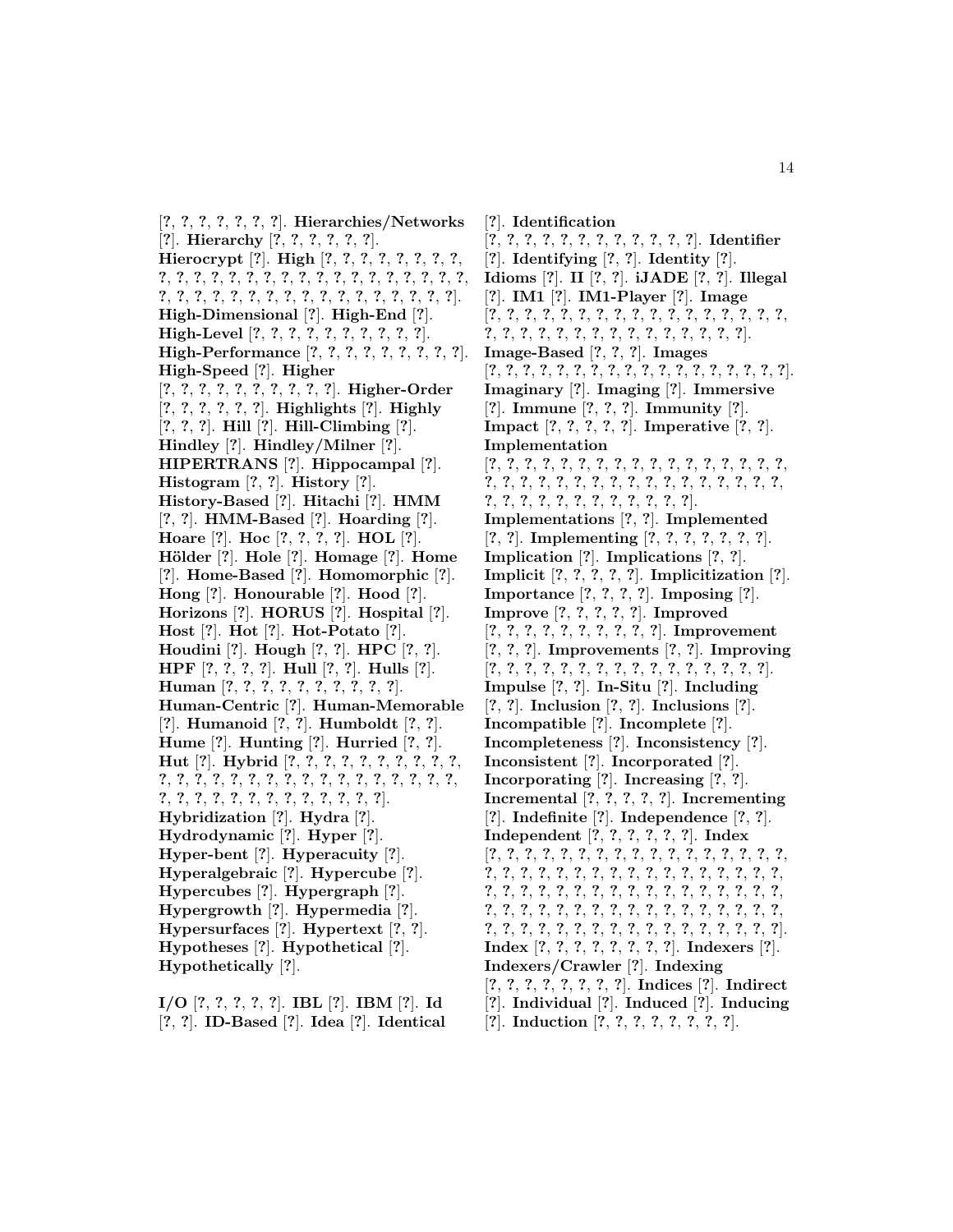[?, ?, ?, ?, ?, ?, ?, ?]. **Hierarchies/Networks** [?]. **Hierarchy** [?, ?, ?, ?, ?, ?, ?]. **Hierocrypt** [?]. **High** [?, ?, ?, ?, ?, ?, ?, ?, ?, ?, ?, ?, ?, ?, ?, ?, ?, ?, ?, ?, ?, ?, ?, ?, ?, ?, ?, ?, ?, ?, ?, ?, ?, ?, ?, ?, ?, ?, ?, ?, ?, ?, ?, ?, ?, ?, ?, ?]. **High-Dimensional** [?]. **High-End** [?]. **High-Level** [?, ?, ?, ?, ?, ?, ?, ?, ?, ?, ?]. **High-Performance** [?, ?, ?, ?, ?, ?, ?, ?, ?, ?]. **High-Speed** [?]. **Higher** [?, ?, ?, ?, ?, ?, ?, ?, ?, ?, ?]. **Higher-Order** [?, ?, ?, ?, ?, ?]. **Highlights** [?]. **Highly** [?, ?, ?]. **Hill** [?]. **Hill-Climbing** [?]. **Hindley** [?]. **Hindley/Milner** [?]. **HIPERTRANS** [?]. **Hippocampal** [?]. **Histogram** [?, ?]. **History** [?]. **History-Based** [?]. **Hitachi** [?]. **HMM** [?, ?]. **HMM-Based** [?]. **Hoarding** [?]. **Hoare** [?]. **Hoc** [?, ?, ?, ?]. **HOL** [?]. **Hölder** [?]. **Hole** [?]. **Homage** [?]. **Home** [?]. **Home-Based** [?]. **Homomorphic** [?]. **Hong** [?]. **Honourable** [?]. **Hood** [?]. **Horizons** [?]. **HORUS** [?]. **Hospital** [?]. **Host** [?]. **Hot** [?]. **Hot-Potato** [?]. **Houdini** [?]. **Hough** [?, ?]. **HPC** [?, ?]. **HPF** [?, ?, ?, ?]. **Hull** [?, ?]. **Hulls** [?]. **Human** [?, ?, ?, ?, ?, ?, ?, ?, ?, ?, ?]. **Human-Centric** [?]. **Human-Memorable** [?]. **Humanoid** [?, ?]. **Humboldt** [?, ?]. **Hume** [?]. **Hunting** [?]. **Hurried** [?, ?]. **Hut** [?]. **Hybrid** [?, ?, ?, ?, ?, ?, ?, ?, ?, ?, ?, ?, ?, ?, ?, ?, ?, ?, ?, ?, ?, ?, ?, ?, ?, ?, ?, ?, ?, ?, ?, ?, ?, ?, ?, ?, ?, ?, ?, ?, ?, ?, ?, ?]. **Hybridization** [?]. **Hydra** [?]. **Hydrodynamic** [?]. **Hyper** [?]. **Hyper-bent** [?]. **Hyperacuity** [?]. **Hyperalgebraic** [?]. **Hypercube** [?]. **Hypercubes** [?]. **Hypergraph** [?]. **Hypergrowth** [?]. **Hypermedia** [?]. **Hypersurfaces** [?]. **Hypertext** [?, ?]. **Hypotheses** [?]. **Hypothetical** [?]. **Hypothetically** [?].

**I/O** [?, ?, ?, ?, ?]. **IBL** [?]. **IBM** [?]. **Id** [?, ?]. **ID-Based** [?]. **Idea** [?]. **Identical** [?]. **Identification** [?, ?, ?, ?, ?, ?, ?, ?, ?, ?, ?, ?, ?]. **Identifier** [?]. **Identifying** [?, ?]. **Identity** [?]. **Idioms** [?]. **II** [?, ?]. **iJADE** [?, ?]. **Illegal** [?]. **IM1** [?]. **IM1-Player** [?]. **Image** [?, ?, ?, ?, ?, ?, ?, ?, ?, ?, ?, ?, ?, ?, ?, ?, ?, ?, ?, ?, ?, ?, ?, ?, ?, ?, ?, ?, ?, ?, ?, ?, ?, ?, ?, ?]. **Image-Based** [?, ?, ?]. **Images** [?, ?, ?, ?, ?, ?, ?, ?, ?, ?, ?, ?, ?, ?, ?, ?, ?, ?, ?, ?]. **Imaginary** [?]. **Imaging** [?]. **Immersive** [?]. **Immune** [?, ?, ?]. **Immunity** [?]. **Impact** [?, ?, ?, ?, ?]. **Imperative** [?, ?]. **Implementation** [?, ?, ?, ?, ?, ?, ?, ?, ?, ?, ?, ?, ?, ?, ?, ?, ?, ?, ?, ?, ?, ?, ?, ?, ?, ?, ?, ?, ?, ?, ?, ?, ?, ?, ?, ?, ?, ?, ?, ?, ?, ?, ?, ?, ?, ?, ?, ?]. **Implementations** [?, ?]. **Implemented** [?, ?]. **Implementing** [?, ?, ?, ?, ?, ?, ?]. **Implication** [?]. **Implications** [?, ?]. **Implicit** [?, ?, ?, ?, ?]. **Implicitization** [?]. **Importance** [?, ?, ?, ?]. **Imposing** [?]. **Improve** [?, ?, ?, ?, ?]. **Improved** [?, ?, ?, ?, ?, ?, ?, ?, ?, ?, ?]. **Improvement** [?, ?, ?]. **Improvements** [?, ?]. **Improving** [?, ?, ?, ?, ?, ?, ?, ?, ?, ?, ?, ?, ?, ?, ?, ?, ?, ?]. **Impulse** [?, ?]. **In-Situ** [?]. **Including** [?, ?]. **Inclusion** [?, ?]. **Inclusions** [?]. **Incompatible** [?]. **Incomplete** [?]. **Incompleteness** [?]. **Inconsistency** [?]. **Inconsistent** [?]. **Incorporated** [?]. **Incorporating** [?]. **Increasing** [?, ?]. **Incremental** [?, ?, ?, ?, ?]. **Incrementing** [?]. **Indefinite** [?]. **Independence** [?, ?]. **Independent** [?, ?, ?, ?, ?, ?]. **Index** [?, ?, ?, ?, ?, ?, ?, ?, ?, ?, ?, ?, ?, ?, ?, ?, ?, ?, ?, ?, ?, ?, ?, ?, ?, ?, ?, ?, ?, ?, ?, ?, ?, ?, ?, ?, ?, ?, ?, ?, ?, ?, ?, ?, ?, ?, ?, ?, ?, ?, ?, ?, ?, ?, ?, ?, ?, ?, ?, ?, ?, ?, ?, ?, ?, ?, ?, ?, ?, ?, ?, ?, ?, ?, ?, ?, ?, ?, ?, ?, ?, ?, ?, ?, ?, ?, ?, ?, ?, ?]. **Index** [?, ?, ?, ?, ?, ?, ?, ?]. **Indexers** [?]. **Indexers/Crawler** [?]. **Indexing** [?, ?, ?, ?, ?, ?, ?, ?]. **Indices** [?]. **Indirect** [?]. **Individual** [?]. **Induced** [?]. **Inducing** [?]. **Induction** [?, ?, ?, ?, ?, ?, ?, ?].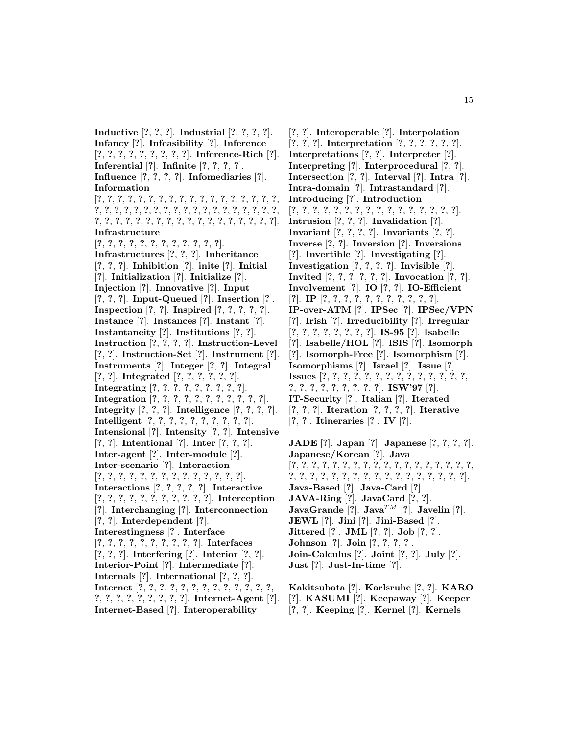**Inductive** [?, ?, ?]. **Industrial** [?, ?, ?, ?]. **Infancy** [?]. **Infeasibility** [?]. **Inference** [?, ?, ?, ?, ?, ?, ?, ?, ?]. **Inference-Rich** [?]. **Inferential** [?]. **Infinite** [?, ?, ?, ?]. **Influence** [?, ?, ?, ?]. **Infomediaries** [?]. **Information** [?, ?, ?, ?, ?, ?, ?, ?, ?, ?, ?, ?, ?, ?, ?, ?, ?, ?, ?, ?, ?, ?, ?, ?, ?, ?, ?, ?, ?, ?, ?, ?, ?, ?, ?, ?, ?, ?, ?, ?, ?, ?, ?, ?, ?, ?, ?, ?, ?, ?, ?, ?, ?, ?, ?, ?, ?]. **Infrastructure** [?, ?, ?, ?, ?, ?, ?, ?, ?, ?, ?, ?, ?]. **Infrastructures** [?, ?, ?]. **Inheritance** [?, ?, ?]. **Inhibition** [?]. **inite** [?]. **Initial** [?]. **Initialization** [?]. **Initialize** [?]. **Injection** [?]. **Innovative** [?]. **Input** [?, ?, ?]. **Input-Queued** [?]. **Insertion** [?]. **Inspection** [?, ?]. **Inspired** [?, ?, ?, ?, ?]. **Instance** [?]. **Instances** [?]. **Instant** [?]. **Instantaneity** [?]. **Institutions** [?, ?]. **Instruction** [?, ?, ?, ?]. **Instruction-Level** [?, ?]. **Instruction-Set** [?]. **Instrument** [?]. **Instruments** [?]. **Integer** [?, ?]. **Integral** [?, ?]. **Integrated** [?, ?, ?, ?, ?, ?, ?]. **Integrating** [?, ?, ?, ?, ?, ?, ?, ?, ?, ?]. **Integration** [?, ?, ?, ?, ?, ?, ?, ?, ?, ?, ?, ?, ?]. **Integrity** [?, ?, ?]. **Intelligence** [?, ?, ?, ?]. **Intelligent** [?, ?, ?, ?, ?, ?, ?, ?, ?, ?, ?]. **Intensional** [?]. **Intensity** [?, ?]. **Intensive** [?, ?]. **Intentional** [?]. **Inter** [?, ?, ?]. **Inter-agent** [?]. **Inter-module** [?]. **Inter-scenario** [?]. **Interaction** [?, ?, ?, ?, ?, ?, ?, ?, ?, ?, ?, ?, ?, ?, ?]. **Interactions** [?, ?, ?, ?, ?]. **Interactive** [?, ?, ?, ?, ?, ?, ?, ?, ?, ?, ?, ?]. **Interception** [?]. **Interchanging** [?]. **Interconnection** [?, ?]. **Interdependent** [?]. **Interestingness** [?]. **Interface** [?, ?, ?, ?, ?, ?, ?, ?, ?, ?, ?]. **Interfaces** [?, ?, ?]. **Interfering** [?]. **Interior** [?, ?]. **Interior-Point** [?]. **Intermediate** [?]. **Internals** [?]. **International** [?, ?, ?]. **Internet** [?, ?, ?, ?, ?, ?, ?, ?, ?, ?, ?, ?, ?, ?, ?, ?, ?, ?, ?, ?, ?, ?, ?, ?, ?]. **Internet-Agent** [?]. **Internet-Based** [?]. **Interoperability** [?, ?]. **Interoperable** [?]. **Interpolation** [?, ?, ?]. **Interpretation** [?, ?, ?, ?, ?, ?]. **Interpretations** [?, ?]. **Interpreter** [?]. **Interpreting** [?]. **Interprocedural** [?, ?]. **Intersection** [?, ?]. **Interval** [?]. **Intra** [?]. **Intra-domain** [?]. **Intrastandard** [?]. **Introducing** [?]. **Introduction** [?, ?, ?, ?, ?, ?, ?, ?, ?, ?, ?, ?, ?, ?, ?, ?, ?]. **Intrusion** [?, ?, ?]. **Invalidation** [?]. **Invariant** [?, ?, ?, ?]. **Invariants** [?, ?]. **Inverse** [?, ?]. **Inversion** [?]. **Inversions** [?]. **Invertible** [?]. **Investigating** [?]. **Investigation** [?, ?, ?, ?]. **Invisible** [?]. **Invited** [?, ?, ?, ?, ?, ?]. **Invocation** [?, ?]. **Involvement** [?]. **IO** [?, ?]. **IO-Efficient** [?]. **IP** [?, ?, ?, ?, ?, ?, ?, ?, ?, ?, ?, ?]. **IP-over-ATM** [?]. **IPSec** [?]. **IPSec/VPN** [?]. **Irish** [?]. **Irreducibility** [?]. **Irregular** [?, ?, ?, ?, ?, ?, ?, ?]. **IS-95** [?]. **Isabelle** [?]. **Isabelle/HOL** [?]. **ISIS** [?]. **Isomorph** [?]. **Isomorph-Free** [?]. **Isomorphism** [?]. **Isomorphisms** [?]. **Israel** [?]. **Issue** [?]. **Issues** [?, ?, ?, ?, ?, ?, ?, ?, ?, ?, ?, ?, ?, ?, ?, ?, ?, ?, ?, ?, ?, ?, ?, ?, ?]. **ISW'97** [?]. **IT-Security** [?]. **Italian** [?]. **Iterated** [?, ?, ?]. **Iteration** [?, ?, ?, ?]. **Iterative** [?, ?]. **Itineraries** [?]. **IV** [?].

**JADE** [?]. **Japan** [?]. **Japanese** [?, ?, ?, ?]. **Japanese/Korean** [?]. **Java** [?, ?, ?, ?, ?, ?, ?, ?, ?, ?, ?, ?, ?, ?, ?, ?, ?, ?, ?, ?, ?, ?, ?, ?, ?, ?, ?, ?, ?, ?, ?, ?, ?, ?, ?, ?, ?]. **Java-Based** [?]. **Java-Card** [?]. **JAVA-Ring** [?]. **JavaCard** [?, ?]. **JavaGrande** [?]. **Java$^{TM}$** [?]. **Javelin** [?]. **JEWL** [?]. **Jini** [?]. **Jini-Based** [?]. **Jittered** [?]. **JML** [?, ?]. **Job** [?, ?]. **Johnson** [?]. **Join** [?, ?, ?, ?]. **Join-Calculus** [?]. **Joint** [?, ?]. **July** [?]. **Just** [?]. **Just-In-time** [?].

**Kakitsubata** [?]. **Karlsruhe** [?, ?]. **KARO** [?]. **KASUMI** [?]. **Keepaway** [?]. **Keeper** [?, ?]. **Keeping** [?]. **Kernel** [?]. **Kernels**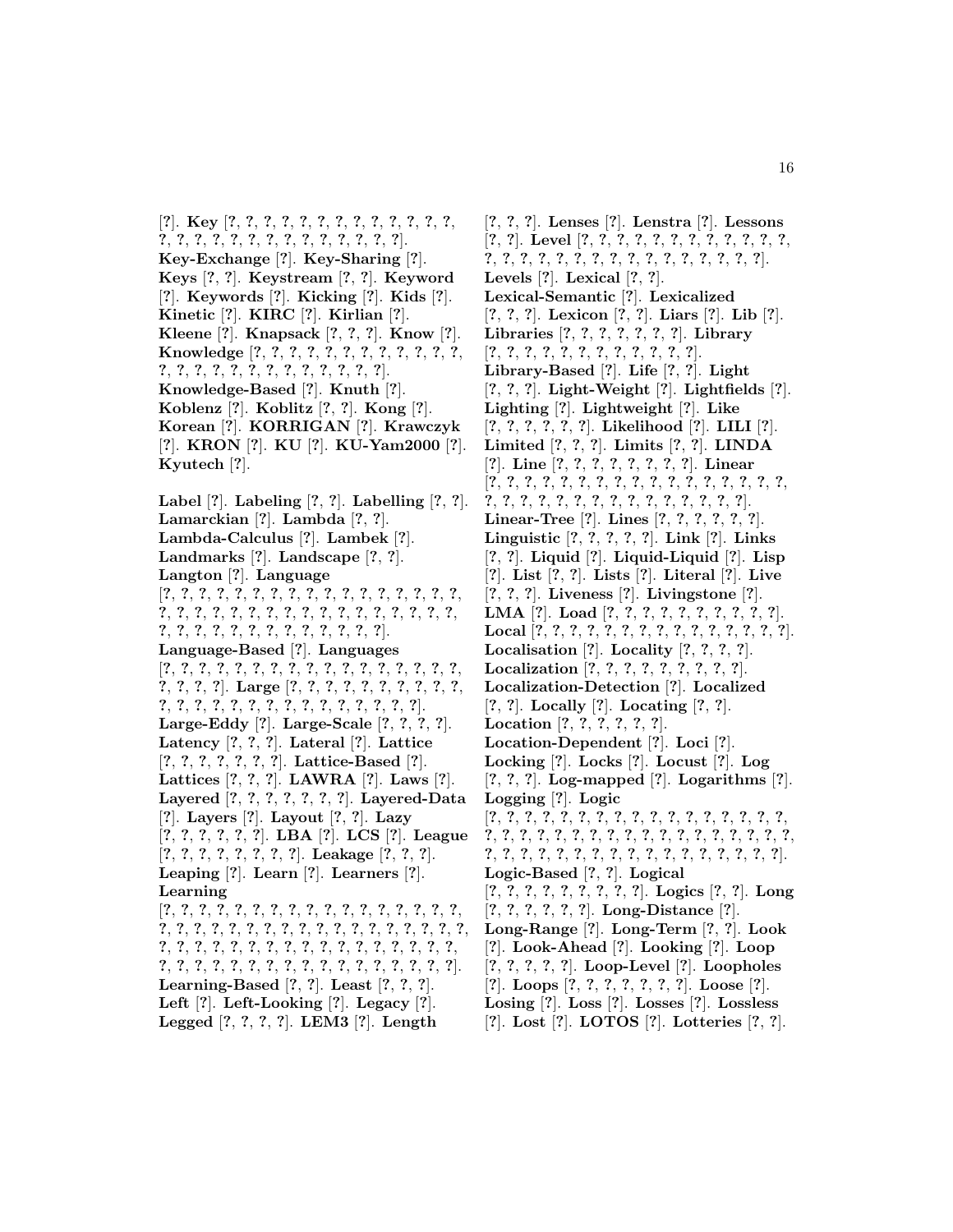[?]. **Key** [?, ?, ?, ?, ?, ?, ?, ?, ?, ?, ?, ?, ?, ?, ?, ?, ?, ?, ?, ?, ?, ?, ?, ?, ?, ?, ?, ?, ?]. **Key-Exchange** [?]. **Key-Sharing** [?]. **Keys** [?, ?]. **Keystream** [?, ?]. **Keyword** [?]. **Keywords** [?]. **Kicking** [?]. **Kids** [?]. **Kinetic** [?]. **KIRC** [?]. **Kirlian** [?]. **Kleene** [?]. **Knapsack** [?, ?, ?]. **Know** [?]. **Knowledge** [?, ?, ?, ?, ?, ?, ?, ?, ?, ?, ?, ?, ?, ?, ?, ?, ?, ?, ?, ?, ?, ?, ?, ?, ?, ?, ?]. **Knowledge-Based** [?]. **Knuth** [?]. **Koblenz** [?]. **Koblitz** [?, ?]. **Kong** [?]. **Korean** [?]. **KORRIGAN** [?]. **Krawczyk** [?]. **KRON** [?]. **KU** [?]. **KU-Yam2000** [?]. **Kyutech** [?].

**Label** [?]. **Labeling** [?, ?]. **Labelling** [?, ?]. **Lamarckian** [?]. **Lambda** [?, ?]. **Lambda-Calculus** [?]. **Lambek** [?]. **Landmarks** [?]. **Landscape** [?, ?]. **Langton** [?]. **Language** [?, ?, ?, ?, ?, ?, ?, ?, ?, ?, ?, ?, ?, ?, ?, ?, ?, ?, ?, ?, ?, ?, ?, ?, ?, ?, ?, ?, ?, ?, ?, ?, ?, ?, ?, ?, ?, ?, ?, ?, ?, ?, ?, ?, ?, ?, ?, ?, ?, ?, ?]. **Language-Based** [?]. **Languages** [?, ?, ?, ?, ?, ?, ?, ?, ?, ?, ?, ?, ?, ?, ?, ?, ?, ?, ?, ?, ?, ?]. **Large** [?, ?, ?, ?, ?, ?, ?, ?, ?, ?, ?, ?, ?, ?, ?, ?, ?, ?, ?, ?, ?, ?, ?, ?, ?, ?, ?]. **Large-Eddy** [?]. **Large-Scale** [?, ?, ?, ?]. **Latency** [?, ?, ?]. **Lateral** [?]. **Lattice** [?, ?, ?, ?, ?, ?, ?]. **Lattice-Based** [?]. **Lattices** [?, ?, ?]. **LAWRA** [?]. **Laws** [?]. **Layered** [?, ?, ?, ?, ?, ?, ?]. **Layered-Data** [?]. **Layers** [?]. **Layout** [?, ?]. **Lazy** [?, ?, ?, ?, ?, ?]. **LBA** [?]. **LCS** [?]. **League** [?, ?, ?, ?, ?, ?, ?, ?]. **Leakage** [?, ?, ?]. **Leaping** [?]. **Learn** [?]. **Learners** [?]. **Learning** [?, ?, ?, ?, ?, ?, ?, ?, ?, ?, ?, ?, ?, ?, ?, ?, ?, ?, ?, ?, ?, ?, ?, ?, ?, ?, ?, ?, ?, ?, ?, ?, ?, ?, ?, ?, ?, ?, ?, ?, ?, ?, ?, ?, ?, ?, ?, ?, ?, ?, ?, ?, ?, ?, ?, ?, ?, ?, ?, ?, ?, ?, ?, ?, ?, ?, ?, ?, ?, ?, ?, ?]. **Learning-Based** [?, ?]. **Least** [?, ?, ?]. **Left** [?]. **Left-Looking** [?]. **Legacy** [?]. **Legged** [?, ?, ?, ?]. **LEM3** [?]. **Length** [?, ?, ?]. **Lenses** [?]. **Lenstra** [?]. **Lessons** [?, ?]. **Level** [?, ?, ?, ?, ?, ?, ?, ?, ?, ?, ?, ?, ?, ?, ?, ?, ?, ?, ?, ?, ?, ?, ?, ?, ?, ?, ?, ?, ?, ?]. **Levels** [?]. **Lexical** [?, ?]. **Lexical-Semantic** [?]. **Lexicalized** [?, ?, ?]. **Lexicon** [?, ?]. **Liars** [?]. **Lib** [?]. **Libraries** [?, ?, ?, ?, ?, ?, ?]. **Library** [?, ?, ?, ?, ?, ?, ?, ?, ?, ?, ?, ?, ?]. **Library-Based** [?]. **Life** [?, ?]. **Light** [?, ?, ?]. **Light-Weight** [?]. **Lightfields** [?]. **Lighting** [?]. **Lightweight** [?]. **Like** [?, ?, ?, ?, ?, ?]. **Likelihood** [?]. **LILI** [?]. **Limited** [?, ?, ?]. **Limits** [?, ?]. **LINDA** [?]. **Line** [?, ?, ?, ?, ?, ?, ?, ?, ?]. **Linear** [?, ?, ?, ?, ?, ?, ?, ?, ?, ?, ?, ?, ?, ?, ?, ?, ?, ?, ?, ?, ?, ?, ?, ?, ?, ?, ?, ?, ?, ?, ?, ?, ?, ?, ?]. **Linear-Tree** [?]. **Lines** [?, ?, ?, ?, ?, ?]. **Linguistic** [?, ?, ?, ?, ?]. **Link** [?]. **Links** [?, ?]. **Liquid** [?]. **Liquid-Liquid** [?]. **Lisp** [?]. **List** [?, ?]. **Lists** [?]. **Literal** [?]. **Live** [?, ?, ?]. **Liveness** [?]. **Livingstone** [?]. **LMA** [?]. **Load** [?, ?, ?, ?, ?, ?, ?, ?, ?, ?, ?]. **Local** [?, ?, ?, ?, ?, ?, ?, ?, ?, ?, ?, ?, ?, ?, ?, ?, ?]. **Localisation** [?]. **Locality** [?, ?, ?, ?]. **Localization** [?, ?, ?, ?, ?, ?, ?, ?, ?]. **Localization-Detection** [?]. **Localized** [?, ?]. **Locally** [?]. **Locating** [?, ?]. **Location** [?, ?, ?, ?, ?, ?]. **Location-Dependent** [?]. **Loci** [?]. **Locking** [?]. **Locks** [?]. **Locust** [?]. **Log** [?, ?, ?]. **Log-mapped** [?]. **Logarithms** [?]. **Logging** [?]. **Logic** [?, ?, ?, ?, ?, ?, ?, ?, ?, ?, ?, ?, ?, ?, ?, ?, ?, ?, ?, ?, ?, ?, ?, ?, ?, ?, ?, ?, ?, ?, ?, ?, ?, ?, ?, ?, ?, ?, ?, ?, ?, ?, ?, ?, ?, ?, ?, ?, ?, ?, ?, ?, ?, ?, ?]. **Logic-Based** [?, ?]. **Logical** [?, ?, ?, ?, ?, ?, ?, ?, ?]. **Logics** [?, ?]. **Long** [?, ?, ?, ?, ?, ?]. **Long-Distance** [?]. **Long-Range** [?]. **Long-Term** [?, ?]. **Look** [?]. **Look-Ahead** [?]. **Looking** [?]. **Loop** [?, ?, ?, ?, ?]. **Loop-Level** [?]. **Loopholes** [?]. **Loops** [?, ?, ?, ?, ?, ?, ?]. **Loose** [?]. **Losing** [?]. **Loss** [?]. **Losses** [?]. **Lossless** [?]. **Lost** [?]. **LOTOS** [?]. **Lotteries** [?, ?].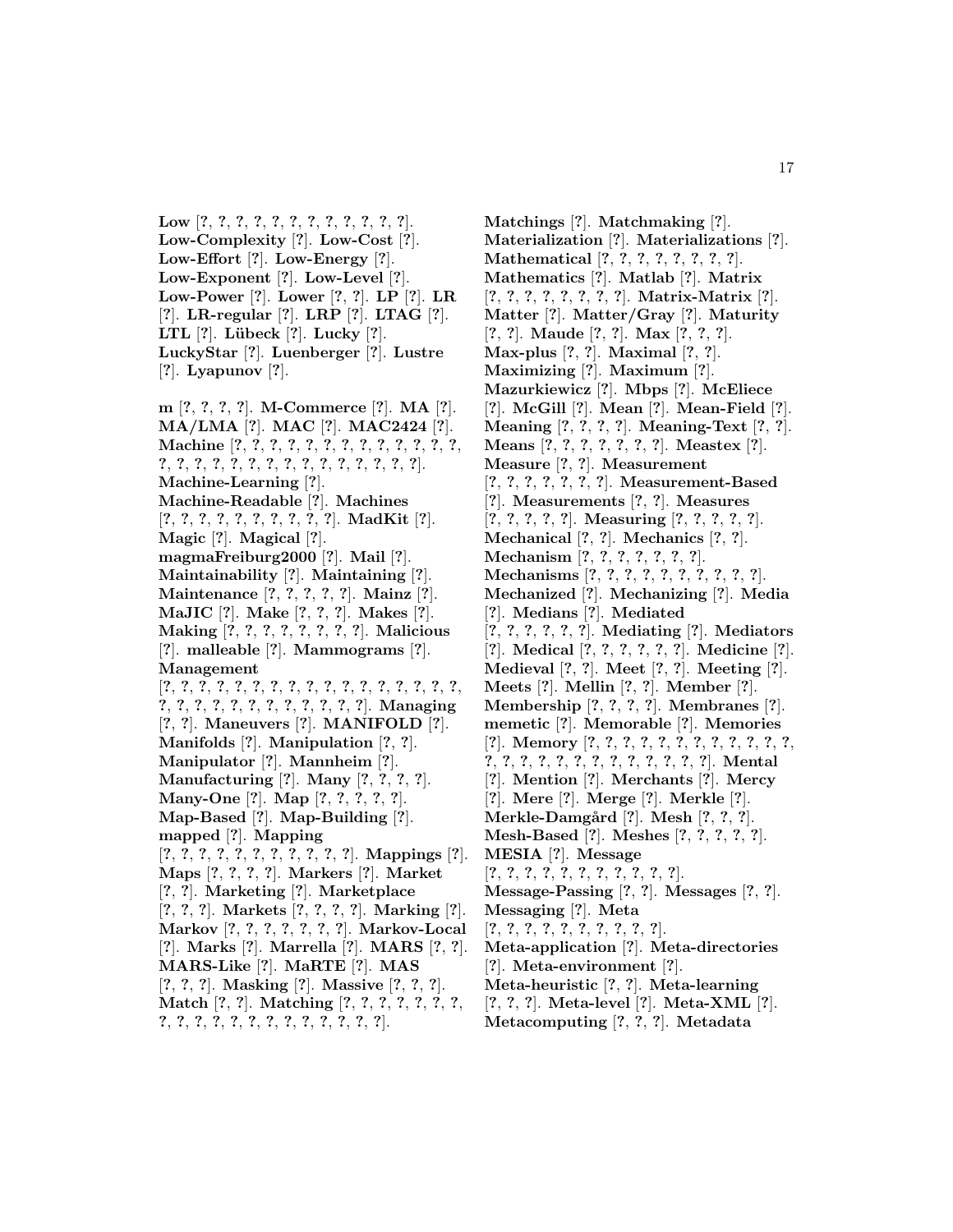**Low** [?, ?, ?, ?, ?, ?, ?, ?, ?, ?, ?, ?, ?]. **Low-Complexity** [?]. **Low-Cost** [?]. **Low-Effort** [?]. **Low-Energy** [?]. **Low-Exponent** [?]. **Low-Level** [?]. **Low-Power** [?]. **Lower** [?, ?]. **LP** [?]. **LR** [?]. **LR-regular** [?]. **LRP** [?]. **LTAG** [?]. **LTL** [?]. **Lübeck** [?]. **Lucky** [?]. **LuckyStar** [?]. **Luenberger** [?]. **Lustre** [?]. **Lyapunov** [?].

**m** [?, ?, ?, ?]. **M-Commerce** [?]. **MA** [?]. **MA/LMA** [?]. **MAC** [?]. **MAC2424** [?]. **Machine** [?, ?, ?, ?, ?, ?, ?, ?, ?, ?, ?, ?, ?, ?, ?, ?, ?, ?, ?, ?, ?, ?, ?, ?, ?, ?, ?, ?, ?, ?]. **Machine-Learning** [?]. **Machine-Readable** [?]. **Machines** [?, ?, ?, ?, ?, ?, ?, ?, ?, ?, ?]. **MadKit** [?]. **Magic** [?]. **Magical** [?]. **magmaFreiburg2000** [?]. **Mail** [?]. **Maintainability** [?]. **Maintaining** [?]. **Maintenance** [?, ?, ?, ?, ?]. **Mainz** [?]. **MaJIC** [?]. **Make** [?, ?, ?]. **Makes** [?]. **Making** [?, ?, ?, ?, ?, ?, ?, ?, ?]. **Malicious** [?]. **malleable** [?]. **Mammograms** [?]. **Management** [?, ?, ?, ?, ?, ?, ?, ?, ?, ?, ?, ?, ?, ?, ?, ?, ?, ?, ?, ?, ?, ?, ?, ?, ?, ?, ?, ?, ?, ?, ?]. **Managing** [?, ?]. **Maneuvers** [?]. **MANIFOLD** [?]. **Manifolds** [?]. **Manipulation** [?, ?]. **Manipulator** [?]. **Mannheim** [?]. **Manufacturing** [?]. **Many** [?, ?, ?, ?]. **Many-One** [?]. **Map** [?, ?, ?, ?, ?]. **Map-Based** [?]. **Map-Building** [?]. **mapped** [?]. **Mapping** [?, ?, ?, ?, ?, ?, ?, ?, ?, ?, ?, ?]. **Mappings** [?]. **Maps** [?, ?, ?, ?]. **Markers** [?]. **Market** [?, ?]. **Marketing** [?]. **Marketplace** [?, ?, ?]. **Markets** [?, ?, ?, ?]. **Marking** [?]. **Markov** [?, ?, ?, ?, ?, ?, ?, ?]. **Markov-Local** [?]. **Marks** [?]. **Marrella** [?]. **MARS** [?, ?]. **MARS-Like** [?]. **MaRTE** [?]. **MAS** [?, ?, ?]. **Masking** [?]. **Massive** [?, ?, ?]. **Match** [?, ?]. **Matching** [?, ?, ?, ?, ?, ?, ?, ?, ?, ?, ?, ?, ?, ?, ?, ?, ?, ?, ?, ?, ?, ?]. **Matchings** [?]. **Matchmaking** [?]. **Materialization** [?]. **Materializations** [?]. **Mathematical** [?, ?, ?, ?, ?, ?, ?, ?]. **Mathematics** [?]. **Matlab** [?]. **Matrix** [?, ?, ?, ?, ?, ?, ?, ?, ?]. **Matrix-Matrix** [?]. **Matter** [?]. **Matter/Gray** [?]. **Maturity** [?, ?]. **Maude** [?, ?]. **Max** [?, ?, ?]. **Max-plus** [?, ?]. **Maximal** [?, ?]. **Maximizing** [?]. **Maximum** [?]. **Mazurkiewicz** [?]. **Mbps** [?]. **McEliece** [?]. **McGill** [?]. **Mean** [?]. **Mean-Field** [?]. **Meaning** [?, ?, ?, ?]. **Meaning-Text** [?, ?]. **Means** [?, ?, ?, ?, ?, ?, ?]. **Meastex** [?]. **Measure** [?, ?]. **Measurement** [?, ?, ?, ?, ?, ?, ?]. **Measurement-Based** [?]. **Measurements** [?, ?]. **Measures** [?, ?, ?, ?, ?]. **Measuring** [?, ?, ?, ?, ?]. **Mechanical** [?, ?]. **Mechanics** [?, ?]. **Mechanism** [?, ?, ?, ?, ?, ?, ?]. **Mechanisms** [?, ?, ?, ?, ?, ?, ?, ?, ?, ?, ?]. **Mechanized** [?]. **Mechanizing** [?]. **Media** [?]. **Medians** [?]. **Mediated** [?, ?, ?, ?, ?, ?]. **Mediating** [?]. **Mediators** [?]. **Medical** [?, ?, ?, ?, ?, ?]. **Medicine** [?]. **Medieval** [?, ?]. **Meet** [?, ?]. **Meeting** [?]. **Meets** [?]. **Mellin** [?, ?]. **Member** [?]. **Membership** [?, ?, ?, ?]. **Membranes** [?]. **memetic** [?]. **Memorable** [?]. **Memories** [?]. **Memory** [?, ?, ?, ?, ?, ?, ?, ?, ?, ?, ?, ?, ?, ?, ?, ?, ?, ?, ?, ?, ?, ?, ?, ?, ?, ?, ?]. **Mental** [?]. **Mention** [?]. **Merchants** [?]. **Mercy** [?]. **Mere** [?]. **Merge** [?]. **Merkle** [?]. **Merkle-Damgård** [?]. **Mesh** [?, ?, ?]. **Mesh-Based** [?]. **Meshes** [?, ?, ?, ?, ?]. **MESIA** [?]. **Message** [?, ?, ?, ?, ?, ?, ?, ?, ?, ?, ?, ?]. **Message-Passing** [?, ?]. **Messages** [?, ?]. **Messaging** [?]. **Meta** [?, ?, ?, ?, ?, ?, ?, ?, ?, ?, ?]. **Meta-application** [?]. **Meta-directories** [?]. **Meta-environment** [?]. **Meta-heuristic** [?, ?]. **Meta-learning** [?, ?, ?]. **Meta-level** [?]. **Meta-XML** [?]. **Metacomputing** [?, ?, ?]. **Metadata**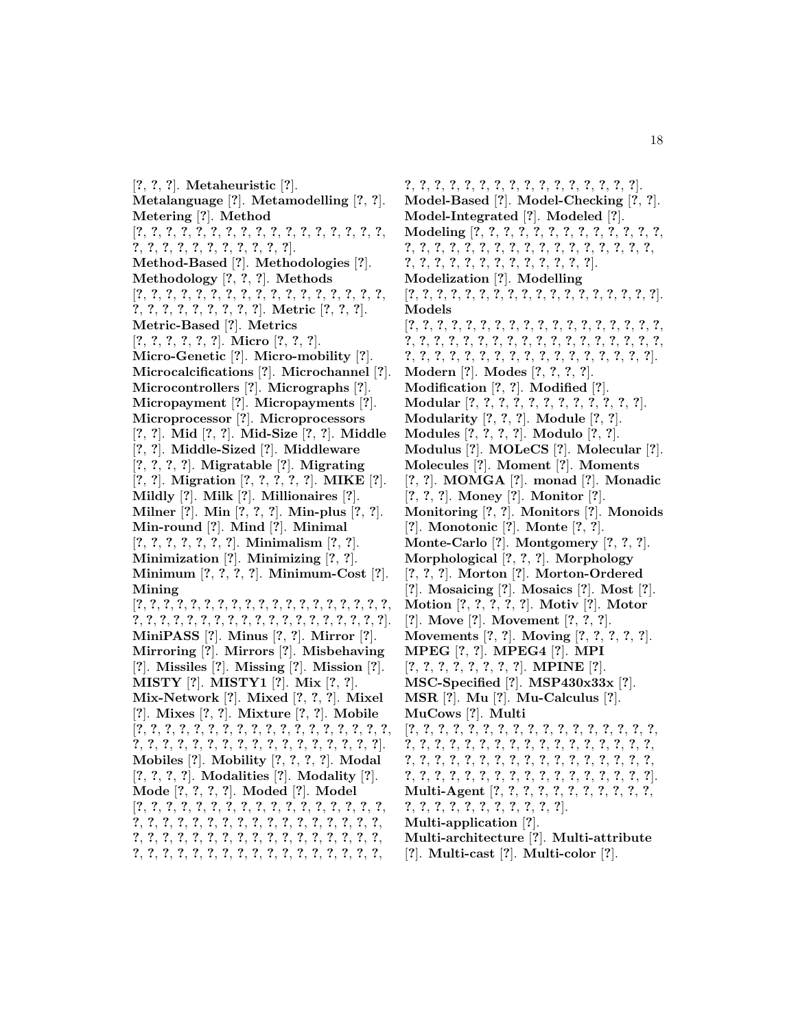[?, ?, ?]. **Metaheuristic** [?]. **Metalanguage** [?]. **Metamodelling** [?, ?]. **Metering** [?]. **Method** [?, ?, ?, ?, ?, ?, ?, ?, ?, ?, ?, ?, ?, ?, ?, ?, ?, ?, ?, ?, ?, ?, ?, ?, ?, ?, ?, ?, ?, ?]. **Method-Based** [?]. **Methodologies** [?]. **Methodology** [?, ?, ?]. **Methods** [?, ?, ?, ?, ?, ?, ?, ?, ?, ?, ?, ?, ?, ?, ?, ?, ?, ?, ?, ?, ?, ?, ?, ?, ?, ?, ?, ?, ?]. **Metric** [?, ?, ?]. **Metric-Based** [?]. **Metrics** [?, ?, ?, ?, ?, ?]. **Micro** [?, ?, ?]. **Micro-Genetic** [?]. **Micro-mobility** [?]. **Microcalcifications** [?]. **Microchannel** [?]. **Microcontrollers** [?]. **Micrographs** [?]. **Micropayment** [?]. **Micropayments** [?]. **Microprocessor** [?]. **Microprocessors** [?, ?]. **Mid** [?, ?]. **Mid-Size** [?, ?]. **Middle** [?, ?]. **Middle-Sized** [?]. **Middleware** [?, ?, ?, ?]. **Migratable** [?]. **Migrating** [?, ?]. **Migration** [?, ?, ?, ?, ?]. **MIKE** [?]. **Mildly** [?]. **Milk** [?]. **Millionaires** [?]. **Milner** [?]. **Min** [?, ?, ?]. **Min-plus** [?, ?]. **Min-round** [?]. **Mind** [?]. **Minimal** [?, ?, ?, ?, ?, ?, ?]. **Minimalism** [?, ?]. **Minimization** [?]. **Minimizing** [?, ?]. **Minimum** [?, ?, ?, ?]. **Minimum-Cost** [?]. **Mining** [?, ?, ?, ?, ?, ?, ?, ?, ?, ?, ?, ?, ?, ?, ?, ?, ?, ?, ?, ?, ?, ?, ?, ?, ?, ?, ?, ?, ?, ?, ?, ?, ?, ?, ?, ?, ?, ?, ?, ?]. **MiniPASS** [?]. **Minus** [?, ?]. **Mirror** [?]. **Mirroring** [?]. **Mirrors** [?]. **Misbehaving** [?]. **Missiles** [?]. **Missing** [?]. **Mission** [?]. **MISTY** [?]. **MISTY1** [?]. **Mix** [?, ?]. **Mix-Network** [?]. **Mixed** [?, ?, ?]. **Mixel** [?]. **Mixes** [?, ?]. **Mixture** [?, ?]. **Mobile** [?, ?, ?, ?, ?, ?, ?, ?, ?, ?, ?, ?, ?, ?, ?, ?, ?, ?, ?, ?, ?, ?, ?, ?, ?, ?, ?, ?, ?, ?, ?, ?, ?, ?, ?, ?, ?, ?]. **Mobiles** [?]. **Mobility** [?, ?, ?, ?]. **Modal** [?, ?, ?, ?]. **Modalities** [?]. **Modality** [?]. **Mode** [?, ?, ?, ?]. **Moded** [?]. **Model** [?, ?, ?, ?, ?, ?, ?, ?, ?, ?, ?, ?, ?, ?, ?, ?, ?, ?, ?, ?, ?, ?, ?, ?, ?, ?, ?, ?, ?, ?, ?, ?, ?, ?, ?, ?, ?, ?, ?, ?, ?, ?, ?, ?, ?, ?, ?, ?, ?, ?, ?, ?, ?, ?, ?, ?, ?, ?, ?, ?, ?, ?, ?, ?, ?, ?, ?, ?, ?, ?, ?, ?, ?, ?, ?, ?, ?, ?, ?, ?, ?, ?, ?, ?, ?, ?, ?, ?, ?, ?, ?, ?]. **Model-Based** [?]. **Model-Checking** [?, ?]. **Model-Integrated** [?]. **Modeled** [?]. **Modeling** [?, ?, ?, ?, ?, ?, ?, ?, ?, ?, ?, ?, ?, ?, ?, ?, ?, ?, ?, ?, ?, ?, ?, ?, ?, ?, ?, ?, ?, ?, ?, ?, ?, ?, ?, ?, ?, ?, ?, ?, ?, ?, ?, ?, ?, ?, ?, ?]. **Modelization** [?]. **Modelling** [?, ?, ?, ?, ?, ?, ?, ?, ?, ?, ?, ?, ?, ?, ?, ?, ?, ?, ?, ?]. **Models** [?, ?, ?, ?, ?, ?, ?, ?, ?, ?, ?, ?, ?, ?, ?, ?, ?, ?, ?, ?, ?, ?, ?, ?, ?, ?, ?, ?, ?, ?, ?, ?, ?, ?, ?, ?, ?, ?, ?, ?, ?, ?, ?, ?, ?, ?, ?, ?, ?, ?, ?, ?, ?, ?, ?, ?, ?, ?]. **Modern** [?]. **Modes** [?, ?, ?, ?]. **Modification** [?, ?]. **Modified** [?]. **Modular** [?, ?, ?, ?, ?, ?, ?, ?, ?, ?, ?, ?]. **Modularity** [?, ?, ?]. **Module** [?, ?]. **Modules** [?, ?, ?, ?]. **Modulo** [?, ?]. **Modulus** [?]. **MOLeCS** [?]. **Molecular** [?]. **Molecules** [?]. **Moment** [?]. **Moments** [?, ?]. **MOMGA** [?]. **monad** [?]. **Monadic** [?, ?, ?]. **Money** [?]. **Monitor** [?]. **Monitoring** [?, ?]. **Monitors** [?]. **Monoids** [?]. **Monotonic** [?]. **Monte** [?, ?]. **Monte-Carlo** [?]. **Montgomery** [?, ?, ?]. **Morphological** [?, ?, ?]. **Morphology** [?, ?, ?]. **Morton** [?]. **Morton-Ordered** [?]. **Mosaicing** [?]. **Mosaics** [?]. **Most** [?]. **Motion** [?, ?, ?, ?, ?]. **Motiv** [?]. **Motor** [?]. **Move** [?]. **Movement** [?, ?, ?]. **Movements** [?, ?]. **Moving** [?, ?, ?, ?, ?]. **MPEG** [?, ?]. **MPEG4** [?]. **MPI** [?, ?, ?, ?, ?, ?, ?, ?]. **MPINE** [?]. **MSC-Specified** [?]. **MSP430x33x** [?]. **MSR** [?]. **Mu** [?]. **Mu-Calculus** [?]. **MuCows** [?]. **Multi** [?, ?, ?, ?, ?, ?, ?, ?, ?, ?, ?, ?, ?, ?, ?, ?, ?, ?, ?, ?, ?, ?, ?, ?, ?, ?, ?, ?, ?, ?, ?, ?, ?, ?, ?, ?, ?, ?, ?, ?, ?, ?, ?, ?, ?, ?, ?, ?, ?, ?, ?, ?, ?, ?, ?, ?, ?, ?, ?, ?, ?, ?, ?, ?, ?, ?, ?, ?, ?, ?, ?, ?, ?, ?, ?, ?]. **Multi-Agent** [?, ?, ?, ?, ?, ?, ?, ?, ?, ?, ?, ?, ?, ?, ?, ?, ?, ?, ?, ?, ?, ?, ?]. **Multi-application** [?]. **Multi-architecture** [?]. **Multi-attribute** [?]. **Multi-cast** [?]. **Multi-color** [?].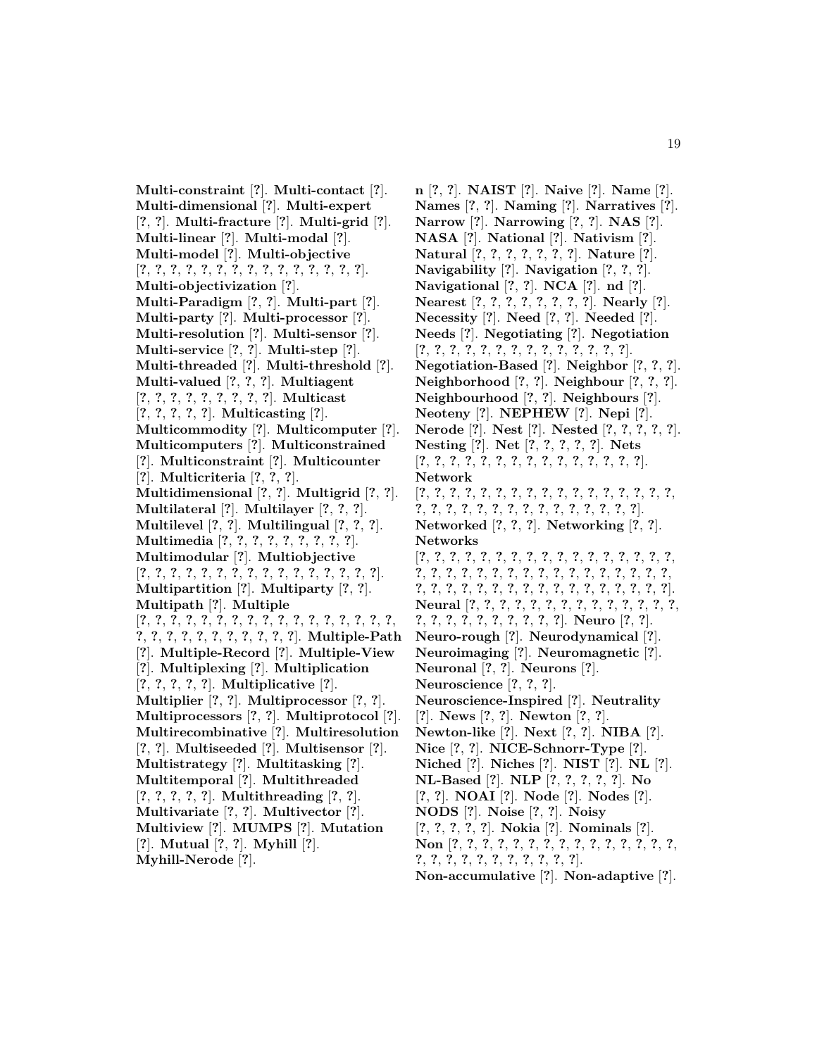**Multi-constraint** [?]. **Multi-contact** [?]. **Multi-dimensional** [?]. **Multi-expert** [?, ?]. **Multi-fracture** [?]. **Multi-grid** [?]. **Multi-linear** [?]. **Multi-modal** [?]. **Multi-model** [?]. **Multi-objective** [?, ?, ?, ?, ?, ?, ?, ?, ?, ?, ?, ?, ?, ?, ?]. **Multi-objectivization** [?]. **Multi-Paradigm** [?, ?]. **Multi-part** [?]. **Multi-party** [?]. **Multi-processor** [?]. **Multi-resolution** [?]. **Multi-sensor** [?]. **Multi-service** [?, ?]. **Multi-step** [?]. **Multi-threaded** [?]. **Multi-threshold** [?]. **Multi-valued** [?, ?, ?]. **Multiagent** [?, ?, ?, ?, ?, ?, ?, ?, ?]. **Multicast** [?, ?, ?, ?, ?]. **Multicasting** [?]. **Multicommodity** [?]. **Multicomputer** [?]. **Multicomputers** [?]. **Multiconstrained** [?]. **Multiconstraint** [?]. **Multicounter** [?]. **Multicriteria** [?, ?, ?]. **Multidimensional** [?, ?]. **Multigrid** [?, ?]. **Multilateral** [?]. **Multilayer** [?, ?, ?]. **Multilevel** [?, ?]. **Multilingual** [?, ?, ?]. **Multimedia** [?, ?, ?, ?, ?, ?, ?, ?, ?]. **Multimodular** [?]. **Multiobjective** [?, ?, ?, ?, ?, ?, ?, ?, ?, ?, ?, ?, ?, ?, ?, ?, ?]. **Multipartition** [?]. **Multiparty** [?, ?]. **Multipath** [?]. **Multiple** [?, ?, ?, ?, ?, ?, ?, ?, ?, ?, ?, ?, ?, ?, ?, ?, ?, ?, ?, ?, ?, ?, ?, ?, ?, ?, ?, ?, ?]. **Multiple-Path** [?]. **Multiple-Record** [?]. **Multiple-View** [?]. **Multiplexing** [?]. **Multiplication** [?, ?, ?, ?, ?]. **Multiplicative** [?]. **Multiplier** [?, ?]. **Multiprocessor** [?, ?]. **Multiprocessors** [?, ?]. **Multiprotocol** [?]. **Multirecombinative** [?]. **Multiresolution** [?, ?]. **Multiseeded** [?]. **Multisensor** [?]. **Multistrategy** [?]. **Multitasking** [?]. **Multitemporal** [?]. **Multithreaded** [?, ?, ?, ?, ?]. **Multithreading** [?, ?]. **Multivariate** [?, ?]. **Multivector** [?]. **Multiview** [?]. **MUMPS** [?]. **Mutation** [?]. **Mutual** [?, ?]. **Myhill** [?]. **Myhill-Nerode** [?].

**n** [?, ?]. **NAIST** [?]. **Naive** [?]. **Name** [?]. **Names** [?, ?]. **Naming** [?]. **Narratives** [?]. **Narrow** [?]. **Narrowing** [?, ?]. **NAS** [?]. **NASA** [?]. **National** [?]. **Nativism** [?]. **Natural** [?, ?, ?, ?, ?, ?, ?]. **Nature** [?]. **Navigability** [?]. **Navigation** [?, ?, ?]. **Navigational** [?, ?]. **NCA** [?]. **nd** [?]. **Nearest** [?, ?, ?, ?, ?, ?, ?, ?]. **Nearly** [?]. **Necessity** [?]. **Need** [?, ?]. **Needed** [?]. **Needs** [?]. **Negotiating** [?]. **Negotiation** [?, ?, ?, ?, ?, ?, ?, ?, ?, ?, ?, ?, ?, ?]. **Negotiation-Based** [?]. **Neighbor** [?, ?, ?]. **Neighborhood** [?, ?]. **Neighbour** [?, ?, ?]. **Neighbourhood** [?, ?]. **Neighbours** [?]. **Neoteny** [?]. **NEPHEW** [?]. **Nepi** [?]. **Nerode** [?]. **Nest** [?]. **Nested** [?, ?, ?, ?, ?]. **Nesting** [?]. **Net** [?, ?, ?, ?, ?]. **Nets** [?, ?, ?, ?, ?, ?, ?, ?, ?, ?, ?, ?, ?, ?, ?, ?]. **Network** [?, ?, ?, ?, ?, ?, ?, ?, ?, ?, ?, ?, ?, ?, ?, ?, ?, ?, ?, ?, ?, ?, ?, ?, ?, ?, ?, ?, ?, ?, ?, ?, ?, ?]. **Networked** [?, ?, ?]. **Networking** [?, ?]. **Networks** [?, ?, ?, ?, ?, ?, ?, ?, ?, ?, ?, ?, ?, ?, ?, ?, ?, ?, ?, ?, ?, ?, ?, ?, ?, ?, ?, ?, ?, ?, ?, ?, ?, ?, ?, ?, ?, ?, ?, ?, ?, ?, ?, ?, ?, ?, ?, ?, ?, ?, ?, ?]. **Neural** [?, ?, ?, ?, ?, ?, ?, ?, ?, ?, ?, ?, ?, ?, ?, ?, ?, ?, ?, ?, ?, ?, ?, ?, ?, ?]. **Neuro** [?, ?]. **Neuro-rough** [?]. **Neurodynamical** [?]. **Neuroimaging** [?]. **Neuromagnetic** [?]. **Neuronal** [?, ?]. **Neurons** [?]. **Neuroscience** [?, ?, ?]. **Neuroscience-Inspired** [?]. **Neutrality** [?]. **News** [?, ?]. **Newton** [?, ?]. **Newton-like** [?]. **Next** [?, ?]. **NIBA** [?]. **Nice** [?, ?]. **NICE-Schnorr-Type** [?]. **Niched** [?]. **Niches** [?]. **NIST** [?]. **NL** [?]. **NL-Based** [?]. **NLP** [?, ?, ?, ?, ?]. **No** [?, ?]. **NOAI** [?]. **Node** [?]. **Nodes** [?]. **NODS** [?]. **Noise** [?, ?]. **Noisy** [?, ?, ?, ?, ?]. **Nokia** [?]. **Nominals** [?]. **Non** [?, ?, ?, ?, ?, ?, ?, ?, ?, ?, ?, ?, ?, ?, ?, ?, ?, ?, ?, ?, ?, ?, ?, ?, ?, ?, ?, ?]. **Non-accumulative** [?]. **Non-adaptive** [?].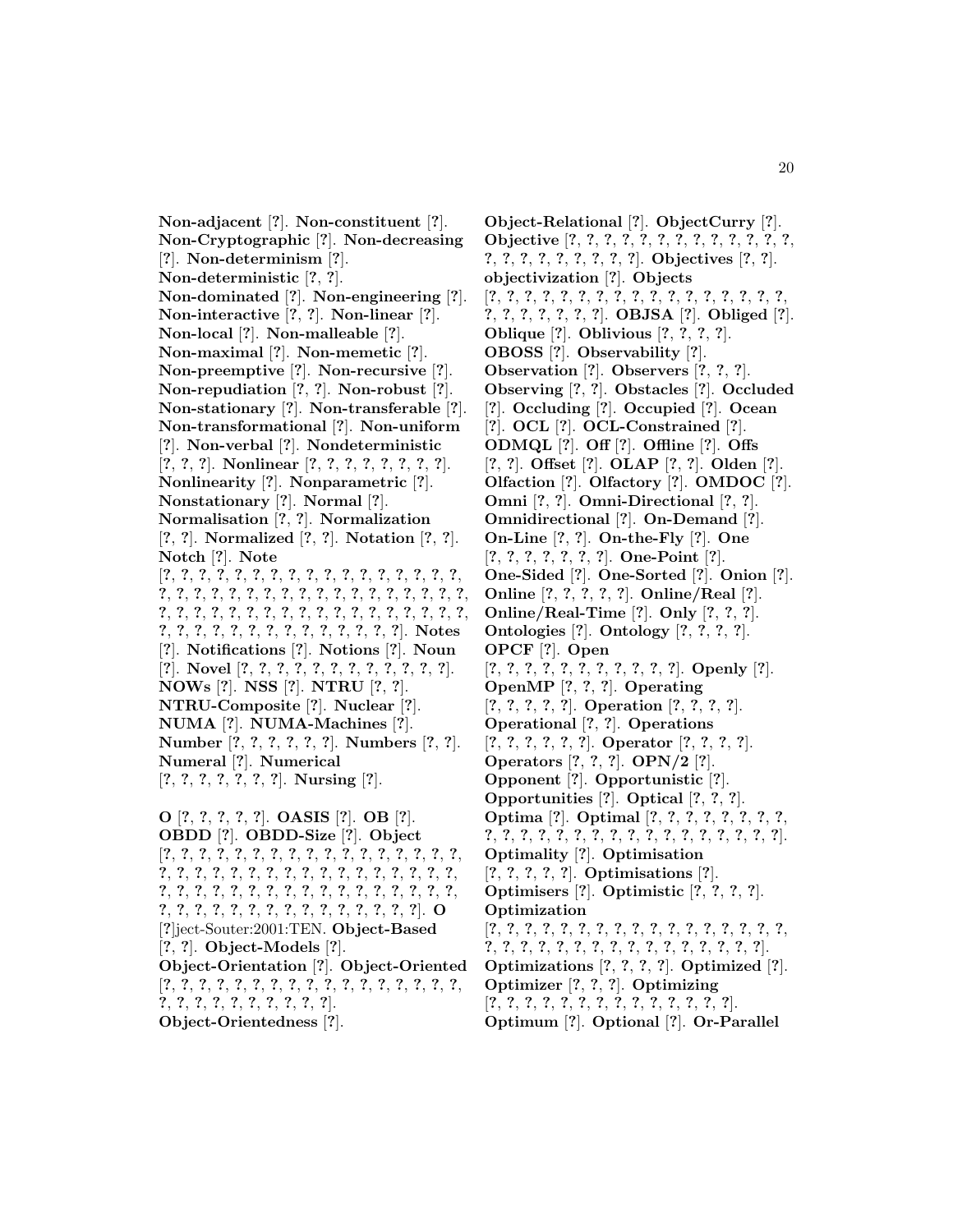**Non-adjacent** [?]. **Non-constituent** [?]. **Non-Cryptographic** [?]. **Non-decreasing** [?]. **Non-determinism** [?]. **Non-deterministic** [?, ?]. **Non-dominated** [?]. **Non-engineering** [?]. **Non-interactive** [?, ?]. **Non-linear** [?]. **Non-local** [?]. **Non-malleable** [?]. **Non-maximal** [?]. **Non-memetic** [?]. **Non-preemptive** [?]. **Non-recursive** [?]. **Non-repudiation** [?, ?]. **Non-robust** [?]. **Non-stationary** [?]. **Non-transferable** [?]. **Non-transformational** [?]. **Non-uniform** [?]. **Non-verbal** [?]. **Nondeterministic** [?, ?, ?]. **Nonlinear** [?, ?, ?, ?, ?, ?, ?, ?, ?]. **Nonlinearity** [?]. **Nonparametric** [?]. **Nonstationary** [?]. **Normal** [?]. **Normalisation** [?, ?]. **Normalization** [?, ?]. **Normalized** [?, ?]. **Notation** [?, ?]. **Notch** [?]. **Note** [?, ?, ?, ?, ?, ?, ?, ?, ?, ?, ?, ?, ?, ?, ?, ?, ?, ?, ?, ?, ?, ?, ?, ?, ?, ?, ?, ?, ?, ?, ?, ?, ?, ?, ?, ?, ?, ?, ?, ?, ?, ?, ?, ?, ?, ?, ?, ?, ?, ?, ?, ?, ?, ?, ?, ?, ?, ?, ?, ?, ?, ?, ?, ?, ?, ?, ?, ?, ?, ?, ?, ?, ?]. **Notes** [?]. **Notifications** [?]. **Notions** [?]. **Noun** [?]. **Novel** [?, ?, ?, ?, ?, ?, ?, ?, ?, ?, ?, ?, ?]. **NOWs** [?]. **NSS** [?]. **NTRU** [?, ?]. **NTRU-Composite** [?]. **Nuclear** [?]. **NUMA** [?]. **NUMA-Machines** [?]. **Number** [?, ?, ?, ?, ?, ?]. **Numbers** [?, ?]. **Numeral** [?]. **Numerical** [?, ?, ?, ?, ?, ?, ?]. **Nursing** [?].

**O** [?, ?, ?, ?, ?]. **OASIS** [?]. **OB** [?]. **OBDD** [?]. **OBDD-Size** [?]. **Object** [?, ?, ?, ?, ?, ?, ?, ?, ?, ?, ?, ?, ?, ?, ?, ?, ?, ?, ?, ?, ?, ?, ?, ?, ?, ?, ?, ?, ?, ?, ?, ?, ?, ?, ?, ?, ?, ?, ?, ?, ?, ?, ?, ?, ?, ?, ?, ?, ?, ?, ?, ?, ?, ?, ?, ?, ?, ?, ?, ?, ?, ?, ?, ?, ?, ?, ?, ?, ?, ?, ?, ?, ?]. **O** [?]ject-Souter:2001:TEN. **Object-Based** [?, ?]. **Object-Models** [?]. **Object-Orientation** [?]. **Object-Oriented** [?, ?, ?, ?, ?, ?, ?, ?, ?, ?, ?, ?, ?, ?, ?, ?, ?, ?, ?, ?, ?, ?, ?, ?, ?, ?, ?, ?, ?]. **Object-Orientedness** [?]. **Object-Relational** [?]. **ObjectCurry** [?]. **Objective** [?, ?, ?, ?, ?, ?, ?, ?, ?, ?, ?, ?, ?, ?, ?, ?, ?, ?, ?, ?, ?, ?, ?, ?]. **Objectives** [?, ?]. **objectivization** [?]. **Objects** [?, ?, ?, ?, ?, ?, ?, ?, ?, ?, ?, ?, ?, ?, ?, ?, ?, ?, ?, ?, ?, ?, ?, ?, ?, ?]. **OBJSA** [?]. **Obliged** [?]. **Oblique** [?]. **Oblivious** [?, ?, ?, ?]. **OBOSS** [?]. **Observability** [?]. **Observation** [?]. **Observers** [?, ?, ?]. **Observing** [?, ?]. **Obstacles** [?]. **Occluded** [?]. **Occluding** [?]. **Occupied** [?]. **Ocean** [?]. **OCL** [?]. **OCL-Constrained** [?]. **ODMQL** [?]. **Off** [?]. **Offline** [?]. **Offs** [?, ?]. **Offset** [?]. **OLAP** [?, ?]. **Olden** [?]. **Olfaction** [?]. **Olfactory** [?]. **OMDOC** [?]. **Omni** [?, ?]. **Omni-Directional** [?, ?]. **Omnidirectional** [?]. **On-Demand** [?]. **On-Line** [?, ?]. **On-the-Fly** [?]. **One** [?, ?, ?, ?, ?, ?, ?]. **One-Point** [?]. **One-Sided** [?]. **One-Sorted** [?]. **Onion** [?]. **Online** [?, ?, ?, ?, ?]. **Online/Real** [?]. **Online/Real-Time** [?]. **Only** [?, ?, ?]. **Ontologies** [?]. **Ontology** [?, ?, ?, ?]. **OPCF** [?]. **Open** [?, ?, ?, ?, ?, ?, ?, ?, ?, ?, ?]. **Openly** [?]. **OpenMP** [?, ?, ?]. **Operating** [?, ?, ?, ?, ?]. **Operation** [?, ?, ?, ?]. **Operational** [?, ?]. **Operations** [?, ?, ?, ?, ?, ?]. **Operator** [?, ?, ?, ?]. **Operators** [?, ?, ?]. **OPN/2** [?]. **Opponent** [?]. **Opportunistic** [?]. **Opportunities** [?]. **Optical** [?, ?, ?]. **Optima** [?]. **Optimal** [?, ?, ?, ?, ?, ?, ?, ?, ?, ?, ?, ?, ?, ?, ?, ?, ?, ?, ?, ?, ?, ?, ?, ?, ?, ?, ?]. **Optimality** [?]. **Optimisation** [?, ?, ?, ?, ?]. **Optimisations** [?]. **Optimisers** [?]. **Optimistic** [?, ?, ?, ?]. **Optimization** [?, ?, ?, ?, ?, ?, ?, ?, ?, ?, ?, ?, ?, ?, ?, ?, ?, ?, ?, ?, ?, ?, ?, ?, ?, ?, ?, ?, ?, ?, ?, ?, ?, ?]. **Optimizations** [?, ?, ?, ?]. **Optimized** [?]. **Optimizer** [?, ?, ?]. **Optimizing** [?, ?, ?, ?, ?, ?, ?, ?, ?, ?, ?, ?, ?, ?, ?]. **Optimum** [?]. **Optional** [?]. **Or-Parallel**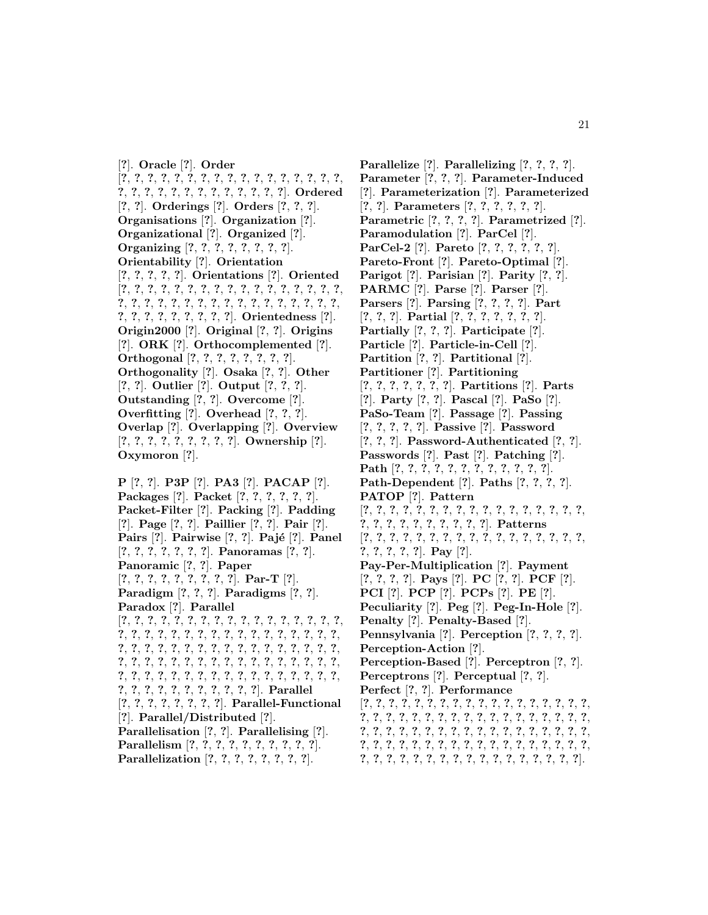[?]. **Oracle** [?]. **Order** [?, ?, ?, ?, ?, ?, ?, ?, ?, ?, ?, ?, ?, ?, ?, ?, ?, ?, ?, ?, ?, ?, ?, ?, ?, ?, ?, ?, ?, ?, ?, ?, ?]. **Ordered** [?, ?]. **Orderings** [?]. **Orders** [?, ?, ?]. **Organisations** [?]. **Organization** [?]. **Organizational** [?]. **Organized** [?]. **Organizing** [?, ?, ?, ?, ?, ?, ?, ?, ?]. **Orientability** [?]. **Orientation** [?, ?, ?, ?, ?]. **Orientations** [?]. **Oriented** [?, ?, ?, ?, ?, ?, ?, ?, ?, ?, ?, ?, ?, ?, ?, ?, ?, ?, ?, ?, ?, ?, ?, ?, ?, ?, ?, ?, ?, ?, ?, ?, ?, ?, ?, ?, ?, ?, ?, ?, ?, ?, ?, ?, ?, ?]. **Orientedness** [?]. **Origin2000** [?]. **Original** [?, ?]. **Origins** [?]. **ORK** [?]. **Orthocomplemented** [?]. **Orthogonal** [?, ?, ?, ?, ?, ?, ?, ?, ?]. **Orthogonality** [?]. **Osaka** [?, ?]. **Other** [?, ?]. **Outlier** [?]. **Output** [?, ?, ?]. **Outstanding** [?, ?]. **Overcome** [?]. **Overfitting** [?]. **Overhead** [?, ?, ?]. **Overlap** [?]. **Overlapping** [?]. **Overview** [?, ?, ?, ?, ?, ?, ?, ?, ?]. **Ownership** [?]. **Oxymoron** [?].

**P** [?, ?]. **P3P** [?]. **PA3** [?]. **PACAP** [?]. **Packages** [?]. **Packet** [?, ?, ?, ?, ?, ?]. **Packet-Filter** [?]. **Packing** [?]. **Padding** [?]. **Page** [?, ?]. **Paillier** [?, ?]. **Pair** [?]. **Pairs** [?]. **Pairwise** [?, ?]. **Pajé** [?]. **Panel** [?, ?, ?, ?, ?, ?, ?]. **Panoramas** [?, ?]. **Panoramic** [?, ?]. **Paper** [?, ?, ?, ?, ?, ?, ?, ?, ?]. **Par-T** [?]. **Paradigm** [?, ?, ?]. **Paradigms** [?, ?]. **Paradox** [?]. **Parallel** [?, ?, ?, ?, ?, ?, ?, ?, ?, ?, ?, ?, ?, ?, ?, ?, ?, ?, ?, ?, ?, ?, ?, ?, ?, ?, ?, ?, ?, ?, ?, ?, ?, ?, ?, ?, ?, ?, ?, ?, ?, ?, ?, ?, ?, ?, ?, ?, ?, ?, ?, ?, ?, ?, ?, ?, ?, ?, ?, ?, ?, ?, ?, ?, ?, ?, ?, ?, ?, ?, ?, ?, ?, ?, ?, ?, ?, ?, ?, ?, ?, ?, ?, ?, ?, ?, ?, ?, ?, ?, ?, ?, ?, ?, ?, ?, ?, ?, ?, ?, ?, ?, ?, ?, ?]. **Parallel** [?, ?, ?, ?, ?, ?, ?, ?, ?]. **Parallel-Functional** [?]. **Parallel/Distributed** [?]. **Parallelisation** [?, ?]. **Parallelising** [?]. **Parallelism** [?, ?, ?, ?, ?, ?, ?, ?, ?, ?, ?]. **Parallelization** [?, ?, ?, ?, ?, ?, ?, ?, ?]. **Parallelize** [?]. **Parallelizing** [?, ?, ?, ?]. **Parameter** [?, ?, ?]. **Parameter-Induced** [?]. **Parameterization** [?]. **Parameterized** [?, ?]. **Parameters** [?, ?, ?, ?, ?, ?]. **Parametric** [?, ?, ?, ?]. **Parametrized** [?]. **Paramodulation** [?]. **ParCel** [?]. **ParCel-2** [?]. **Pareto** [?, ?, ?, ?, ?, ?]. **Pareto-Front** [?]. **Pareto-Optimal** [?]. **Parigot** [?]. **Parisian** [?]. **Parity** [?, ?]. **PARMC** [?]. **Parse** [?]. **Parser** [?]. **Parsers** [?]. **Parsing** [?, ?, ?, ?]. **Part** [?, ?, ?]. **Partial** [?, ?, ?, ?, ?, ?, ?]. **Partially** [?, ?, ?]. **Participate** [?]. **Particle** [?]. **Particle-in-Cell** [?]. **Partition** [?, ?]. **Partitional** [?]. **Partitioner** [?]. **Partitioning** [?, ?, ?, ?, ?, ?, ?]. **Partitions** [?]. **Parts** [?]. **Party** [?, ?]. **Pascal** [?]. **PaSo** [?]. **PaSo-Team** [?]. **Passage** [?]. **Passing** [?, ?, ?, ?, ?]. **Passive** [?]. **Password** [?, ?, ?]. **Password-Authenticated** [?, ?]. **Passwords** [?]. **Past** [?]. **Patching** [?]. **Path** [?, ?, ?, ?, ?, ?, ?, ?, ?, ?, ?, ?]. **Path-Dependent** [?]. **Paths** [?, ?, ?, ?]. **PATOP** [?]. **Pattern** [?, ?, ?, ?, ?, ?, ?, ?, ?, ?, ?, ?, ?, ?, ?, ?, ?, ?, ?, ?, ?, ?, ?, ?, ?, ?, ?, ?, ?]. **Patterns** [?, ?, ?, ?, ?, ?, ?, ?, ?, ?, ?, ?, ?, ?, ?, ?, ?, ?, ?, ?, ?, ?, ?]. **Pay** [?]. **Pay-Per-Multiplication** [?]. **Payment** [?, ?, ?, ?]. **Pays** [?]. **PC** [?, ?]. **PCF** [?]. **PCI** [?]. **PCP** [?]. **PCPs** [?]. **PE** [?]. **Peculiarity** [?]. **Peg** [?]. **Peg-In-Hole** [?]. **Penalty** [?]. **Penalty-Based** [?]. **Pennsylvania** [?]. **Perception** [?, ?, ?, ?]. **Perception-Action** [?]. **Perception-Based** [?]. **Perceptron** [?, ?]. **Perceptrons** [?]. **Perceptual** [?, ?]. **Perfect** [?, ?]. **Performance** [?, ?, ?, ?, ?, ?, ?, ?, ?, ?, ?, ?, ?, ?, ?, ?, ?, ?, ?, ?, ?, ?, ?, ?, ?, ?, ?, ?, ?, ?, ?, ?, ?, ?, ?, ?, ?, ?, ?, ?, ?, ?, ?, ?, ?, ?, ?, ?, ?, ?, ?, ?, ?, ?, ?, ?, ?, ?, ?, ?, ?, ?, ?, ?, ?, ?, ?, ?, ?, ?, ?, ?, ?, ?, ?, ?, ?, ?, ?, ?, ?, ?, ?, ?, ?, ?, ?, ?, ?, ?].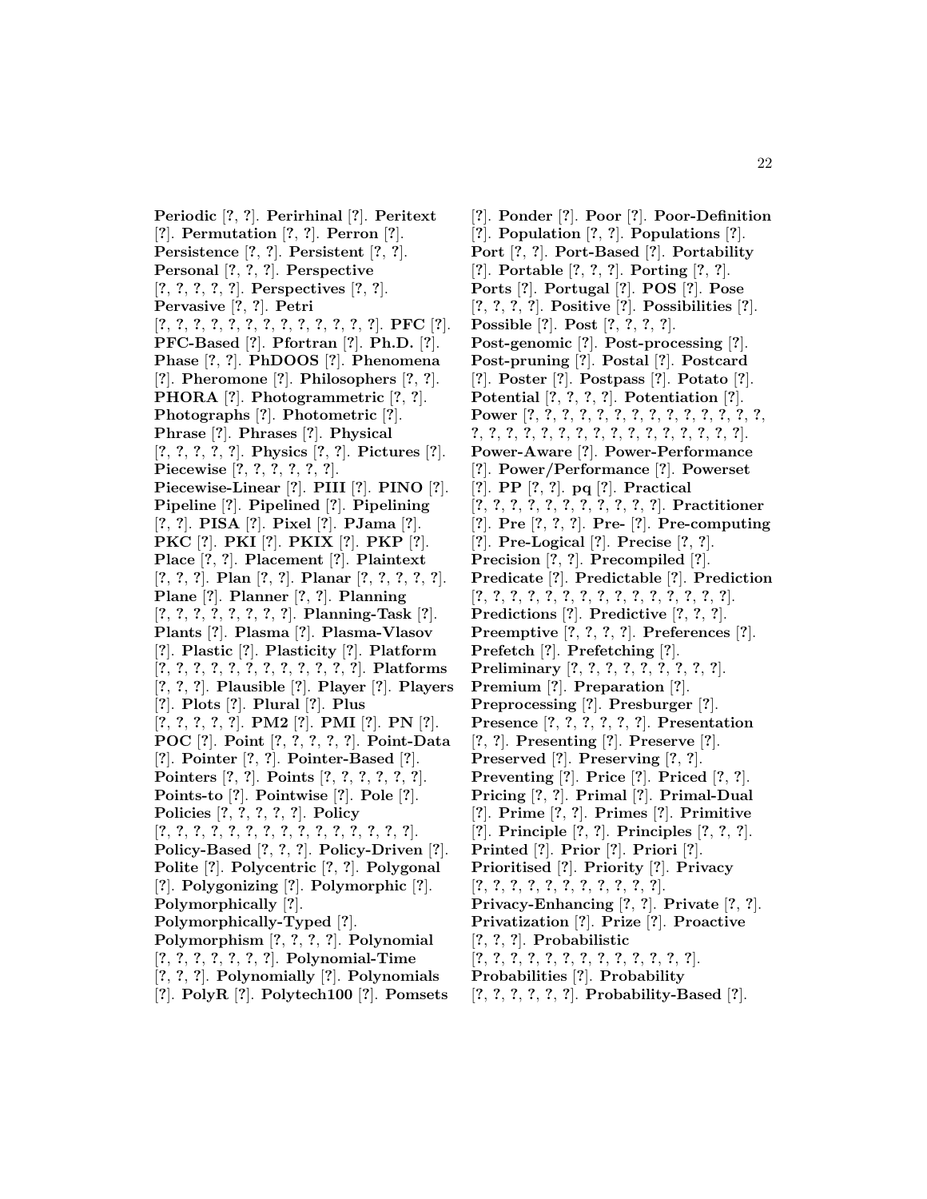**Periodic** [?, ?]. **Perirhinal** [?]. **Peritext** [?]. **Permutation** [?, ?]. **Perron** [?]. **Persistence** [?, ?]. **Persistent** [?, ?]. **Personal** [?, ?, ?]. **Perspective** [?, ?, ?, ?, ?]. **Perspectives** [?, ?]. **Pervasive** [?, ?]. **Petri** [?, ?, ?, ?, ?, ?, ?, ?, ?, ?, ?, ?, ?, ?]. **PFC** [?]. **PFC-Based** [?]. **Pfortran** [?]. **Ph.D.** [?]. **Phase** [?, ?]. **PhDOOS** [?]. **Phenomena** [?]. **Pheromone** [?]. **Philosophers** [?, ?]. **PHORA** [?]. **Photogrammetric** [?, ?]. **Photographs** [?]. **Photometric** [?]. **Phrase** [?]. **Phrases** [?]. **Physical** [?, ?, ?, ?, ?]. **Physics** [?, ?]. **Pictures** [?]. **Piecewise** [?, ?, ?, ?, ?, ?]. **Piecewise-Linear** [?]. **PIII** [?]. **PINO** [?]. **Pipeline** [?]. **Pipelined** [?]. **Pipelining** [?, ?]. **PISA** [?]. **Pixel** [?]. **PJama** [?]. **PKC** [?]. **PKI** [?]. **PKIX** [?]. **PKP** [?]. **Place** [?, ?]. **Placement** [?]. **Plaintext** [?, ?, ?]. **Plan** [?, ?]. **Planar** [?, ?, ?, ?, ?]. **Plane** [?]. **Planner** [?, ?]. **Planning** [?, ?, ?, ?, ?, ?, ?, ?, ?]. **Planning-Task** [?]. **Plants** [?]. **Plasma** [?]. **Plasma-Vlasov** [?]. **Plastic** [?]. **Plasticity** [?]. **Platform** [?, ?, ?, ?, ?, ?, ?, ?, ?, ?, ?, ?]. **Platforms** [?, ?, ?]. **Plausible** [?]. **Player** [?]. **Players** [?]. **Plots** [?]. **Plural** [?]. **Plus** [?, ?, ?, ?, ?]. **PM2** [?]. **PMI** [?]. **PN** [?]. **POC** [?]. **Point** [?, ?, ?, ?, ?]. **Point-Data** [?]. **Pointer** [?, ?]. **Pointer-Based** [?]. **Pointers** [?, ?]. **Points** [?, ?, ?, ?, ?, ?]. **Points-to** [?]. **Pointwise** [?]. **Pole** [?]. **Policies** [?, ?, ?, ?, ?]. **Policy** [?, ?, ?, ?, ?, ?, ?, ?, ?, ?, ?, ?, ?, ?, ?, ?]. **Policy-Based** [?, ?, ?]. **Policy-Driven** [?]. **Polite** [?]. **Polycentric** [?, ?]. **Polygonal** [?]. **Polygonizing** [?]. **Polymorphic** [?]. **Polymorphically** [?]. **Polymorphically-Typed** [?]. **Polymorphism** [?, ?, ?, ?]. **Polynomial** [?, ?, ?, ?, ?, ?, ?]. **Polynomial-Time** [?, ?, ?]. **Polynomially** [?]. **Polynomials** [?]. **PolyR** [?]. **Polytech100** [?]. **Pomsets** [?]. **Ponder** [?]. **Poor** [?]. **Poor-Definition** [?]. **Population** [?, ?]. **Populations** [?]. **Port** [?, ?]. **Port-Based** [?]. **Portability** [?]. **Portable** [?, ?, ?]. **Porting** [?, ?]. **Ports** [?]. **Portugal** [?]. **POS** [?]. **Pose** [?, ?, ?, ?]. **Positive** [?]. **Possibilities** [?]. **Possible** [?]. **Post** [?, ?, ?, ?]. **Post-genomic** [?]. **Post-processing** [?]. **Post-pruning** [?]. **Postal** [?]. **Postcard** [?]. **Poster** [?]. **Postpass** [?]. **Potato** [?]. **Potential** [?, ?, ?, ?]. **Potentiation** [?]. **Power** [?, ?, ?, ?, ?, ?, ?, ?, ?, ?, ?, ?, ?, ?, ?, ?, ?, ?, ?, ?, ?, ?, ?, ?, ?, ?, ?, ?, ?, ?, ?, ?, ?, ?]. **Power-Aware** [?]. **Power-Performance** [?]. **Power/Performance** [?]. **Powerset** [?]. **PP** [?, ?]. **pq** [?]. **Practical** [?, ?, ?, ?, ?, ?, ?, ?, ?, ?, ?]. **Practitioner** [?]. **Pre** [?, ?, ?]. **Pre-** [?]. **Pre-computing** [?]. **Pre-Logical** [?]. **Precise** [?, ?]. **Precision** [?, ?]. **Precompiled** [?]. **Predicate** [?]. **Predictable** [?]. **Prediction** [?, ?, ?, ?, ?, ?, ?, ?, ?, ?, ?, ?, ?, ?, ?, ?]. **Predictions** [?]. **Predictive** [?, ?, ?]. **Preemptive** [?, ?, ?, ?]. **Preferences** [?]. **Prefetch** [?]. **Prefetching** [?]. **Preliminary** [?, ?, ?, ?, ?, ?, ?, ?, ?]. **Premium** [?]. **Preparation** [?]. **Preprocessing** [?]. **Presburger** [?]. **Presence** [?, ?, ?, ?, ?, ?]. **Presentation** [?, ?]. **Presenting** [?]. **Preserve** [?]. **Preserved** [?]. **Preserving** [?, ?]. **Preventing** [?]. **Price** [?]. **Priced** [?, ?]. **Pricing** [?, ?]. **Primal** [?]. **Primal-Dual** [?]. **Prime** [?, ?]. **Primes** [?]. **Primitive** [?]. **Principle** [?, ?]. **Principles** [?, ?, ?]. **Printed** [?]. **Prior** [?]. **Priori** [?]. **Prioritised** [?]. **Priority** [?]. **Privacy** [?, ?, ?, ?, ?, ?, ?, ?, ?, ?, ?, ?]. **Privacy-Enhancing** [?, ?]. **Private** [?, ?]. **Privatization** [?]. **Prize** [?]. **Proactive** [?, ?, ?]. **Probabilistic** [?, ?, ?, ?, ?, ?, ?, ?, ?, ?, ?, ?, ?, ?]. **Probabilities** [?]. **Probability** [?, ?, ?, ?, ?, ?]. **Probability-Based** [?].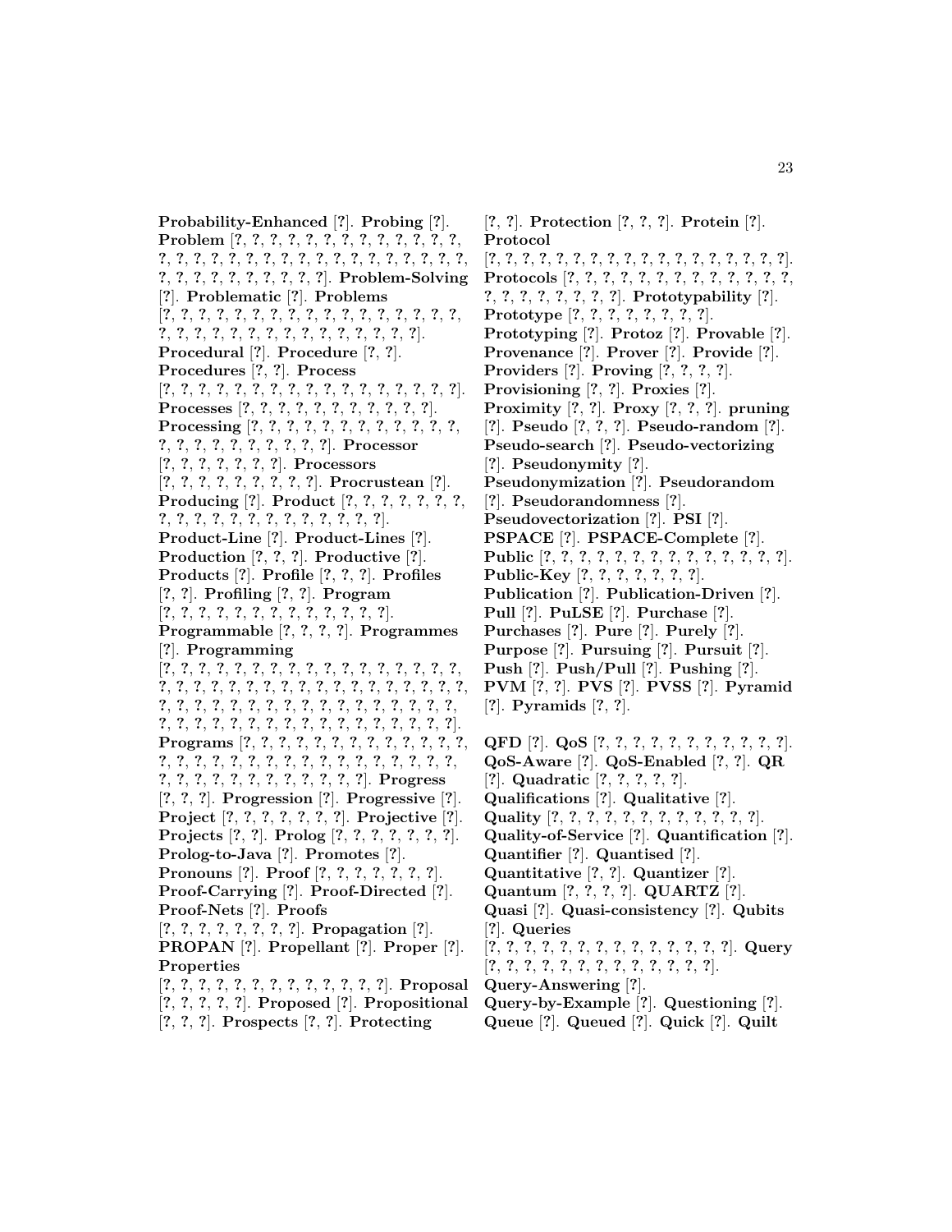**Probability-Enhanced** [?]. **Probing** [?]. **Problem** [?, ?, ?, ?, ?, ?, ?, ?, ?, ?, ?, ?, ?, ?, ?, ?, ?, ?, ?, ?, ?, ?, ?, ?, ?, ?, ?, ?, ?, ?, ?, ?, ?, ?, ?, ?, ?, ?, ?, ?, ?, ?, ?, ?]. **Problem-Solving** [?]. **Problematic** [?]. **Problems** [?, ?, ?, ?, ?, ?, ?, ?, ?, ?, ?, ?, ?, ?, ?, ?, ?, ?, ?, ?, ?, ?, ?, ?, ?, ?, ?, ?, ?, ?, ?, ?, ?, ?, ?, ?]. **Procedural** [?]. **Procedure** [?, ?]. **Procedures** [?, ?]. **Process** [?, ?, ?, ?, ?, ?, ?, ?, ?, ?, ?, ?, ?, ?, ?, ?, ?, ?]. **Processes** [?, ?, ?, ?, ?, ?, ?, ?, ?, ?, ?, ?]. **Processing** [?, ?, ?, ?, ?, ?, ?, ?, ?, ?, ?, ?, ?, ?, ?, ?, ?, ?, ?, ?, ?, ?, ?, ?, ?]. **Processor** [?, ?, ?, ?, ?, ?, ?]. **Processors** [?, ?, ?, ?, ?, ?, ?, ?, ?]. **Procrustean** [?]. **Producing** [?]. **Product** [?, ?, ?, ?, ?, ?, ?, ?, ?, ?, ?, ?, ?, ?, ?, ?, ?, ?, ?, ?, ?]. **Product-Line** [?]. **Product-Lines** [?]. **Production** [?, ?, ?]. **Productive** [?]. **Products** [?]. **Profile** [?, ?, ?]. **Profiles** [?, ?]. **Profiling** [?, ?]. **Program** [?, ?, ?, ?, ?, ?, ?, ?, ?, ?, ?, ?, ?, ?]. **Programmable** [?, ?, ?, ?]. **Programmes** [?]. **Programming** [?, ?, ?, ?, ?, ?, ?, ?, ?, ?, ?, ?, ?, ?, ?, ?, ?, ?, ?, ?, ?, ?, ?, ?, ?, ?, ?, ?, ?, ?, ?, ?, ?, ?, ?, ?, ?, ?, ?, ?, ?, ?, ?, ?, ?, ?, ?, ?, ?, ?, ?, ?, ?, ?, ?, ?, ?, ?, ?, ?, ?, ?, ?, ?, ?, ?, ?, ?, ?, ?, ?, ?, ?, ?, ?, ?]. **Programs** [?, ?, ?, ?, ?, ?, ?, ?, ?, ?, ?, ?, ?, ?, ?, ?, ?, ?, ?, ?, ?, ?, ?, ?, ?, ?, ?, ?, ?, ?, ?, ?, ?, ?, ?, ?, ?, ?, ?, ?, ?, ?, ?, ?, ?, ?, ?]. **Progress** [?, ?, ?]. **Progression** [?]. **Progressive** [?]. **Project** [?, ?, ?, ?, ?, ?, ?]. **Projective** [?]. **Projects** [?, ?]. **Prolog** [?, ?, ?, ?, ?, ?, ?]. **Prolog-to-Java** [?]. **Promotes** [?]. **Pronouns** [?]. **Proof** [?, ?, ?, ?, ?, ?, ?]. **Proof-Carrying** [?]. **Proof-Directed** [?]. **Proof-Nets** [?]. **Proofs** [?, ?, ?, ?, ?, ?, ?, ?]. **Propagation** [?]. **PROPAN** [?]. **Propellant** [?]. **Proper** [?]. **Properties** [?, ?, ?, ?, ?, ?, ?, ?, ?, ?, ?, ?, ?]. **Proposal** [?, ?, ?, ?, ?]. **Proposed** [?]. **Propositional** [?, ?, ?]. **Prospects** [?, ?]. **Protecting** [?, ?]. **Protection** [?, ?, ?]. **Protein** [?]. **Protocol** [?, ?, ?, ?, ?, ?, ?, ?, ?, ?, ?, ?, ?, ?, ?, ?, ?, ?, ?, ?]. **Protocols** [?, ?, ?, ?, ?, ?, ?, ?, ?, ?, ?, ?, ?, ?, ?, ?, ?, ?, ?, ?, ?, ?, ?]. **Prototypability** [?]. **Prototype** [?, ?, ?, ?, ?, ?, ?, ?]. **Prototyping** [?]. **Protoz** [?]. **Provable** [?]. **Provenance** [?]. **Prover** [?]. **Provide** [?]. **Providers** [?]. **Proving** [?, ?, ?, ?]. **Provisioning** [?, ?]. **Proxies** [?]. **Proximity** [?, ?]. **Proxy** [?, ?, ?]. **pruning** [?]. **Pseudo** [?, ?, ?]. **Pseudo-random** [?]. **Pseudo-search** [?]. **Pseudo-vectorizing** [?]. **Pseudonymity** [?]. **Pseudonymization** [?]. **Pseudorandom** [?]. **Pseudorandomness** [?]. **Pseudovectorization** [?]. **PSI** [?]. **PSPACE** [?]. **PSPACE-Complete** [?]. **Public** [?, ?, ?, ?, ?, ?, ?, ?, ?, ?, ?, ?, ?]. **Public-Key** [?, ?, ?, ?, ?, ?, ?]. **Publication** [?]. **Publication-Driven** [?]. **Pull** [?]. **PuLSE** [?]. **Purchase** [?]. **Purchases** [?]. **Pure** [?]. **Purely** [?]. **Purpose** [?]. **Pursuing** [?]. **Pursuit** [?]. **Push** [?]. **Push/Pull** [?]. **Pushing** [?]. **PVM** [?, ?]. **PVS** [?]. **PVSS** [?]. **Pyramid** [?]. **Pyramids** [?, ?].

**QFD** [?]. **QoS** [?, ?, ?, ?, ?, ?, ?, ?, ?, ?, ?]. **QoS-Aware** [?]. **QoS-Enabled** [?, ?]. **QR** [?]. **Quadratic** [?, ?, ?, ?, ?]. **Qualifications** [?]. **Qualitative** [?]. **Quality** [?, ?, ?, ?, ?, ?, ?, ?, ?, ?, ?, ?]. **Quality-of-Service** [?]. **Quantification** [?]. **Quantifier** [?]. **Quantised** [?]. **Quantitative** [?, ?]. **Quantizer** [?]. **Quantum** [?, ?, ?, ?]. **QUARTZ** [?]. **Quasi** [?]. **Quasi-consistency** [?]. **Qubits** [?]. **Queries** [?, ?, ?, ?, ?, ?, ?, ?, ?, ?, ?, ?, ?, ?]. **Query** [?, ?, ?, ?, ?, ?, ?, ?, ?, ?, ?, ?, ?, ?]. **Query-Answering** [?]. **Query-by-Example** [?]. **Questioning** [?]. **Queue** [?]. **Queued** [?]. **Quick** [?]. **Quilt**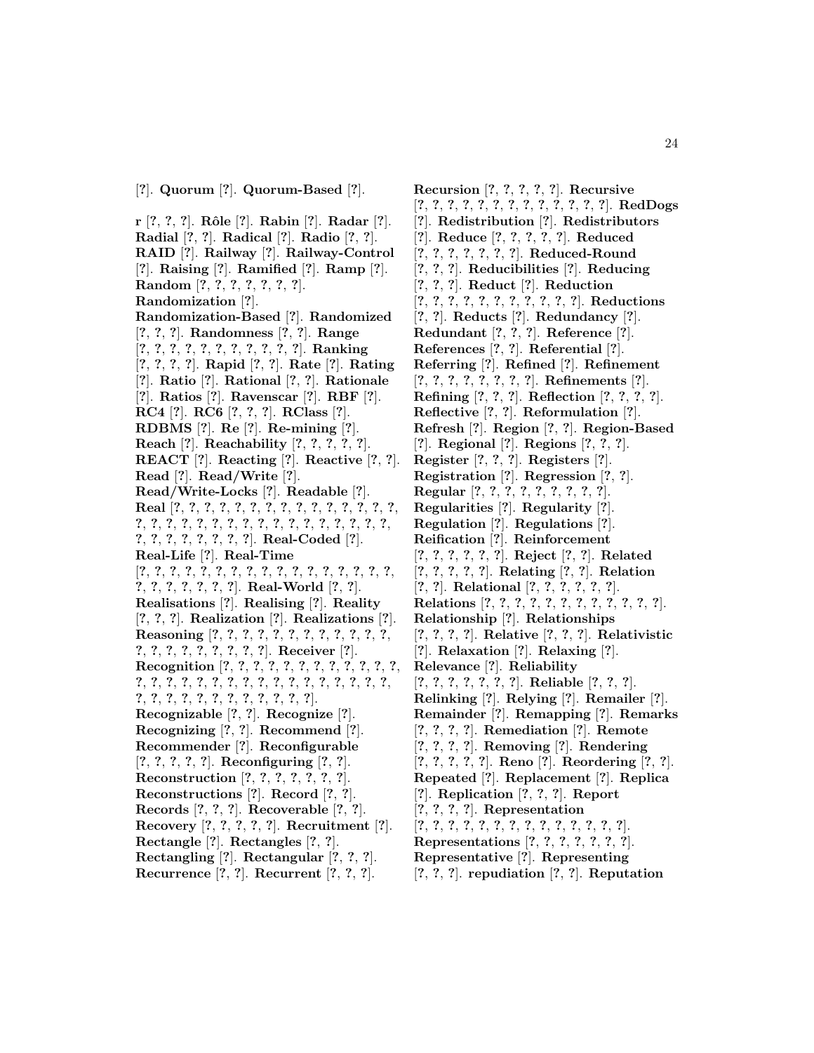[?]. **Quorum** [?]. **Quorum-Based** [?].

**r** [?, ?, ?]. **Rôle** [?]. **Rabin** [?]. **Radar** [?]. **Radial** [?, ?]. **Radical** [?]. **Radio** [?, ?]. **RAID** [?]. **Railway** [?]. **Railway-Control** [?]. **Raising** [?]. **Ramified** [?]. **Ramp** [?]. **Random** [?, ?, ?, ?, ?, ?, ?]. **Randomization** [?]. **Randomization-Based** [?]. **Randomized** [?, ?, ?]. **Randomness** [?, ?]. **Range** [?, ?, ?, ?, ?, ?, ?, ?, ?, ?, ?, ?]. **Ranking** [?, ?, ?, ?]. **Rapid** [?, ?]. **Rate** [?]. **Rating** [?]. **Ratio** [?]. **Rational** [?, ?]. **Rationale** [?]. **Ratios** [?]. **Ravenscar** [?]. **RBF** [?]. **RC4** [?]. **RC6** [?, ?, ?]. **RClass** [?]. **RDBMS** [?]. **Re** [?]. **Re-mining** [?]. **Reach** [?]. **Reachability** [?, ?, ?, ?, ?]. **REACT** [?]. **Reacting** [?]. **Reactive** [?, ?]. **Read** [?]. **Read/Write** [?]. **Read/Write-Locks** [?]. **Readable** [?]. **Real** [?, ?, ?, ?, ?, ?, ?, ?, ?, ?, ?, ?, ?, ?, ?, ?, ?, ?, ?, ?, ?, ?, ?, ?, ?, ?, ?, ?, ?, ?, ?, ?, ?, ?, ?, ?, ?, ?, ?, ?, ?, ?, ?, ?]. **Real-Coded** [?]. **Real-Life** [?]. **Real-Time** [?, ?, ?, ?, ?, ?, ?, ?, ?, ?, ?, ?, ?, ?, ?, ?, ?, ?, ?, ?, ?, ?, ?, ?, ?, ?, ?]. **Real-World** [?, ?]. **Realisations** [?]. **Realising** [?]. **Reality** [?, ?, ?]. **Realization** [?]. **Realizations** [?]. **Reasoning** [?, ?, ?, ?, ?, ?, ?, ?, ?, ?, ?, ?, ?, ?, ?, ?, ?, ?, ?, ?, ?, ?, ?, ?]. **Receiver** [?]. **Recognition** [?, ?, ?, ?, ?, ?, ?, ?, ?, ?, ?, ?, ?, ?, ?, ?, ?, ?, ?, ?, ?, ?, ?, ?, ?, ?, ?, ?, ?, ?, ?, ?, ?, ?, ?, ?, ?, ?, ?, ?, ?, ?, ?, ?, ?]. **Recognizable** [?, ?]. **Recognize** [?]. **Recognizing** [?, ?]. **Recommend** [?]. **Recommender** [?]. **Reconfigurable** [?, ?, ?, ?, ?]. **Reconfiguring** [?, ?]. **Reconstruction** [?, ?, ?, ?, ?, ?, ?]. **Reconstructions** [?]. **Record** [?, ?]. **Records** [?, ?, ?]. **Recoverable** [?, ?]. **Recovery** [?, ?, ?, ?, ?]. **Recruitment** [?]. **Rectangle** [?]. **Rectangles** [?, ?]. **Rectangling** [?]. **Rectangular** [?, ?, ?]. **Recurrence** [?, ?]. **Recurrent** [?, ?, ?].

**Recursion** [?, ?, ?, ?, ?]. **Recursive** [?, ?, ?, ?, ?, ?, ?, ?, ?, ?, ?, ?, ?, ?]. **RedDogs** [?]. **Redistribution** [?]. **Redistributors** [?]. **Reduce** [?, ?, ?, ?, ?]. **Reduced** [?, ?, ?, ?, ?, ?, ?]. **Reduced-Round** [?, ?, ?]. **Reducibilities** [?]. **Reducing** [?, ?, ?]. **Reduct** [?]. **Reduction** [?, ?, ?, ?, ?, ?, ?, ?, ?, ?, ?, ?]. **Reductions** [?, ?]. **Reducts** [?]. **Redundancy** [?]. **Redundant** [?, ?, ?]. **Reference** [?]. **References** [?, ?]. **Referential** [?]. **Referring** [?]. **Refined** [?]. **Refinement** [?, ?, ?, ?, ?, ?, ?, ?, ?]. **Refinements** [?]. **Refining** [?, ?, ?]. **Reflection** [?, ?, ?, ?]. **Reflective** [?, ?]. **Reformulation** [?]. **Refresh** [?]. **Region** [?, ?]. **Region-Based** [?]. **Regional** [?]. **Regions** [?, ?, ?]. **Register** [?, ?, ?]. **Registers** [?]. **Registration** [?]. **Regression** [?, ?]. **Regular** [?, ?, ?, ?, ?, ?, ?, ?, ?, ?]. **Regularities** [?]. **Regularity** [?]. **Regulation** [?]. **Regulations** [?]. **Reification** [?]. **Reinforcement** [?, ?, ?, ?, ?, ?]. **Reject** [?, ?]. **Related** [?, ?, ?, ?, ?]. **Relating** [?, ?]. **Relation** [?, ?]. **Relational** [?, ?, ?, ?, ?, ?]. **Relations** [?, ?, ?, ?, ?, ?, ?, ?, ?, ?, ?, ?]. **Relationship** [?]. **Relationships** [?, ?, ?, ?]. **Relative** [?, ?, ?]. **Relativistic** [?]. **Relaxation** [?]. **Relaxing** [?]. **Relevance** [?]. **Reliability** [?, ?, ?, ?, ?, ?, ?]. **Reliable** [?, ?, ?]. **Relinking** [?]. **Relying** [?]. **Remailer** [?]. **Remainder** [?]. **Remapping** [?]. **Remarks** [?, ?, ?, ?]. **Remediation** [?]. **Remote** [?, ?, ?, ?]. **Removing** [?]. **Rendering** [?, ?, ?, ?, ?]. **Reno** [?]. **Reordering** [?, ?]. **Repeated** [?]. **Replacement** [?]. **Replica** [?]. **Replication** [?, ?, ?]. **Report** [?, ?, ?, ?]. **Representation** [?, ?, ?, ?, ?, ?, ?, ?, ?, ?, ?, ?, ?, ?, ?]. **Representations** [?, ?, ?, ?, ?, ?, ?]. **Representative** [?]. **Representing** [?, ?, ?]. **repudiation** [?, ?]. **Reputation**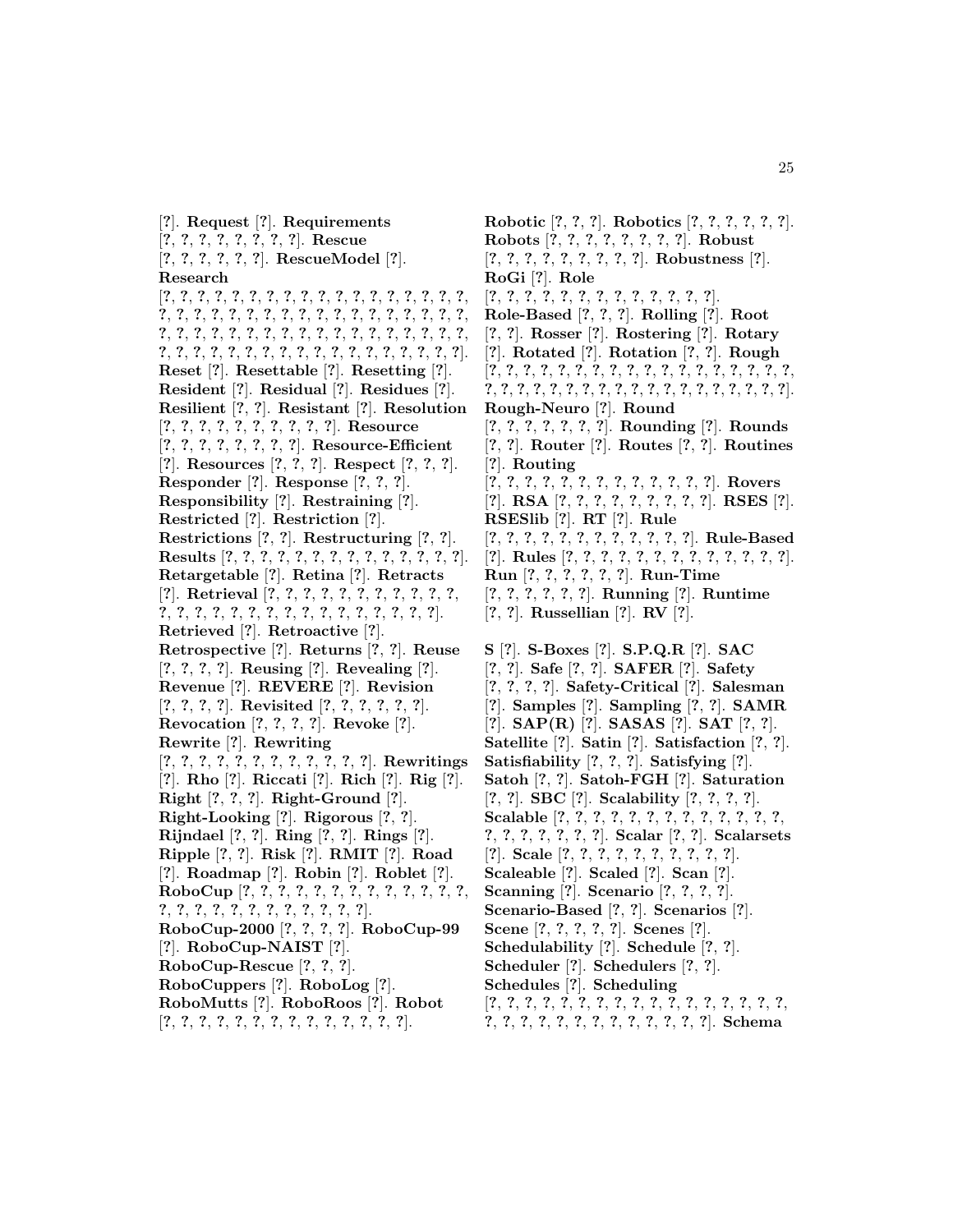[?]. **Request** [?]. **Requirements** [?, ?, ?, ?, ?, ?, ?, ?]. **Rescue** [?, ?, ?, ?, ?, ?]. **RescueModel** [?]. **Research** [?, ?, ?, ?, ?, ?, ?, ?, ?, ?, ?, ?, ?, ?, ?, ?, ?, ?, ?, ?, ?, ?, ?, ?, ?, ?, ?, ?, ?, ?, ?, ?, ?, ?, ?, ?, ?, ?, ?, ?, ?, ?, ?, ?, ?, ?, ?, ?, ?, ?, ?, ?, ?, ?, ?, ?, ?, ?, ?, ?, ?, ?, ?, ?, ?, ?, ?, ?, ?, ?, ?, ?, ?, ?, ?, ?]. **Reset** [?]. **Resettable** [?]. **Resetting** [?]. **Resident** [?]. **Residual** [?]. **Residues** [?]. **Resilient** [?, ?]. **Resistant** [?]. **Resolution** [?, ?, ?, ?, ?, ?, ?, ?, ?, ?]. **Resource** [?, ?, ?, ?, ?, ?, ?, ?]. **Resource-Efficient** [?]. **Resources** [?, ?, ?]. **Respect** [?, ?, ?]. **Responder** [?]. **Response** [?, ?, ?]. **Responsibility** [?]. **Restraining** [?]. **Restricted** [?]. **Restriction** [?]. **Restrictions** [?, ?]. **Restructuring** [?, ?]. **Results** [?, ?, ?, ?, ?, ?, ?, ?, ?, ?, ?, ?, ?, ?, ?]. **Retargetable** [?]. **Retina** [?]. **Retracts** [?]. **Retrieval** [?, ?, ?, ?, ?, ?, ?, ?, ?, ?, ?, ?, ?, ?, ?, ?, ?, ?, ?, ?, ?, ?, ?, ?, ?, ?, ?, ?]. **Retrieved** [?]. **Retroactive** [?]. **Retrospective** [?]. **Returns** [?, ?]. **Reuse** [?, ?, ?, ?]. **Reusing** [?]. **Revealing** [?]. **Revenue** [?]. **REVERE** [?]. **Revision** [?, ?, ?, ?]. **Revisited** [?, ?, ?, ?, ?, ?]. **Revocation** [?, ?, ?, ?]. **Revoke** [?]. **Rewrite** [?]. **Rewriting** [?, ?, ?, ?, ?, ?, ?, ?, ?, ?, ?, ?]. **Rewritings** [?]. **Rho** [?]. **Riccati** [?]. **Rich** [?]. **Rig** [?]. **Right** [?, ?, ?]. **Right-Ground** [?]. **Right-Looking** [?]. **Rigorous** [?, ?]. **Rijndael** [?, ?]. **Ring** [?, ?]. **Rings** [?]. **Ripple** [?, ?]. **Risk** [?]. **RMIT** [?]. **Road** [?]. **Roadmap** [?]. **Robin** [?]. **Roblet** [?]. **RoboCup** [?, ?, ?, ?, ?, ?, ?, ?, ?, ?, ?, ?, ?, ?, ?, ?, ?, ?, ?, ?, ?, ?, ?, ?, ?, ?]. **RoboCup-2000** [?, ?, ?, ?]. **RoboCup-99** [?]. **RoboCup-NAIST** [?]. **RoboCup-Rescue** [?, ?, ?]. **RoboCuppers** [?]. **RoboLog** [?]. **RoboMutts** [?]. **RoboRoos** [?]. **Robot** [?, ?, ?, ?, ?, ?, ?, ?, ?, ?, ?, ?, ?, ?]. **Robotic** [?, ?, ?]. **Robotics** [?, ?, ?, ?, ?, ?]. **Robots** [?, ?, ?, ?, ?, ?, ?, ?]. **Robust** [?, ?, ?, ?, ?, ?, ?, ?, ?]. **Robustness** [?]. **RoGi** [?]. **Role** [?, ?, ?, ?, ?, ?, ?, ?, ?, ?, ?, ?, ?]. **Role-Based** [?, ?, ?]. **Rolling** [?]. **Root** [?, ?]. **Rosser** [?]. **Rostering** [?]. **Rotary** [?]. **Rotated** [?]. **Rotation** [?, ?]. **Rough** [?, ?, ?, ?, ?, ?, ?, ?, ?, ?, ?, ?, ?, ?, ?, ?, ?, ?, ?, ?, ?, ?, ?, ?, ?, ?, ?, ?, ?, ?, ?, ?, ?, ?, ?, ?, ?, ?]. **Rough-Neuro** [?]. **Round** [?, ?, ?, ?, ?, ?, ?]. **Rounding** [?]. **Rounds** [?, ?]. **Router** [?]. **Routes** [?, ?]. **Routines** [?]. **Routing** [?, ?, ?, ?, ?, ?, ?, ?, ?, ?, ?, ?, ?]. **Rovers** [?]. **RSA** [?, ?, ?, ?, ?, ?, ?, ?, ?]. **RSES** [?]. **RSESlib** [?]. **RT** [?]. **Rule** [?, ?, ?, ?, ?, ?, ?, ?, ?, ?, ?, ?]. **Rule-Based** [?]. **Rules** [?, ?, ?, ?, ?, ?, ?, ?, ?, ?, ?, ?, ?]. **Run** [?, ?, ?, ?, ?, ?]. **Run-Time** [?, ?, ?, ?, ?, ?]. **Running** [?]. **Runtime** [?, ?]. **Russellian** [?]. **RV** [?].

**S** [?]. **S-Boxes** [?]. **S.P.Q.R** [?]. **SAC** [?, ?]. **Safe** [?, ?]. **SAFER** [?]. **Safety** [?, ?, ?, ?]. **Safety-Critical** [?]. **Salesman** [?]. **Samples** [?]. **Sampling** [?, ?]. **SAMR** [?]. **SAP(R)** [?]. **SASAS** [?]. **SAT** [?, ?]. **Satellite** [?]. **Satin** [?]. **Satisfaction** [?, ?]. **Satisfiability** [?, ?, ?]. **Satisfying** [?]. **Satoh** [?, ?]. **Satoh-FGH** [?]. **Saturation** [?, ?]. **SBC** [?]. **Scalability** [?, ?, ?, ?]. **Scalable** [?, ?, ?, ?, ?, ?, ?, ?, ?, ?, ?, ?, ?, ?, ?, ?, ?, ?, ?, ?, ?]. **Scalar** [?, ?]. **Scalarsets** [?]. **Scale** [?, ?, ?, ?, ?, ?, ?, ?, ?, ?]. **Scaleable** [?]. **Scaled** [?]. **Scan** [?]. **Scanning** [?]. **Scenario** [?, ?, ?, ?]. **Scenario-Based** [?, ?]. **Scenarios** [?]. **Scene** [?, ?, ?, ?, ?]. **Scenes** [?]. **Schedulability** [?]. **Schedule** [?, ?]. **Scheduler** [?]. **Schedulers** [?, ?]. **Schedules** [?]. **Scheduling** [?, ?, ?, ?, ?, ?, ?, ?, ?, ?, ?, ?, ?, ?, ?, ?, ?, ?, ?, ?, ?, ?, ?, ?, ?, ?, ?, ?, ?, ?, ?, ?]. **Schema**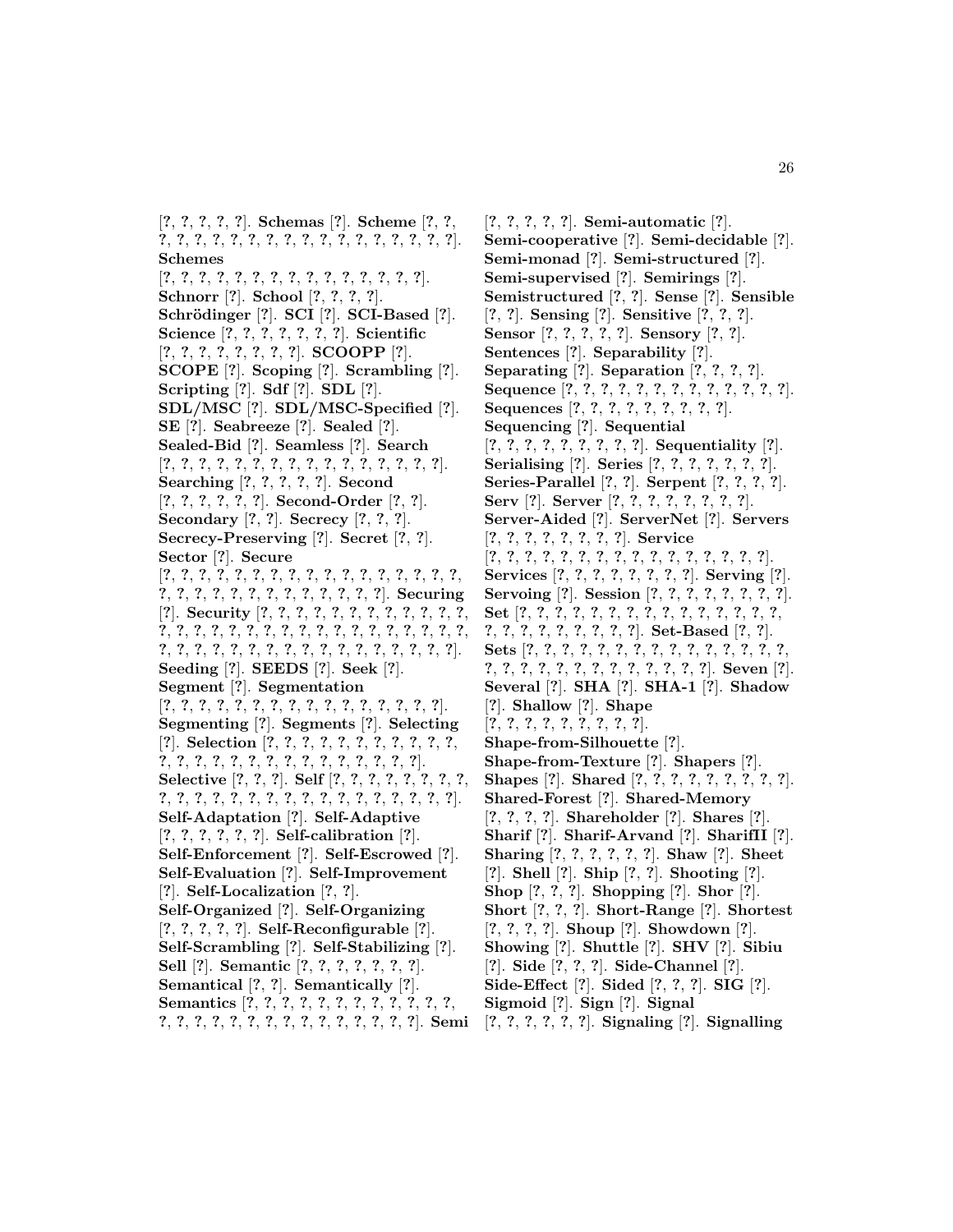[?, ?, ?, ?, ?]. **Schemas** [?]. **Scheme** [?, ?, ?, ?, ?, ?, ?, ?, ?, ?, ?, ?, ?, ?, ?, ?, ?, ?, ?, ?]. **Schemes** [?, ?, ?, ?, ?, ?, ?, ?, ?, ?, ?, ?, ?, ?, ?, ?, ?]. **Schnorr** [?]. **School** [?, ?, ?, ?]. **Schrödinger** [?]. **SCI** [?]. **SCI-Based** [?]. **Science** [?, ?, ?, ?, ?, ?, ?, ?]. **Scientific** [?, ?, ?, ?, ?, ?, ?, ?, ?]. **SCOOPP** [?]. **SCOPE** [?]. **Scoping** [?]. **Scrambling** [?]. **Scripting** [?]. **Sdf** [?]. **SDL** [?]. **SDL/MSC** [?]. **SDL/MSC-Specified** [?]. **SE** [?]. **Seabreeze** [?]. **Sealed** [?]. **Sealed-Bid** [?]. **Seamless** [?]. **Search** [?, ?, ?, ?, ?, ?, ?, ?, ?, ?, ?, ?, ?, ?, ?, ?, ?, ?, ?]. **Searching** [?, ?, ?, ?, ?]. **Second** [?, ?, ?, ?, ?, ?]. **Second-Order** [?, ?]. **Secondary** [?, ?]. **Secrecy** [?, ?, ?]. **Secrecy-Preserving** [?]. **Secret** [?, ?]. **Sector** [?]. **Secure** [?, ?, ?, ?, ?, ?, ?, ?, ?, ?, ?, ?, ?, ?, ?, ?, ?, ?, ?, ?, ?, ?, ?, ?, ?, ?, ?, ?, ?, ?, ?, ?, ?, ?]. **Securing** [?]. **Security** [?, ?, ?, ?, ?, ?, ?, ?, ?, ?, ?, ?, ?, ?, ?, ?, ?, ?, ?, ?, ?, ?, ?, ?, ?, ?, ?, ?, ?, ?, ?, ?, ?, ?, ?, ?, ?, ?, ?, ?, ?, ?, ?, ?, ?, ?, ?, ?, ?, ?, ?]. **Seeding** [?]. **SEEDS** [?]. **Seek** [?]. **Segment** [?]. **Segmentation** [?, ?, ?, ?, ?, ?, ?, ?, ?, ?, ?, ?, ?, ?, ?, ?, ?, ?]. **Segmenting** [?]. **Segments** [?]. **Selecting** [?]. **Selection** [?, ?, ?, ?, ?, ?, ?, ?, ?, ?, ?, ?, ?, ?, ?, ?, ?, ?, ?, ?, ?, ?, ?, ?, ?, ?, ?, ?]. **Selective** [?, ?, ?]. **Self** [?, ?, ?, ?, ?, ?, ?, ?, ?, ?, ?, ?, ?, ?, ?, ?, ?, ?, ?, ?, ?, ?, ?, ?, ?, ?, ?, ?]. **Self-Adaptation** [?]. **Self-Adaptive** [?, ?, ?, ?, ?, ?]. **Self-calibration** [?]. **Self-Enforcement** [?]. **Self-Escrowed** [?]. **Self-Evaluation** [?]. **Self-Improvement** [?]. **Self-Localization** [?, ?]. **Self-Organized** [?]. **Self-Organizing** [?, ?, ?, ?, ?]. **Self-Reconfigurable** [?]. **Self-Scrambling** [?]. **Self-Stabilizing** [?]. **Sell** [?]. **Semantic** [?, ?, ?, ?, ?, ?, ?, ?]. **Semantical** [?, ?]. **Semantically** [?]. **Semantics** [?, ?, ?, ?, ?, ?, ?, ?, ?, ?, ?, ?, ?, ?, ?, ?, ?, ?, ?, ?, ?, ?, ?, ?, ?, ?, ?, ?, ?, ?]. **Semi** [?, ?, ?, ?, ?]. **Semi-automatic** [?]. **Semi-cooperative** [?]. **Semi-decidable** [?]. **Semi-monad** [?]. **Semi-structured** [?]. **Semi-supervised** [?]. **Semirings** [?]. **Semistructured** [?, ?]. **Sense** [?]. **Sensible** [?, ?]. **Sensing** [?]. **Sensitive** [?, ?, ?]. **Sensor** [?, ?, ?, ?, ?]. **Sensory** [?, ?]. **Sentences** [?]. **Separability** [?]. **Separating** [?]. **Separation** [?, ?, ?, ?]. **Sequence** [?, ?, ?, ?, ?, ?, ?, ?, ?, ?, ?, ?, ?, ?]. **Sequences** [?, ?, ?, ?, ?, ?, ?, ?, ?, ?]. **Sequencing** [?]. **Sequential** [?, ?, ?, ?, ?, ?, ?, ?, ?, ?]. **Sequentiality** [?]. **Serialising** [?]. **Series** [?, ?, ?, ?, ?, ?, ?, ?]. **Series-Parallel** [?, ?]. **Serpent** [?, ?, ?, ?]. **Serv** [?]. **Server** [?, ?, ?, ?, ?, ?, ?, ?, ?]. **Server-Aided** [?]. **ServerNet** [?]. **Servers** [?, ?, ?, ?, ?, ?, ?, ?, ?]. **Service** [?, ?, ?, ?, ?, ?, ?, ?, ?, ?, ?, ?, ?, ?, ?, ?, ?, ?, ?]. **Services** [?, ?, ?, ?, ?, ?, ?, ?, ?]. **Serving** [?]. **Servoing** [?]. **Session** [?, ?, ?, ?, ?, ?, ?, ?, ?]. **Set** [?, ?, ?, ?, ?, ?, ?, ?, ?, ?, ?, ?, ?, ?, ?, ?, ?, ?, ?, ?, ?, ?, ?, ?, ?, ?, ?, ?]. **Set-Based** [?, ?]. **Sets** [?, ?, ?, ?, ?, ?, ?, ?, ?, ?, ?, ?, ?, ?, ?, ?, ?, ?, ?, ?, ?, ?, ?, ?, ?, ?, ?, ?, ?, ?, ?, ?]. **Seven** [?]. **Several** [?]. **SHA** [?]. **SHA-1** [?]. **Shadow** [?]. **Shallow** [?]. **Shape** [?, ?, ?, ?, ?, ?, ?, ?, ?, ?]. **Shape-from-Silhouette** [?]. **Shape-from-Texture** [?]. **Shapers** [?]. **Shapes** [?]. **Shared** [?, ?, ?, ?, ?, ?, ?, ?, ?, ?]. **Shared-Forest** [?]. **Shared-Memory** [?, ?, ?, ?]. **Shareholder** [?]. **Shares** [?]. **Sharif** [?]. **Sharif-Arvand** [?]. **SharifII** [?]. **Sharing** [?, ?, ?, ?, ?, ?]. **Shaw** [?]. **Sheet** [?]. **Shell** [?]. **Ship** [?, ?]. **Shooting** [?]. **Shop** [?, ?, ?]. **Shopping** [?]. **Shor** [?]. **Short** [?, ?, ?]. **Short-Range** [?]. **Shortest** [?, ?, ?, ?]. **Shoup** [?]. **Showdown** [?]. **Showing** [?]. **Shuttle** [?]. **SHV** [?]. **Sibiu** [?]. **Side** [?, ?, ?]. **Side-Channel** [?]. **Side-Effect** [?]. **Sided** [?, ?, ?]. **SIG** [?]. **Sigmoid** [?]. **Sign** [?]. **Signal** [?, ?, ?, ?, ?, ?]. **Signaling** [?]. **Signalling**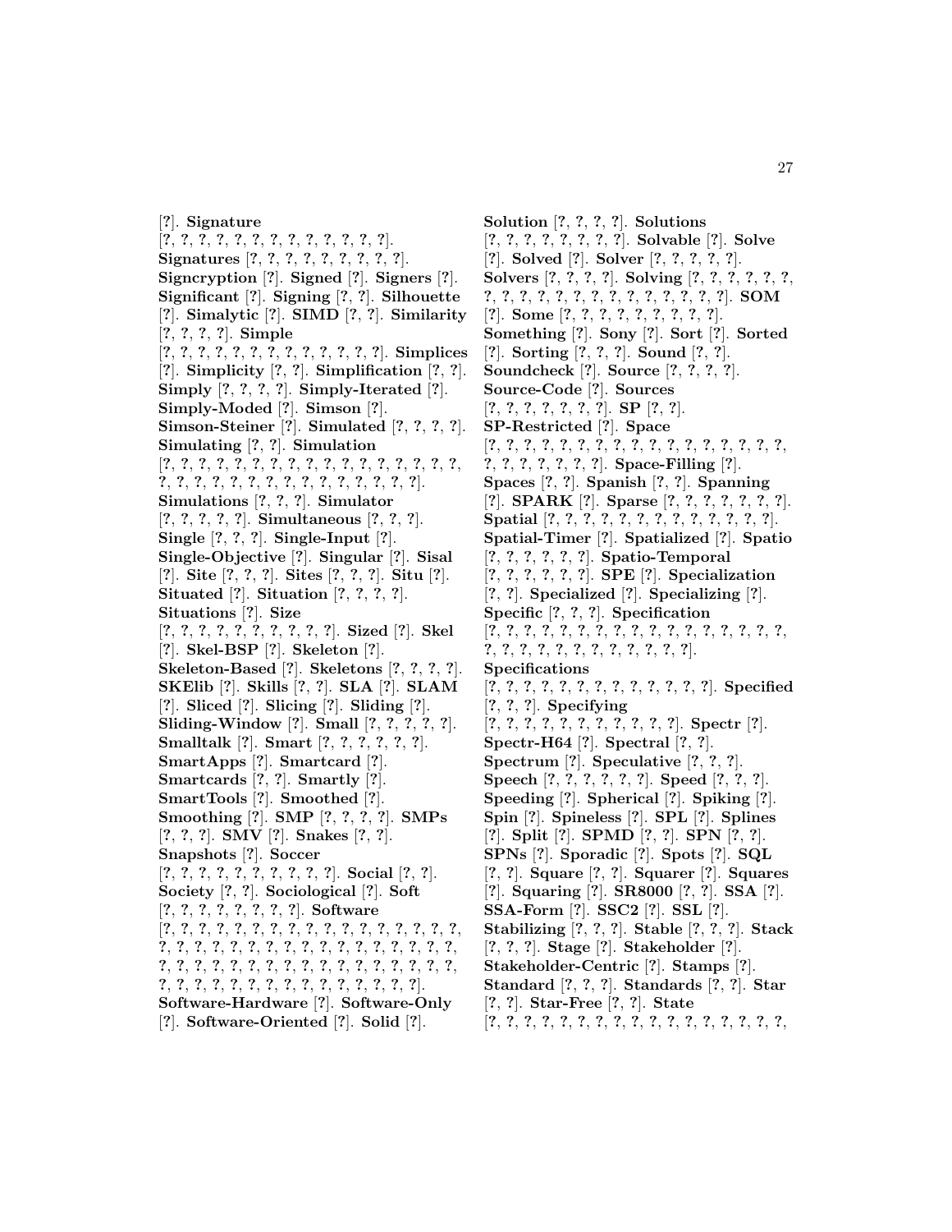[?]. **Signature** [?, ?, ?, ?, ?, ?, ?, ?, ?, ?, ?, ?, ?, ?]. **Signatures** [?, ?, ?, ?, ?, ?, ?, ?, ?, ?]. **Signcryption** [?]. **Signed** [?]. **Signers** [?]. **Significant** [?]. **Signing** [?, ?]. **Silhouette** [?]. **Simalytic** [?]. **SIMD** [?, ?]. **Similarity** [?, ?, ?, ?]. **Simple** [?, ?, ?, ?, ?, ?, ?, ?, ?, ?, ?, ?, ?, ?]. **Simplices** [?]. **Simplicity** [?, ?]. **Simplification** [?, ?]. **Simply** [?, ?, ?, ?]. **Simply-Iterated** [?]. **Simply-Moded** [?]. **Simson** [?]. **Simson-Steiner** [?]. **Simulated** [?, ?, ?, ?]. **Simulating** [?, ?]. **Simulation** [?, ?, ?, ?, ?, ?, ?, ?, ?, ?, ?, ?, ?, ?, ?, ?, ?, ?, ?, ?, ?, ?, ?, ?, ?, ?, ?, ?, ?, ?, ?, ?, ?, ?, ?]. **Simulations** [?, ?, ?]. **Simulator** [?, ?, ?, ?, ?]. **Simultaneous** [?, ?, ?]. **Single** [?, ?, ?]. **Single-Input** [?]. **Single-Objective** [?]. **Singular** [?]. **Sisal** [?]. **Site** [?, ?, ?]. **Sites** [?, ?, ?]. **Situ** [?]. **Situated** [?]. **Situation** [?, ?, ?, ?]. **Situations** [?]. **Size** [?, ?, ?, ?, ?, ?, ?, ?, ?, ?, ?]. **Sized** [?]. **Skel** [?]. **Skel-BSP** [?]. **Skeleton** [?]. **Skeleton-Based** [?]. **Skeletons** [?, ?, ?, ?]. **SKElib** [?]. **Skills** [?, ?]. **SLA** [?]. **SLAM** [?]. **Sliced** [?]. **Slicing** [?]. **Sliding** [?]. **Sliding-Window** [?]. **Small** [?, ?, ?, ?, ?]. **Smalltalk** [?]. **Smart** [?, ?, ?, ?, ?, ?]. **SmartApps** [?]. **Smartcard** [?]. **Smartcards** [?, ?]. **Smartly** [?]. **SmartTools** [?]. **Smoothed** [?]. **Smoothing** [?]. **SMP** [?, ?, ?, ?]. **SMPs** [?, ?, ?]. **SMV** [?]. **Snakes** [?, ?]. **Snapshots** [?]. **Soccer** [?, ?, ?, ?, ?, ?, ?, ?, ?, ?, ?]. **Social** [?, ?]. **Society** [?, ?]. **Sociological** [?]. **Soft** [?, ?, ?, ?, ?, ?, ?, ?, ?]. **Software** [?, ?, ?, ?, ?, ?, ?, ?, ?, ?, ?, ?, ?, ?, ?, ?, ?, ?, ?, ?, ?, ?, ?, ?, ?, ?, ?, ?, ?, ?, ?, ?, ?, ?, ?, ?, ?, ?, ?, ?, ?, ?, ?, ?, ?, ?, ?, ?, ?, ?, ?, ?, ?, ?, ?, ?, ?, ?, ?, ?, ?, ?, ?, ?, ?, ?, ?, ?, ?, ?, ?, ?, ?]. **Software-Hardware** [?]. **Software-Only** [?]. **Software-Oriented** [?]. **Solid** [?].

**Solution** [?, ?, ?, ?]. **Solutions** [?, ?, ?, ?, ?, ?, ?, ?, ?]. **Solvable** [?]. **Solve** [?]. **Solved** [?]. **Solver** [?, ?, ?, ?, ?]. **Solvers** [?, ?, ?, ?]. **Solving** [?, ?, ?, ?, ?, ?, ?, ?, ?, ?, ?, ?, ?, ?, ?, ?, ?, ?, ?, ?, ?]. **SOM** [?]. **Some** [?, ?, ?, ?, ?, ?, ?, ?, ?, ?]. **Something** [?]. **Sony** [?]. **Sort** [?]. **Sorted** [?]. **Sorting** [?, ?, ?]. **Sound** [?, ?]. **Soundcheck** [?]. **Source** [?, ?, ?, ?]. **Source-Code** [?]. **Sources** [?, ?, ?, ?, ?, ?, ?, ?]. **SP** [?, ?]. **SP-Restricted** [?]. **Space** [?, ?, ?, ?, ?, ?, ?, ?, ?, ?, ?, ?, ?, ?, ?, ?, ?, ?, ?, ?, ?, ?, ?, ?, ?, ?, ?]. **Space-Filling** [?]. **Spaces** [?, ?]. **Spanish** [?, ?]. **Spanning** [?]. **SPARK** [?]. **Sparse** [?, ?, ?, ?, ?, ?, ?, ?]. **Spatial** [?, ?, ?, ?, ?, ?, ?, ?, ?, ?, ?, ?, ?, ?]. **Spatial-Timer** [?]. **Spatialized** [?]. **Spatio** [?, ?, ?, ?, ?, ?]. **Spatio-Temporal** [?, ?, ?, ?, ?, ?]. **SPE** [?]. **Specialization** [?, ?]. **Specialized** [?]. **Specializing** [?]. **Specific** [?, ?, ?]. **Specification** [?, ?, ?, ?, ?, ?, ?, ?, ?, ?, ?, ?, ?, ?, ?, ?, ?, ?, ?, ?, ?, ?, ?, ?, ?, ?, ?, ?, ?, ?, ?, ?]. **Specifications** [?, ?, ?, ?, ?, ?, ?, ?, ?, ?, ?, ?, ?, ?]. **Specified** [?, ?, ?]. **Specifying** [?, ?, ?, ?, ?, ?, ?, ?, ?, ?, ?, ?]. **Spectr** [?]. **Spectr-H64** [?]. **Spectral** [?, ?]. **Spectrum** [?]. **Speculative** [?, ?, ?]. **Speech** [?, ?, ?, ?, ?, ?]. **Speed** [?, ?, ?]. **Speeding** [?]. **Spherical** [?]. **Spiking** [?]. **Spin** [?]. **Spineless** [?]. **SPL** [?]. **Splines** [?]. **Split** [?]. **SPMD** [?, ?]. **SPN** [?, ?]. **SPNs** [?]. **Sporadic** [?]. **Spots** [?]. **SQL** [?, ?]. **Square** [?, ?]. **Squarer** [?]. **Squares** [?]. **Squaring** [?]. **SR8000** [?, ?]. **SSA** [?]. **SSA-Form** [?]. **SSC2** [?]. **SSL** [?]. **Stabilizing** [?, ?, ?]. **Stable** [?, ?, ?]. **Stack** [?, ?, ?]. **Stage** [?]. **Stakeholder** [?]. **Stakeholder-Centric** [?]. **Stamps** [?]. **Standard** [?, ?, ?]. **Standards** [?, ?]. **Star** [?, ?]. **Star-Free** [?, ?]. **State** [?, ?, ?, ?, ?, ?, ?, ?, ?, ?, ?, ?, ?, ?, ?, ?, ?, ?, ?,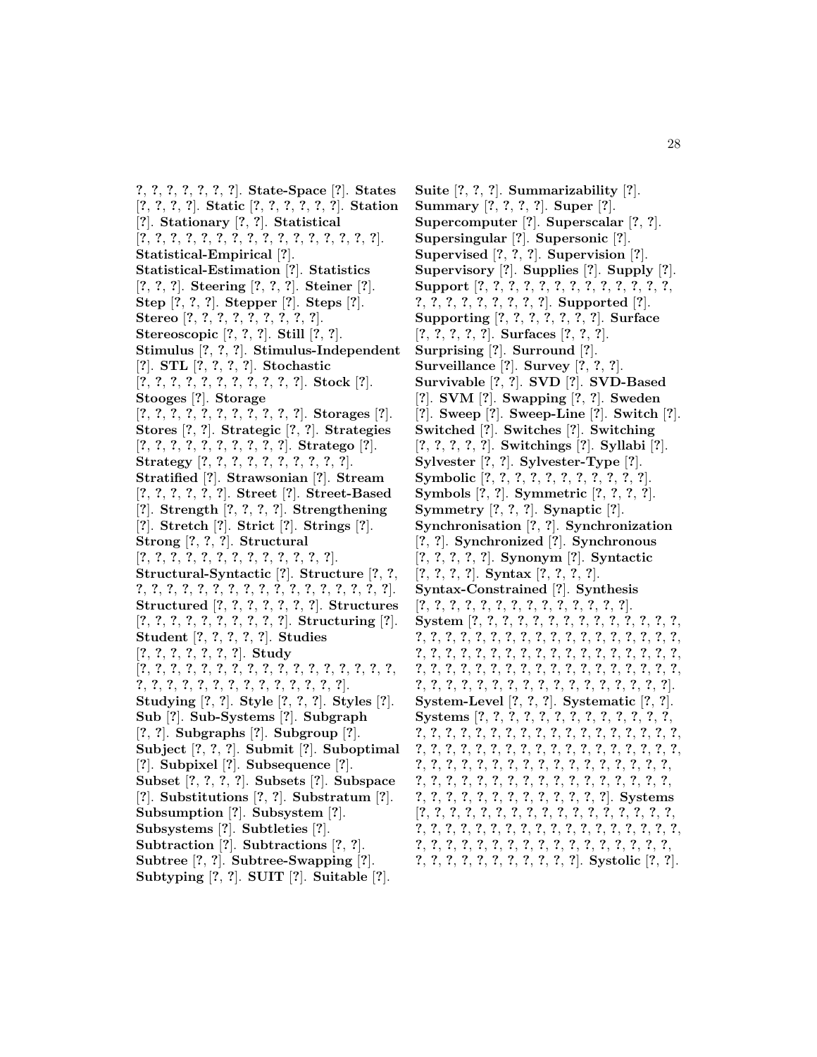?, ?, ?, ?, ?, ?, ?, ?]. **State-Space** [?]. **States** [?, ?, ?, ?]. **Static** [?, ?, ?, ?, ?, ?]. **Station** [?]. **Stationary** [?, ?]. **Statistical** [?, ?, ?, ?, ?, ?, ?, ?, ?, ?, ?, ?, ?, ?, ?, ?, ?]. **Statistical-Empirical** [?]. **Statistical-Estimation** [?]. **Statistics** [?, ?, ?]. **Steering** [?, ?, ?]. **Steiner** [?]. **Step** [?, ?, ?]. **Stepper** [?]. **Steps** [?]. **Stereo** [?, ?, ?, ?, ?, ?, ?, ?, ?, ?]. **Stereoscopic** [?, ?, ?]. **Still** [?, ?]. **Stimulus** [?, ?, ?]. **Stimulus-Independent** [?]. **STL** [?, ?, ?, ?]. **Stochastic** [?, ?, ?, ?, ?, ?, ?, ?, ?, ?, ?, ?]. **Stock** [?]. **Stooges** [?]. **Storage** [?, ?, ?, ?, ?, ?, ?, ?, ?, ?, ?, ?]. **Storages** [?]. **Stores** [?, ?]. **Strategic** [?, ?]. **Strategies** [?, ?, ?, ?, ?, ?, ?, ?, ?, ?, ?]. **Stratego** [?]. **Strategy** [?, ?, ?, ?, ?, ?, ?, ?, ?, ?, ?]. **Stratified** [?]. **Strawsonian** [?]. **Stream** [?, ?, ?, ?, ?, ?]. **Street** [?]. **Street-Based** [?]. **Strength** [?, ?, ?, ?]. **Strengthening** [?]. **Stretch** [?]. **Strict** [?]. **Strings** [?]. **Strong** [?, ?, ?]. **Structural** [?, ?, ?, ?, ?, ?, ?, ?, ?, ?, ?, ?, ?, ?]. **Structural-Syntactic** [?]. **Structure** [?, ?, ?, ?, ?, ?, ?, ?, ?, ?, ?, ?, ?, ?, ?, ?, ?, ?, ?, ?, ?]. **Structured** [?, ?, ?, ?, ?, ?, ?, ?]. **Structures** [?, ?, ?, ?, ?, ?, ?, ?, ?, ?, ?]. **Structuring** [?]. **Student** [?, ?, ?, ?, ?]. **Studies** [?, ?, ?, ?, ?, ?, ?, ?]. **Study** [?, ?, ?, ?, ?, ?, ?, ?, ?, ?, ?, ?, ?, ?, ?, ?, ?, ?, ?, ?, ?, ?, ?, ?, ?, ?, ?, ?, ?, ?, ?, ?, ?, ?, ?, ?]. **Studying** [?, ?]. **Style** [?, ?, ?]. **Styles** [?]. **Sub** [?]. **Sub-Systems** [?]. **Subgraph** [?, ?]. **Subgraphs** [?]. **Subgroup** [?]. **Subject** [?, ?, ?]. **Submit** [?]. **Suboptimal** [?]. **Subpixel** [?]. **Subsequence** [?]. **Subset** [?, ?, ?, ?]. **Subsets** [?]. **Subspace** [?]. **Substitutions** [?, ?]. **Substratum** [?]. **Subsumption** [?]. **Subsystem** [?]. **Subsystems** [?]. **Subtleties** [?]. **Subtraction** [?]. **Subtractions** [?, ?]. **Subtree** [?, ?]. **Subtree-Swapping** [?]. **Subtyping** [?, ?]. **SUIT** [?]. **Suitable** [?].

**Suite** [?, ?, ?]. **Summarizability** [?]. **Summary** [?, ?, ?, ?]. **Super** [?]. **Supercomputer** [?]. **Superscalar** [?, ?]. **Supersingular** [?]. **Supersonic** [?]. **Supervised** [?, ?, ?]. **Supervision** [?]. **Supervisory** [?]. **Supplies** [?]. **Supply** [?]. **Support** [?, ?, ?, ?, ?, ?, ?, ?, ?, ?, ?, ?, ?, ?, ?, ?, ?, ?, ?, ?, ?, ?, ?, ?]. **Supported** [?]. **Supporting** [?, ?, ?, ?, ?, ?, ?, ?]. **Surface** [?, ?, ?, ?, ?]. **Surfaces** [?, ?, ?]. **Surprising** [?]. **Surround** [?]. **Surveillance** [?]. **Survey** [?, ?, ?]. **Survivable** [?, ?]. **SVD** [?]. **SVD-Based** [?]. **SVM** [?]. **Swapping** [?, ?]. **Sweden** [?]. **Sweep** [?]. **Sweep-Line** [?]. **Switch** [?]. **Switched** [?]. **Switches** [?]. **Switching** [?, ?, ?, ?, ?]. **Switchings** [?]. **Syllabi** [?]. **Sylvester** [?, ?]. **Sylvester-Type** [?]. **Symbolic** [?, ?, ?, ?, ?, ?, ?, ?, ?, ?, ?, ?]. **Symbols** [?, ?]. **Symmetric** [?, ?, ?, ?]. **Symmetry** [?, ?, ?]. **Synaptic** [?]. **Synchronisation** [?, ?]. **Synchronization** [?, ?]. **Synchronized** [?]. **Synchronous** [?, ?, ?, ?, ?]. **Synonym** [?]. **Syntactic** [?, ?, ?, ?]. **Syntax** [?, ?, ?, ?]. **Syntax-Constrained** [?]. **Synthesis** [?, ?, ?, ?, ?, ?, ?, ?, ?, ?, ?, ?, ?, ?, ?]. **System** [?, ?, ?, ?, ?, ?, ?, ?, ?, ?, ?, ?, ?, ?, ?, ?, ?, ?, ?, ?, ?, ?, ?, ?, ?, ?, ?, ?, ?, ?, ?, ?, ?, ?, ?, ?, ?, ?, ?, ?, ?, ?, ?, ?, ?, ?, ?, ?, ?, ?, ?, ?, ?, ?, ?, ?, ?, ?, ?, ?, ?, ?, ?, ?, ?, ?, ?, ?, ?, ?, ?, ?, ?, ?, ?, ?, ?, ?, ?, ?, ?, ?, ?, ?, ?, ?, ?, ?, ?, ?, ?, ?, ?]. **System-Level** [?, ?, ?]. **Systematic** [?, ?]. **Systems** [?, ?, ?, ?, ?, ?, ?, ?, ?, ?, ?, ?, ?, ?, ?, ?, ?, ?, ?, ?, ?, ?, ?, ?, ?, ?, ?, ?, ?, ?, ?, ?, ?, ?, ?, ?, ?, ?, ?, ?, ?, ?, ?, ?, ?, ?, ?, ?, ?, ?, ?, ?, ?, ?, ?, ?, ?, ?, ?, ?, ?, ?, ?, ?, ?, ?, ?, ?, ?, ?, ?, ?, ?, ?, ?, ?, ?, ?, ?, ?, ?, ?, ?, ?, ?, ?, ?, ?, ?, ?, ?, ?, ?, ?, ?, ?, ?, ?, ?, ?, ?, ?, ?, ?]. **Systems** [?, ?, ?, ?, ?, ?, ?, ?, ?, ?, ?, ?, ?, ?, ?, ?, ?, ?, ?, ?, ?, ?, ?, ?, ?, ?, ?, ?, ?, ?, ?, ?, ?, ?, ?, ?, ?, ?, ?, ?, ?, ?, ?, ?, ?, ?, ?, ?, ?, ?, ?, ?, ?, ?, ?, ?, ?, ?, ?, ?, ?, ?, ?, ?, ?, ?, ?, ?, ?, ?, ?, ?]. **Systolic** [?, ?].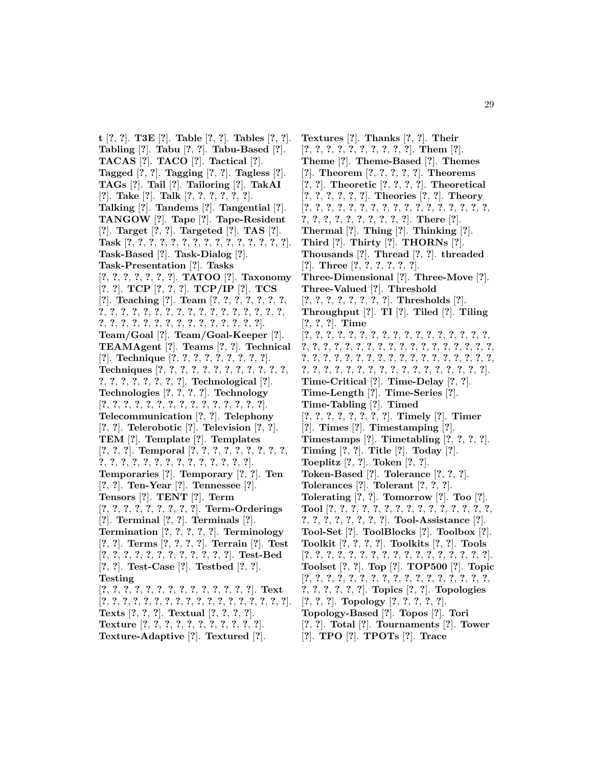**t** [?, ?]. **T3E** [?]. **Table** [?, ?]. **Tables** [?, ?]. **Tabling** [?]. **Tabu** [?, ?]. **Tabu-Based** [?]. **TACAS** [?]. **TACO** [?]. **Tactical** [?]. **Tagged** [?, ?]. **Tagging** [?, ?]. **Tagless** [?]. **TAGs** [?]. **Tail** [?]. **Tailoring** [?]. **TakAI** [?]. **Take** [?]. **Talk** [?, ?, ?, ?, ?, ?]. **Talking** [?]. **Tandems** [?]. **Tangential** [?]. **TANGOW** [?]. **Tape** [?]. **Tape-Resident** [?]. **Target** [?, ?]. **Targeted** [?]. **TAS** [?]. **Task** [?, ?, ?, ?, ?, ?, ?, ?, ?, ?, ?, ?, ?, ?, ?, ?]. **Task-Based** [?]. **Task-Dialog** [?]. **Task-Presentation** [?]. **Tasks** [?, ?, ?, ?, ?, ?, ?]. **TATOO** [?]. **Taxonomy** [?, ?]. **TCP** [?, ?, ?]. **TCP/IP** [?]. **TCS** [?]. **Teaching** [?]. **Team** [?, ?, ?, ?, ?, ?, ?, ?, ?, ?, ?, ?, ?, ?, ?, ?, ?, ?, ?, ?, ?, ?, ?, ?, ?, ?, ?, ?, ?, ?, ?, ?, ?, ?, ?, ?, ?, ?, ?, ?, ?]. **Team/Goal** [?]. **Team/Goal-Keeper** [?]. **TEAMAgent** [?]. **Teams** [?, ?]. **Technical** [?]. **Technique** [?, ?, ?, ?, ?, ?, ?, ?, ?]. **Techniques** [?, ?, ?, ?, ?, ?, ?, ?, ?, ?, ?, ?, ?, ?, ?, ?, ?, ?, ?, ?, ?]. **Technological** [?]. **Technologies** [?, ?, ?, ?]. **Technology** [?, ?, ?, ?, ?, ?, ?, ?, ?, ?, ?, ?, ?, ?, ?, ?]. **Telecommunication** [?, ?]. **Telephony** [?, ?]. **Telerobotic** [?]. **Television** [?, ?]. **TEM** [?]. **Template** [?]. **Templates** [?, ?, ?]. **Temporal** [?, ?, ?, ?, ?, ?, ?, ?, ?, ?, ?, ?, ?, ?, ?, ?, ?, ?, ?, ?, ?, ?, ?, ?, ?]. **Temporaries** [?]. **Temporary** [?, ?]. **Ten** [?, ?]. **Ten-Year** [?]. **Tennessee** [?]. **Tensors** [?]. **TENT** [?]. **Term** [?, ?, ?, ?, ?, ?, ?, ?, ?, ?]. **Term-Orderings** [?]. **Terminal** [?, ?]. **Terminals** [?]. **Termination** [?, ?, ?, ?, ?]. **Terminology** [?, ?]. **Terms** [?, ?, ?, ?]. **Terrain** [?]. **Test** [?, ?, ?, ?, ?, ?, ?, ?, ?, ?, ?, ?, ?]. **Test-Bed** [?, ?]. **Test-Case** [?]. **Testbed** [?, ?]. **Testing** [?, ?, ?, ?, ?, ?, ?, ?, ?, ?, ?, ?, ?, ?, ?]. **Text** [?, ?, ?, ?, ?, ?, ?, ?, ?, ?, ?, ?, ?, ?, ?, ?, ?, ?, ?, ?]. **Texts** [?, ?, ?]. **Textual** [?, ?, ?, ?]. **Texture** [?, ?, ?, ?, ?, ?, ?, ?, ?, ?, ?, ?]. **Texture-Adaptive** [?]. **Textured** [?]. **Textures** [?]. **Thanks** [?, ?]. **Their** [?, ?, ?, ?, ?, ?, ?, ?, ?, ?, ?]. **Them** [?]. **Theme** [?]. **Theme-Based** [?]. **Themes** [?]. **Theorem** [?, ?, ?, ?, ?]. **Theorems** [?, ?]. **Theoretic** [?, ?, ?, ?]. **Theoretical** [?, ?, ?, ?, ?, ?]. **Theories** [?, ?]. **Theory** [?, ?, ?, ?, ?, ?, ?, ?, ?, ?, ?, ?, ?, ?, ?, ?, ?, ?, ?, ?, ?, ?, ?, ?, ?, ?, ?, ?]. **There** [?]. **Thermal** [?]. **Thing** [?]. **Thinking** [?]. **Third** [?]. **Thirty** [?]. **THORNs** [?]. **Thousands** [?]. **Thread** [?, ?]. **threaded** [?]. **Three** [?, ?, ?, ?, ?, ?]. **Three-Dimensional** [?]. **Three-Move** [?]. **Three-Valued** [?]. **Threshold** [?, ?, ?, ?, ?, ?, ?, ?]. **Thresholds** [?]. **Throughput** [?]. **TI** [?]. **Tiled** [?]. **Tiling** [?, ?, ?]. **Time** [?, ?, ?, ?, ?, ?, ?, ?, ?, ?, ?, ?, ?, ?, ?, ?, ?, ?, ?, ?, ?, ?, ?, ?, ?, ?, ?, ?, ?, ?, ?, ?, ?, ?, ?, ?, ?, ?, ?, ?, ?, ?, ?, ?, ?, ?, ?, ?, ?, ?, ?, ?, ?, ?, ?, ?, ?, ?, ?, ?, ?, ?, ?, ?, ?, ?, ?, ?, ?, ?, ?, ?]. **Time-Critical** [?]. **Time-Delay** [?, ?]. **Time-Length** [?]. **Time-Series** [?]. **Time-Tabling** [?]. **Timed** [?, ?, ?, ?, ?, ?, ?, ?]. **Timely** [?]. **Timer** [?]. **Times** [?]. **Timestamping** [?]. **Timestamps** [?]. **Timetabling** [?, ?, ?, ?]. **Timing** [?, ?]. **Title** [?]. **Today** [?]. **Toeplitz** [?, ?]. **Token** [?, ?]. **Token-Based** [?]. **Tolerance** [?, ?, ?]. **Tolerances** [?]. **Tolerant** [?, ?, ?]. **Tolerating** [?, ?]. **Tomorrow** [?]. **Too** [?]. **Tool** [?, ?, ?, ?, ?, ?, ?, ?, ?, ?, ?, ?, ?, ?, ?, ?, ?, ?, ?, ?, ?, ?, ?, ?, ?]. **Tool-Assistance** [?]. **Tool-Set** [?]. **ToolBlocks** [?]. **Toolbox** [?]. **Toolkit** [?, ?, ?, ?]. **Toolkits** [?, ?]. **Tools** [?, ?, ?, ?, ?, ?, ?, ?, ?, ?, ?, ?, ?, ?, ?, ?, ?, ?]. **Toolset** [?, ?]. **Top** [?]. **TOP500** [?]. **Topic** [?, ?, ?, ?, ?, ?, ?, ?, ?, ?, ?, ?, ?, ?, ?, ?, ?, ?, ?, ?, ?, ?, ?, ?]. **Topics** [?, ?]. **Topologies** [?, ?, ?]. **Topology** [?, ?, ?, ?, ?]. **Topology-Based** [?]. **Topos** [?]. **Tori** [?, ?]. **Total** [?]. **Tournaments** [?]. **Tower** [?]. **TPO** [?]. **TPOTs** [?]. **Trace**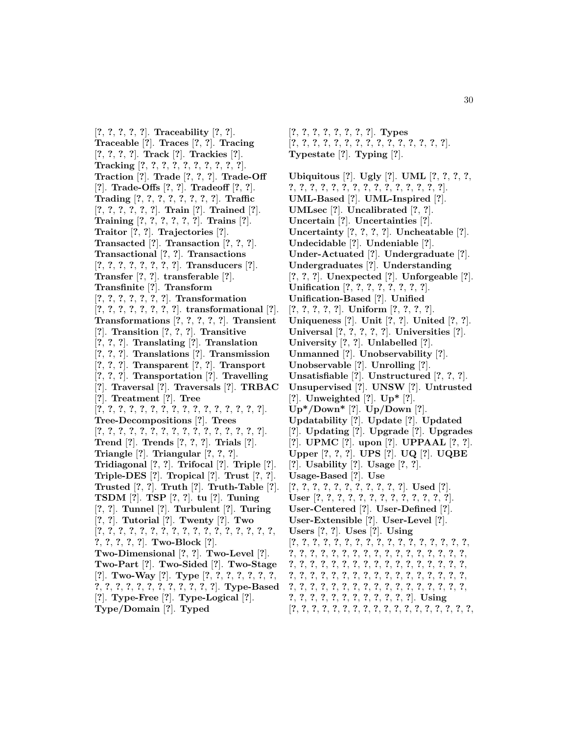[?, ?, ?, ?, ?]. **Traceability** [?, ?]. **Traceable** [?]. **Traces** [?, ?]. **Tracing** [?, ?, ?, ?]. **Track** [?]. **Trackies** [?]. **Tracking** [?, ?, ?, ?, ?, ?, ?, ?, ?, ?]. **Traction** [?]. **Trade** [?, ?, ?]. **Trade-Off** [?]. **Trade-Offs** [?, ?]. **Tradeoff** [?, ?]. **Trading** [?, ?, ?, ?, ?, ?, ?, ?]. **Traffic** [?, ?, ?, ?, ?, ?]. **Train** [?]. **Trained** [?]. **Training** [?, ?, ?, ?, ?, ?]. **Trains** [?]. **Traitor** [?, ?]. **Trajectories** [?]. **Transacted** [?]. **Transaction** [?, ?, ?]. **Transactional** [?, ?]. **Transactions** [?, ?, ?, ?, ?, ?, ?, ?]. **Transducers** [?]. **Transfer** [?, ?]. **transferable** [?]. **Transfinite** [?]. **Transform** [?, ?, ?, ?, ?, ?, ?]. **Transformation** [?, ?, ?, ?, ?, ?, ?, ?]. **transformational** [?]. **Transformations** [?, ?, ?, ?, ?]. **Transient** [?]. **Transition** [?, ?, ?]. **Transitive** [?, ?, ?]. **Translating** [?]. **Translation** [?, ?, ?]. **Translations** [?]. **Transmission** [?, ?, ?]. **Transparent** [?, ?]. **Transport** [?, ?, ?]. **Transportation** [?]. **Travelling** [?]. **Traversal** [?]. **Traversals** [?]. **TRBAC** [?]. **Treatment** [?]. **Tree** [?, ?, ?, ?, ?, ?, ?, ?, ?, ?, ?, ?, ?, ?, ?, ?]. **Tree-Decompositions** [?]. **Trees** [?, ?, ?, ?, ?, ?, ?, ?, ?, ?, ?, ?, ?, ?, ?, ?]. **Trend** [?]. **Trends** [?, ?, ?]. **Trials** [?]. **Triangle** [?]. **Triangular** [?, ?, ?]. **Tridiagonal** [?, ?]. **Trifocal** [?]. **Triple** [?]. **Triple-DES** [?]. **Tropical** [?]. **Trust** [?, ?]. **Trusted** [?, ?]. **Truth** [?]. **Truth-Table** [?]. **TSDM** [?]. **TSP** [?, ?]. **tu** [?]. **Tuning** [?, ?]. **Tunnel** [?]. **Turbulent** [?]. **Turing** [?, ?]. **Tutorial** [?]. **Twenty** [?]. **Two** [?, ?, ?, ?, ?, ?, ?, ?, ?, ?, ?, ?, ?, ?, ?, ?, ?, ?, ?, ?, ?, ?, ?]. **Two-Block** [?]. **Two-Dimensional** [?, ?]. **Two-Level** [?]. **Two-Part** [?]. **Two-Sided** [?]. **Two-Stage** [?]. **Two-Way** [?]. **Type** [?, ?, ?, ?, ?, ?, ?, ?, ?, ?, ?, ?, ?, ?, ?, ?, ?, ?, ?, ?]. **Type-Based** [?]. **Type-Free** [?]. **Type-Logical** [?]. **Type/Domain** [?]. **Typed** [?, ?, ?, ?, ?, ?, ?, ?]. **Types** [?, ?, ?, ?, ?, ?, ?, ?, ?, ?, ?, ?, ?, ?, ?, ?]. **Typestate** [?]. **Typing** [?].

**Ubiquitous** [?]. **Ugly** [?]. **UML** [?, ?, ?, ?, ?, ?, ?, ?, ?, ?, ?, ?, ?, ?, ?, ?, ?, ?, ?, ?]. **UML-Based** [?]. **UML-Inspired** [?]. **UMLsec** [?]. **Uncalibrated** [?, ?]. **Uncertain** [?]. **Uncertainties** [?]. **Uncertainty** [?, ?, ?, ?]. **Uncheatable** [?]. **Undecidable** [?]. **Undeniable** [?]. **Under-Actuated** [?]. **Undergraduate** [?]. **Undergraduates** [?]. **Understanding** [?, ?, ?]. **Unexpected** [?]. **Unforgeable** [?]. **Unification** [?, ?, ?, ?, ?, ?, ?, ?]. **Unification-Based** [?]. **Unified** [?, ?, ?, ?, ?]. **Uniform** [?, ?, ?, ?]. **Uniqueness** [?]. **Unit** [?, ?]. **United** [?, ?]. **Universal** [?, ?, ?, ?, ?]. **Universities** [?]. **University** [?, ?]. **Unlabelled** [?]. **Unmanned** [?]. **Unobservability** [?]. **Unobservable** [?]. **Unrolling** [?]. **Unsatisfiable** [?]. **Unstructured** [?, ?, ?]. **Unsupervised** [?]. **UNSW** [?]. **Untrusted** [?]. **Unweighted** [?]. **Up*** [?]. **Up*/Down*** [?]. **Up/Down** [?]. **Updatability** [?]. **Update** [?]. **Updated** [?]. **Updating** [?]. **Upgrade** [?]. **Upgrades** [?]. **UPMC** [?]. **upon** [?]. **UPPAAL** [?, ?]. **Upper** [?, ?, ?]. **UPS** [?]. **UQ** [?]. **UQBE** [?]. **Usability** [?]. **Usage** [?, ?]. **Usage-Based** [?]. **Use** [?, ?, ?, ?, ?, ?, ?, ?, ?, ?, ?, ?]. **Used** [?]. **User** [?, ?, ?, ?, ?, ?, ?, ?, ?, ?, ?, ?, ?, ?]. **User-Centered** [?]. **User-Defined** [?]. **User-Extensible** [?]. **User-Level** [?]. **Users** [?, ?]. **Uses** [?]. **Using** [?, ?, ?, ?, ?, ?, ?, ?, ?, ?, ?, ?, ?, ?, ?, ?, ?, ?, ?, ?, ?, ?, ?, ?, ?, ?, ?, ?, ?, ?, ?, ?, ?, ?, ?, ?, ?, ?, ?, ?, ?, ?, ?, ?, ?, ?, ?, ?, ?, ?, ?, ?, ?, ?, ?, ?, ?, ?, ?, ?, ?, ?, ?, ?, ?, ?, ?, ?, ?, ?, ?, ?, ?, ?, ?, ?, ?, ?, ?, ?, ?, ?, ?, ?, ?, ?, ?, ?, ?, ?, ?, ?, ?, ?, ?, ?, ?, ?, ?, ?, ?, ?, ?, ?, ?, ?]. **Using** [?, ?, ?, ?, ?, ?, ?, ?, ?, ?, ?, ?, ?, ?, ?, ?, ?, ?, ?,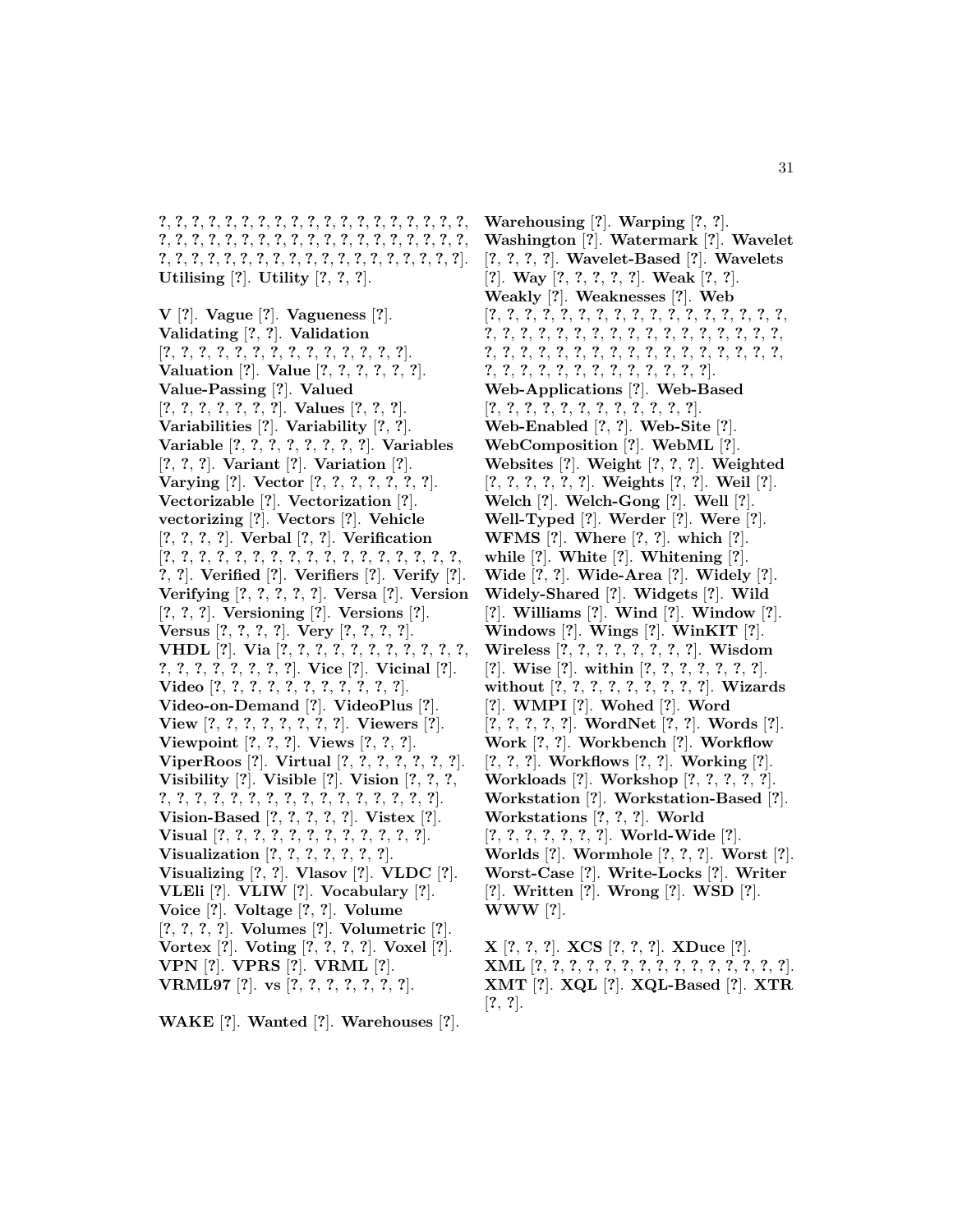?, ?, ?, ?, ?, ?, ?, ?, ?, ?, ?, ?, ?, ?, ?, ?, ?, ?, ?, ?, ?, ?, ?, ?, ?, ?, ?, ?, ?, ?, ?, ?, ?, ?, ?, ?, ?, ?, ?, ?, ?, ?, ?, ?, ?, ?, ?, ?, ?, ?, ?, ?, ?, ?, ?, ?, ?, ?, ?, ?, ?, ?, ?, ?]. **Utilising** [?]. **Utility** [?, ?, ?].

**V** [?]. **Vague** [?]. **Vagueness** [?]. **Validating** [?, ?]. **Validation** [?, ?, ?, ?, ?, ?, ?, ?, ?, ?, ?, ?, ?, ?, ?]. **Valuation** [?]. **Value** [?, ?, ?, ?, ?, ?]. **Value-Passing** [?]. **Valued** [?, ?, ?, ?, ?, ?, ?]. **Values** [?, ?, ?]. **Variabilities** [?]. **Variability** [?, ?]. **Variable** [?, ?, ?, ?, ?, ?, ?, ?]. **Variables** [?, ?, ?]. **Variant** [?]. **Variation** [?]. **Varying** [?]. **Vector** [?, ?, ?, ?, ?, ?, ?]. **Vectorizable** [?]. **Vectorization** [?]. **vectorizing** [?]. **Vectors** [?]. **Vehicle** [?, ?, ?, ?]. **Verbal** [?, ?]. **Verification** [?, ?, ?, ?, ?, ?, ?, ?, ?, ?, ?, ?, ?, ?, ?, ?, ?, ?, ?, ?]. **Verified** [?]. **Verifiers** [?]. **Verify** [?]. **Verifying** [?, ?, ?, ?, ?]. **Versa** [?]. **Version** [?, ?, ?]. **Versioning** [?]. **Versions** [?]. **Versus** [?, ?, ?, ?]. **Very** [?, ?, ?, ?]. **VHDL** [?]. **Via** [?, ?, ?, ?, ?, ?, ?, ?, ?, ?, ?, ?, ?, ?, ?, ?, ?, ?, ?, ?, ?]. **Vice** [?]. **Vicinal** [?]. **Video** [?, ?, ?, ?, ?, ?, ?, ?, ?, ?, ?]. **Video-on-Demand** [?]. **VideoPlus** [?]. **View** [?, ?, ?, ?, ?, ?, ?, ?]. **Viewers** [?]. **Viewpoint** [?, ?, ?]. **Views** [?, ?, ?]. **ViperRoos** [?]. **Virtual** [?, ?, ?, ?, ?, ?, ?]. **Visibility** [?]. **Visible** [?]. **Vision** [?, ?, ?, ?, ?, ?, ?, ?, ?, ?, ?, ?, ?, ?, ?, ?, ?, ?, ?, ?]. **Vision-Based** [?, ?, ?, ?, ?]. **Vistex** [?]. **Visual** [?, ?, ?, ?, ?, ?, ?, ?, ?, ?, ?, ?]. **Visualization** [?, ?, ?, ?, ?, ?, ?]. **Visualizing** [?, ?]. **Vlasov** [?]. **VLDC** [?]. **VLEli** [?]. **VLIW** [?]. **Vocabulary** [?]. **Voice** [?]. **Voltage** [?, ?]. **Volume** [?, ?, ?, ?]. **Volumes** [?]. **Volumetric** [?]. **Vortex** [?]. **Voting** [?, ?, ?, ?]. **Voxel** [?]. **VPN** [?]. **VPRS** [?]. **VRML** [?]. **VRML97** [?]. **vs** [?, ?, ?, ?, ?, ?, ?].

**WAKE** [?]. **Wanted** [?]. **Warehouses** [?]. **Warehousing** [?]. **Warping** [?, ?]. **Washington** [?]. **Watermark** [?]. **Wavelet** [?, ?, ?, ?]. **Wavelet-Based** [?]. **Wavelets** [?]. **Way** [?, ?, ?, ?, ?]. **Weak** [?, ?]. **Weakly** [?]. **Weaknesses** [?]. **Web** [?, ?, ?, ?, ?, ?, ?, ?, ?, ?, ?, ?, ?, ?, ?, ?, ?, ?, ?, ?, ?, ?, ?, ?, ?, ?, ?, ?, ?, ?, ?, ?, ?, ?, ?, ?, ?, ?, ?, ?, ?, ?, ?, ?, ?, ?, ?, ?, ?, ?, ?, ?, ?, ?, ?, ?, ?, ?, ?, ?, ?, ?, ?, ?, ?, ?, ?, ?, ?, ?]. **Web-Applications** [?]. **Web-Based** [?, ?, ?, ?, ?, ?, ?, ?, ?, ?, ?, ?, ?]. **Web-Enabled** [?, ?]. **Web-Site** [?]. **WebComposition** [?]. **WebML** [?]. **Websites** [?]. **Weight** [?, ?, ?]. **Weighted** [?, ?, ?, ?, ?, ?]. **Weights** [?, ?]. **Weil** [?]. **Welch** [?]. **Welch-Gong** [?]. **Well** [?]. **Well-Typed** [?]. **Werder** [?]. **Were** [?]. **WFMS** [?]. **Where** [?, ?]. **which** [?]. **while** [?]. **White** [?]. **Whitening** [?]. **Wide** [?, ?]. **Wide-Area** [?]. **Widely** [?]. **Widely-Shared** [?]. **Widgets** [?]. **Wild** [?]. **Williams** [?]. **Wind** [?]. **Window** [?]. **Windows** [?]. **Wings** [?]. **WinKIT** [?]. **Wireless** [?, ?, ?, ?, ?, ?, ?, ?]. **Wisdom** [?]. **Wise** [?]. **within** [?, ?, ?, ?, ?, ?, ?]. **without** [?, ?, ?, ?, ?, ?, ?, ?, ?]. **Wizards** [?]. **WMPI** [?]. **Wohed** [?]. **Word** [?, ?, ?, ?, ?]. **WordNet** [?, ?]. **Words** [?]. **Work** [?, ?]. **Workbench** [?]. **Workflow** [?, ?, ?]. **Workflows** [?, ?]. **Working** [?]. **Workloads** [?]. **Workshop** [?, ?, ?, ?, ?]. **Workstation** [?]. **Workstation-Based** [?]. **Workstations** [?, ?, ?]. **World** [?, ?, ?, ?, ?, ?, ?]. **World-Wide** [?]. **Worlds** [?]. **Wormhole** [?, ?, ?]. **Worst** [?]. **Worst-Case** [?]. **Write-Locks** [?]. **Writer** [?]. **Written** [?]. **Wrong** [?]. **WSD** [?]. **WWW** [?].

**X** [?, ?, ?]. **XCS** [?, ?, ?]. **XDuce** [?]. **XML** [?, ?, ?, ?, ?, ?, ?, ?, ?, ?, ?, ?, ?, ?, ?, ?]. **XMT** [?]. **XQL** [?]. **XQL-Based** [?]. **XTR** [?, ?].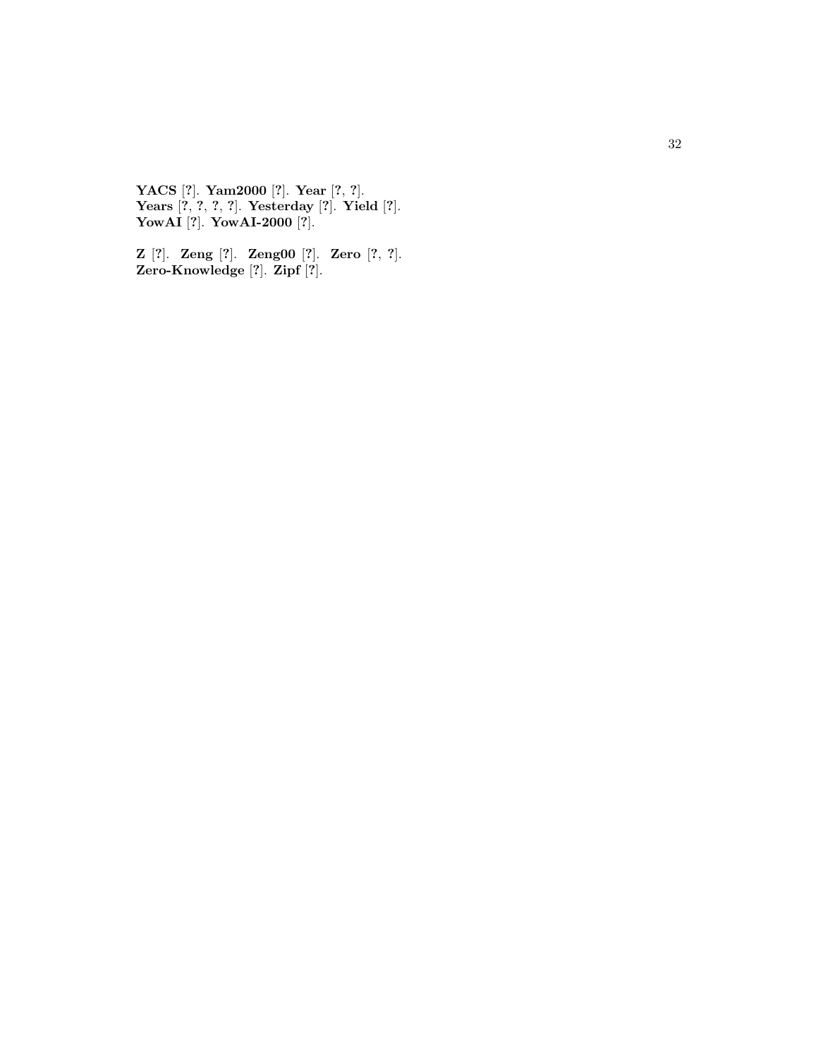**YACS** [?]. **Yam2000** [?]. **Year** [?, ?]. **Years** [?, ?, ?, ?]. **Yesterday** [?]. **Yield** [?]. **YowAI** [?]. **YowAI-2000** [?].

**Z** [?]. **Zeng** [?]. **Zeng00** [?]. **Zero** [?, ?]. **Zero-Knowledge** [?]. **Zipf** [?].